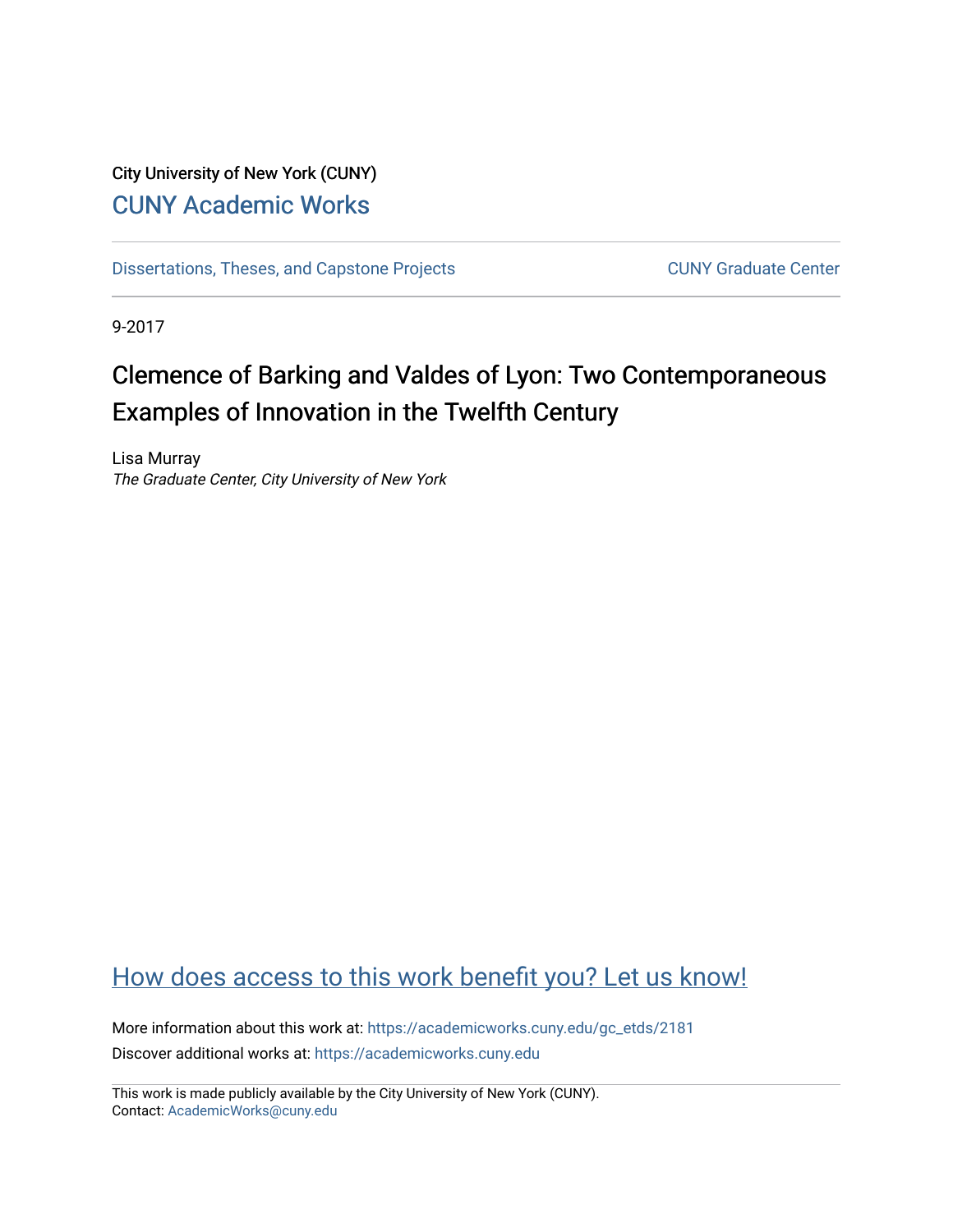City University of New York (CUNY)

CUNY Academic Works

Dissertations, Theses, and Capstone Projects

CUNY Graduate Center

9-2017

# Clemence of Barking and Valdes of Lyon: Two Contemporaneous Examples of Innovation in the Twelfth Century

Lisa Murray

*The Graduate Center, City University of New York*

How does access to this work benefit you? Let us know!

More information about this work at: https://academicworks.cuny.edu/gc_etds/2181

Discover additional works at: https://academicworks.cuny.edu

This work is made publicly available by the City University of New York (CUNY).
Contact: AcademicWorks@cuny.edu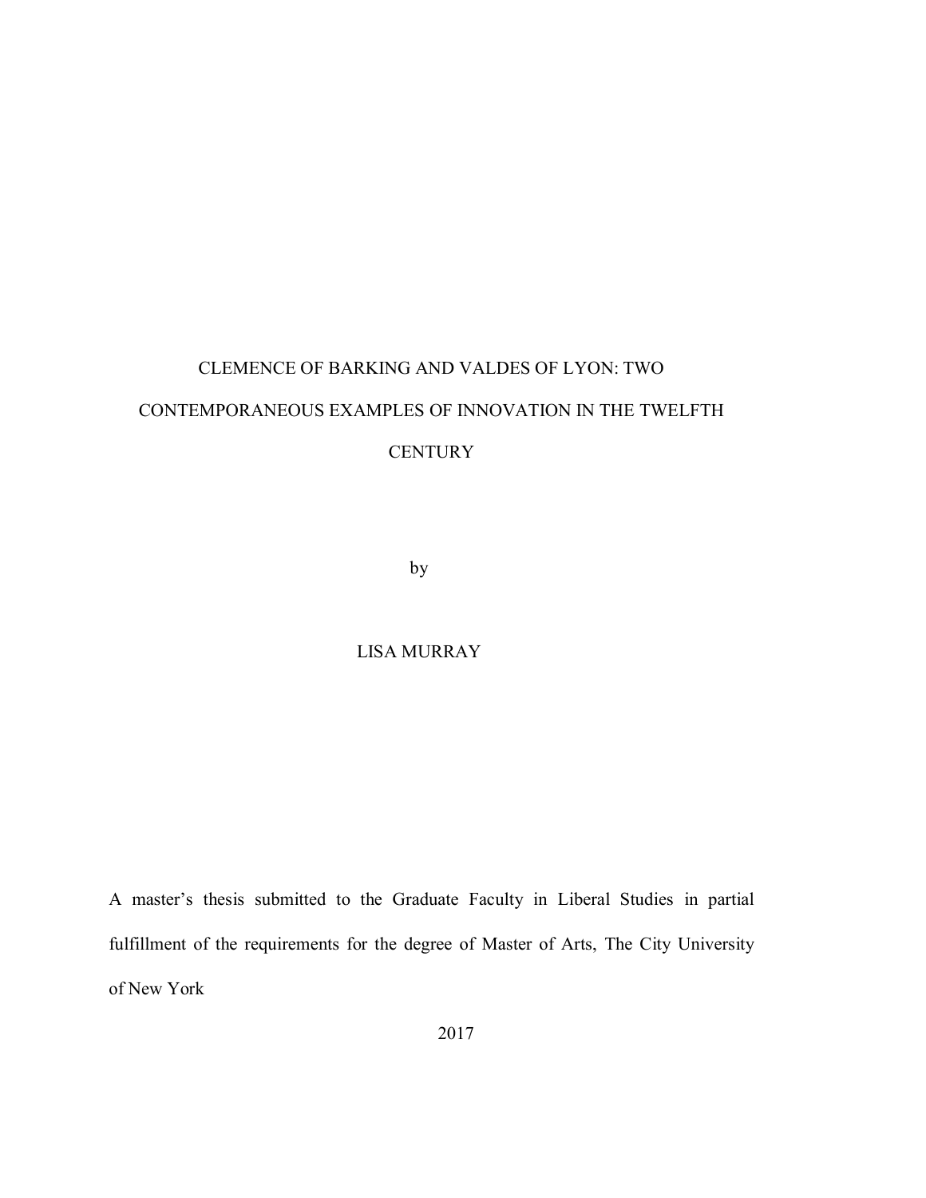# CLEMENCE OF BARKING AND VALDES OF LYON: TWO CONTEMPORANEOUS EXAMPLES OF INNOVATION IN THE TWELFTH CENTURY

by

LISA MURRAY

A master's thesis submitted to the Graduate Faculty in Liberal Studies in partial fulfillment of the requirements for the degree of Master of Arts, The City University of New York

2017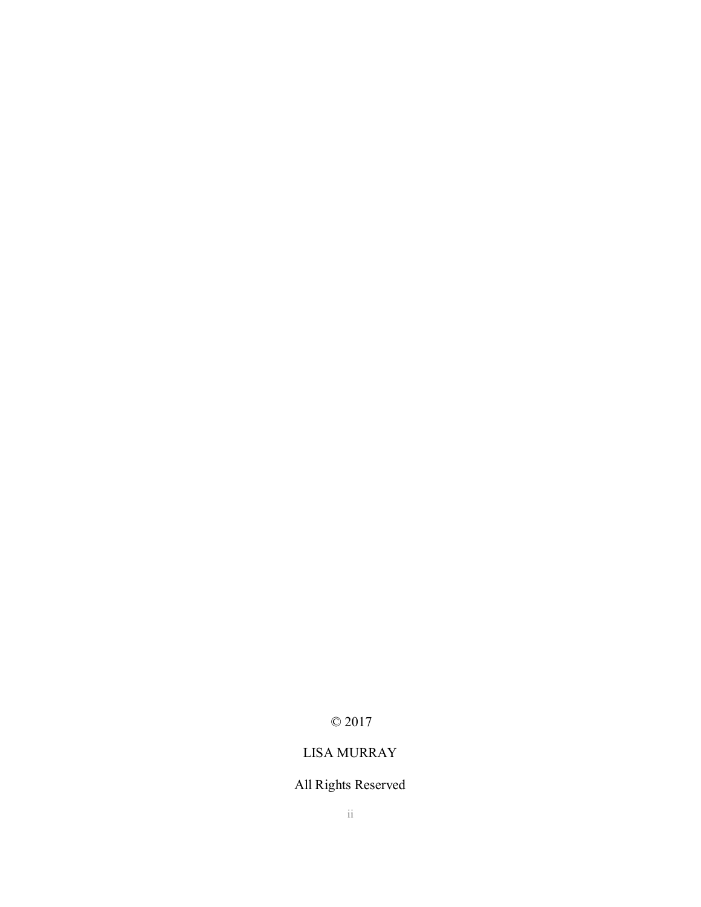© 2017

LISA MURRAY

All Rights Reserved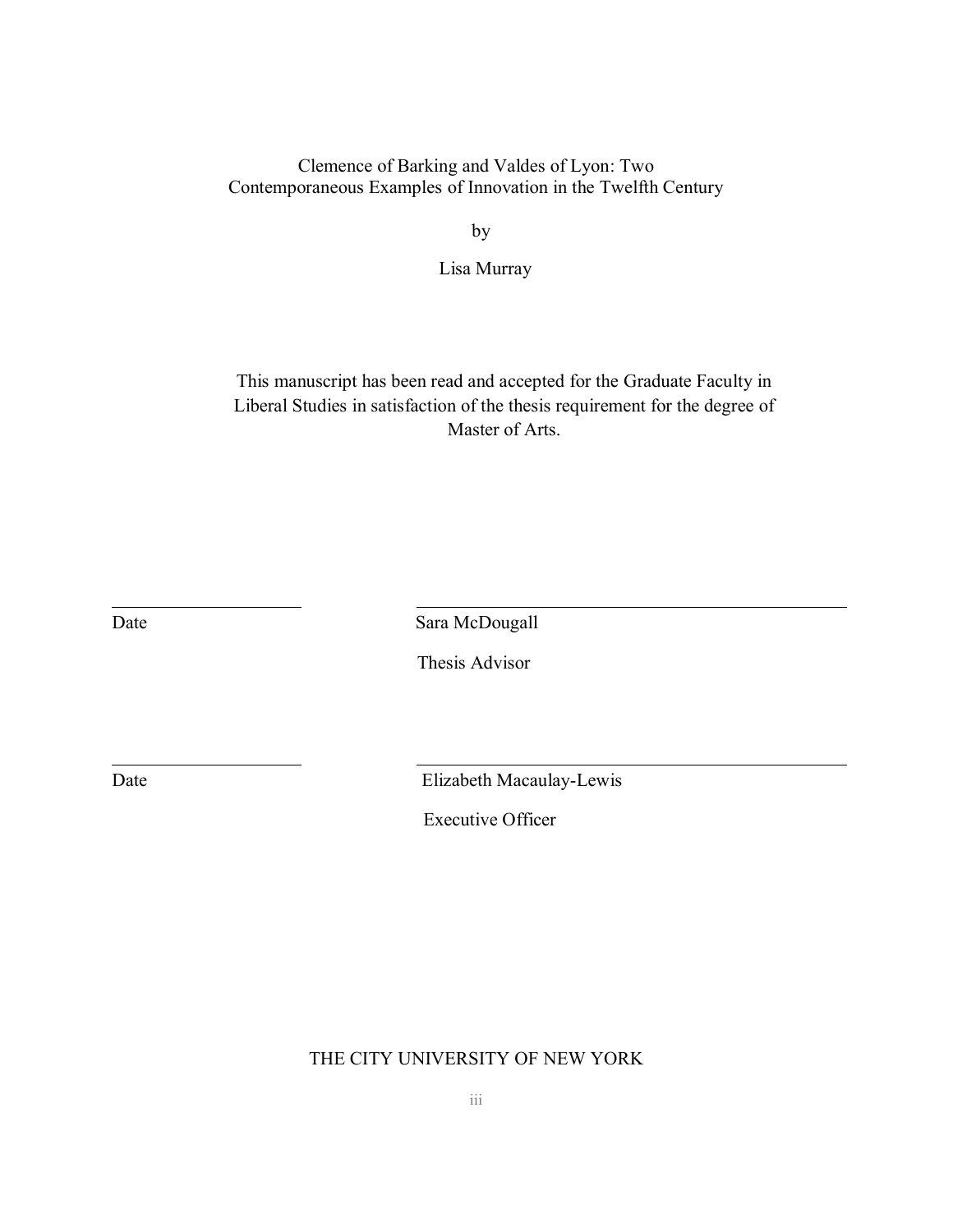Clemence of Barking and Valdes of Lyon: Two Contemporaneous Examples of Innovation in the Twelfth Century

by

Lisa Murray

This manuscript has been read and accepted for the Graduate Faculty in Liberal Studies in satisfaction of the thesis requirement for the degree of Master of Arts.

| | |
|---|---|
| Date | Sara McDougall |
| | Thesis Advisor |
| Date | Elizabeth Macaulay-Lewis |
| | Executive Officer |

THE CITY UNIVERSITY OF NEW YORK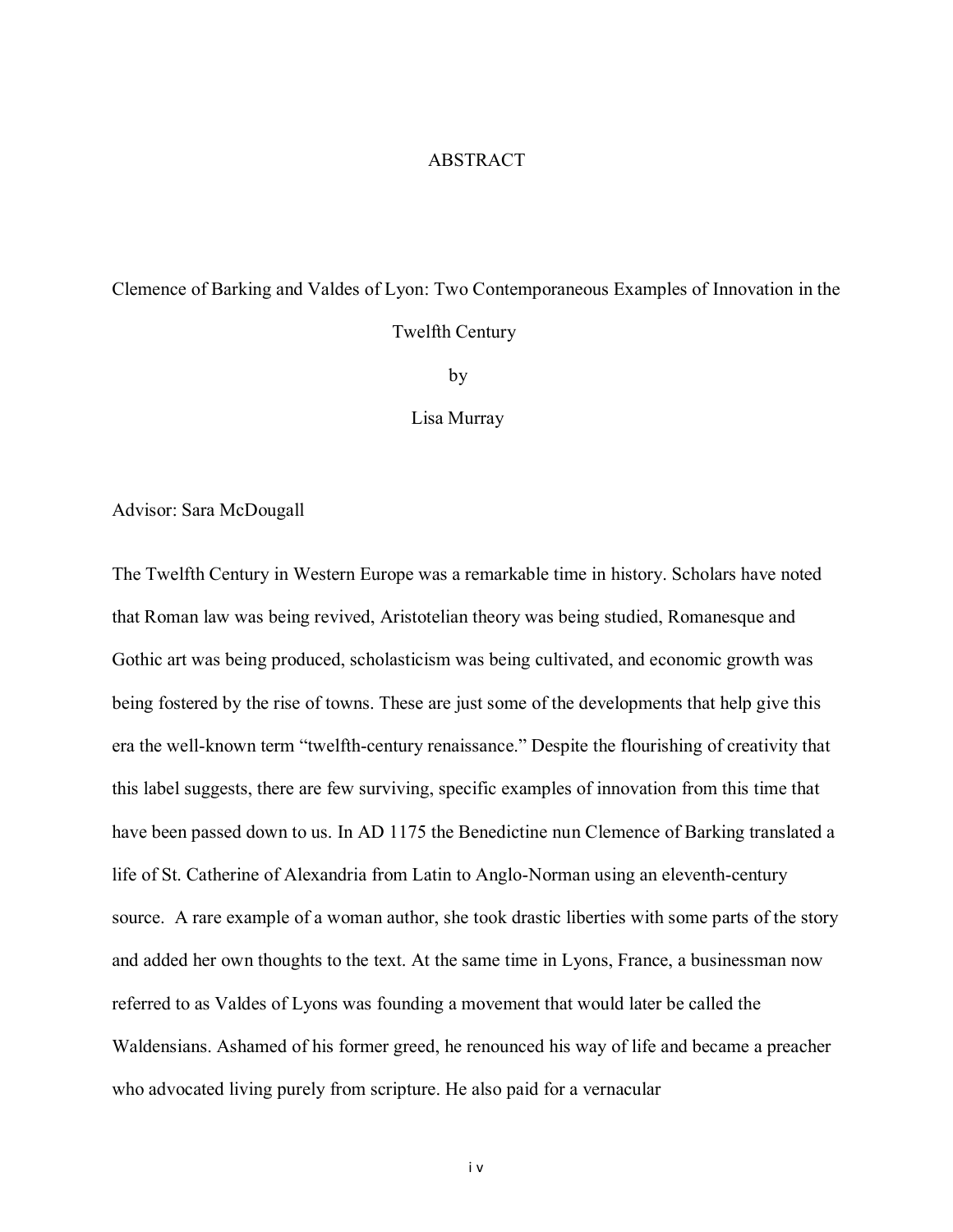# ABSTRACT

Clemence of Barking and Valdes of Lyon: Two Contemporaneous Examples of Innovation in the Twelfth Century

by

Lisa Murray

Advisor: Sara McDougall

The Twelfth Century in Western Europe was a remarkable time in history. Scholars have noted that Roman law was being revived, Aristotelian theory was being studied, Romanesque and Gothic art was being produced, scholasticism was being cultivated, and economic growth was being fostered by the rise of towns. These are just some of the developments that help give this era the well-known term "twelfth-century renaissance." Despite the flourishing of creativity that this label suggests, there are few surviving, specific examples of innovation from this time that have been passed down to us. In AD 1175 the Benedictine nun Clemence of Barking translated a life of St. Catherine of Alexandria from Latin to Anglo-Norman using an eleventh-century source. A rare example of a woman author, she took drastic liberties with some parts of the story and added her own thoughts to the text. At the same time in Lyons, France, a businessman now referred to as Valdes of Lyons was founding a movement that would later be called the Waldensians. Ashamed of his former greed, he renounced his way of life and became a preacher who advocated living purely from scripture. He also paid for a vernacular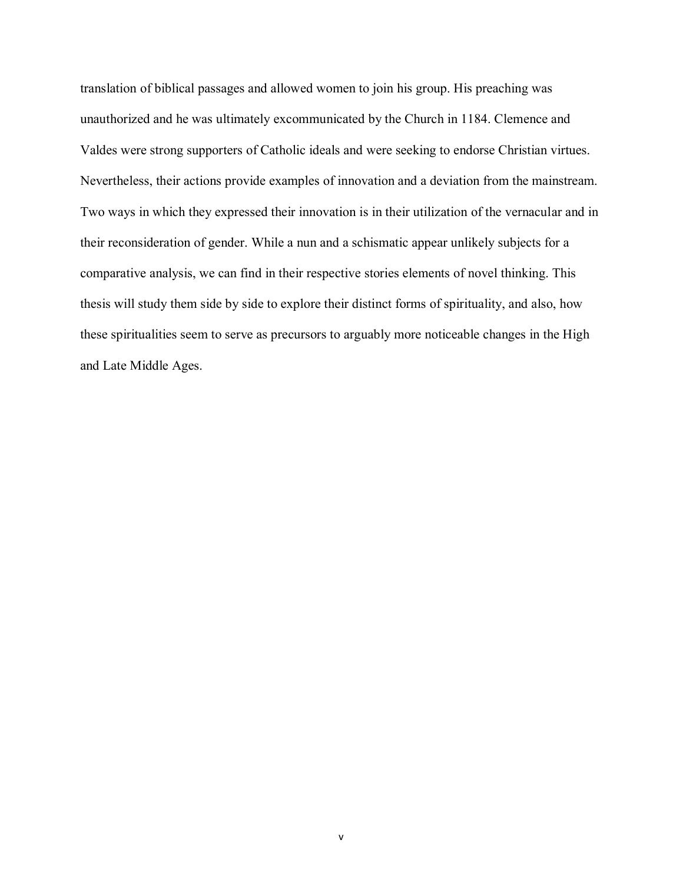translation of biblical passages and allowed women to join his group. His preaching was unauthorized and he was ultimately excommunicated by the Church in 1184. Clemence and Valdes were strong supporters of Catholic ideals and were seeking to endorse Christian virtues. Nevertheless, their actions provide examples of innovation and a deviation from the mainstream. Two ways in which they expressed their innovation is in their utilization of the vernacular and in their reconsideration of gender. While a nun and a schismatic appear unlikely subjects for a comparative analysis, we can find in their respective stories elements of novel thinking. This thesis will study them side by side to explore their distinct forms of spirituality, and also, how these spiritualities seem to serve as precursors to arguably more noticeable changes in the High and Late Middle Ages.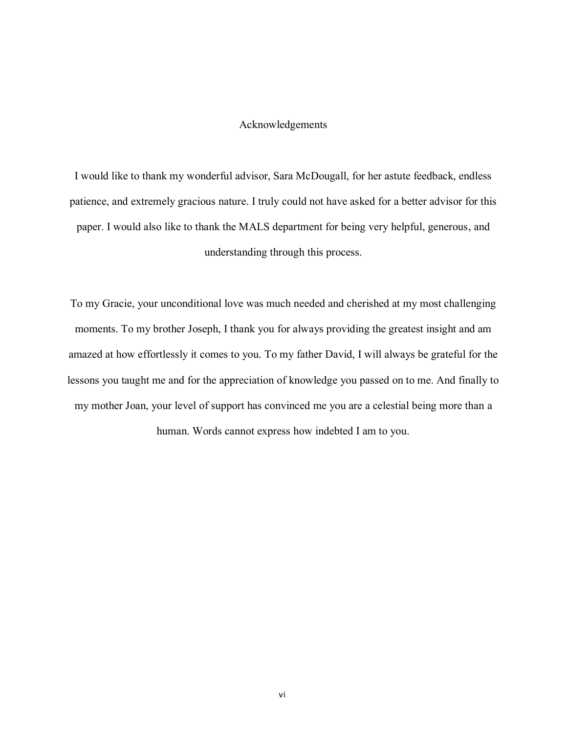# Acknowledgements

I would like to thank my wonderful advisor, Sara McDougall, for her astute feedback, endless patience, and extremely gracious nature. I truly could not have asked for a better advisor for this paper. I would also like to thank the MALS department for being very helpful, generous, and understanding through this process.

To my Gracie, your unconditional love was much needed and cherished at my most challenging moments. To my brother Joseph, I thank you for always providing the greatest insight and am amazed at how effortlessly it comes to you. To my father David, I will always be grateful for the lessons you taught me and for the appreciation of knowledge you passed on to me. And finally to my mother Joan, your level of support has convinced me you are a celestial being more than a human. Words cannot express how indebted I am to you.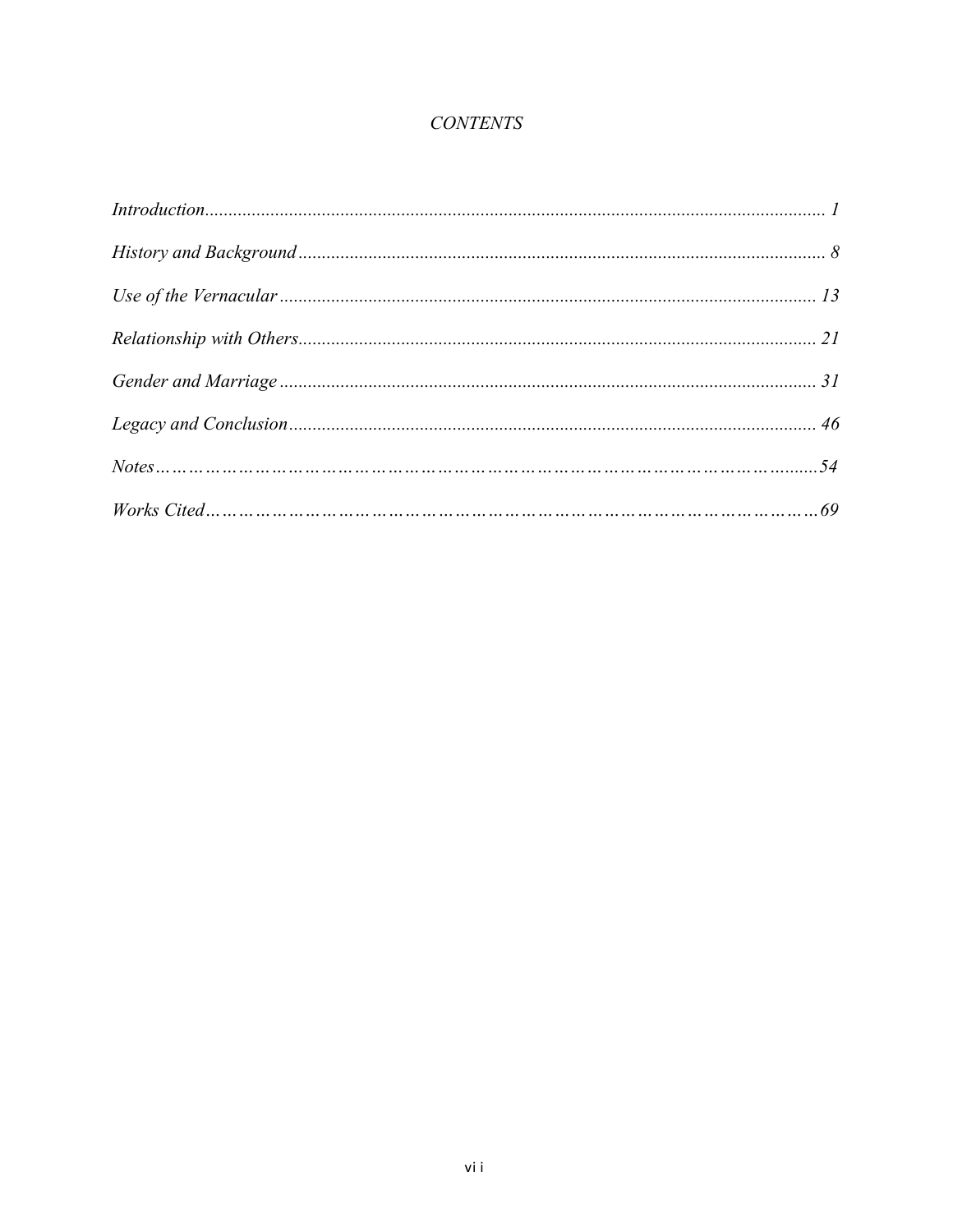# *CONTENTS*

| | |
|---|---|
| *Introduction* | *1* |
| *History and Background* | *8* |
| *Use of the Vernacular* | *13* |
| *Relationship with Others* | *21* |
| *Gender and Marriage* | *31* |
| *Legacy and Conclusion* | *46* |
| *Notes* | *54* |
| *Works Cited* | *69* |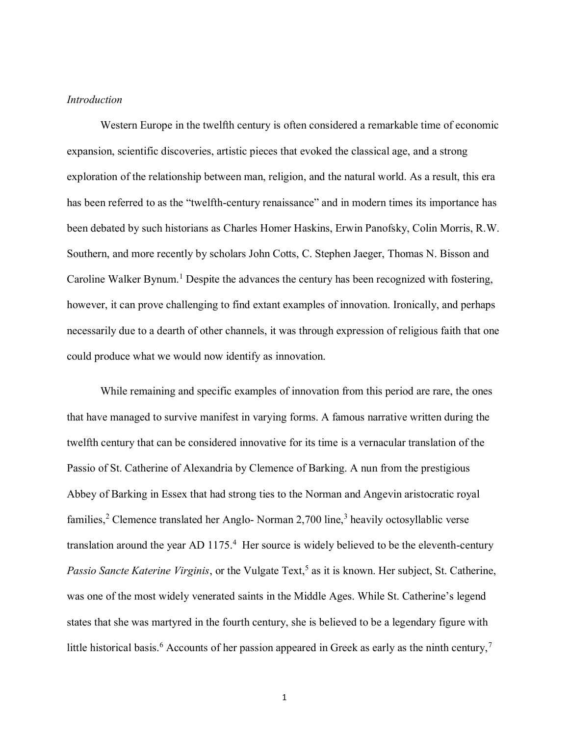*Introduction*

Western Europe in the twelfth century is often considered a remarkable time of economic expansion, scientific discoveries, artistic pieces that evoked the classical age, and a strong exploration of the relationship between man, religion, and the natural world. As a result, this era has been referred to as the "twelfth-century renaissance" and in modern times its importance has been debated by such historians as Charles Homer Haskins, Erwin Panofsky, Colin Morris, R.W. Southern, and more recently by scholars John Cotts, C. Stephen Jaeger, Thomas N. Bisson and Caroline Walker Bynum.[1] Despite the advances the century has been recognized with fostering, however, it can prove challenging to find extant examples of innovation. Ironically, and perhaps necessarily due to a dearth of other channels, it was through expression of religious faith that one could produce what we would now identify as innovation.

While remaining and specific examples of innovation from this period are rare, the ones that have managed to survive manifest in varying forms. A famous narrative written during the twelfth century that can be considered innovative for its time is a vernacular translation of the Passio of St. Catherine of Alexandria by Clemence of Barking. A nun from the prestigious Abbey of Barking in Essex that had strong ties to the Norman and Angevin aristocratic royal families,[2] Clemence translated her Anglo- Norman 2,700 line,[3] heavily octosyllablic verse translation around the year AD 1175.[4] Her source is widely believed to be the eleventh-century *Passio Sancte Katerine Virginis*, or the Vulgate Text,[5] as it is known. Her subject, St. Catherine, was one of the most widely venerated saints in the Middle Ages. While St. Catherine's legend states that she was martyred in the fourth century, she is believed to be a legendary figure with little historical basis.[6] Accounts of her passion appeared in Greek as early as the ninth century,[7]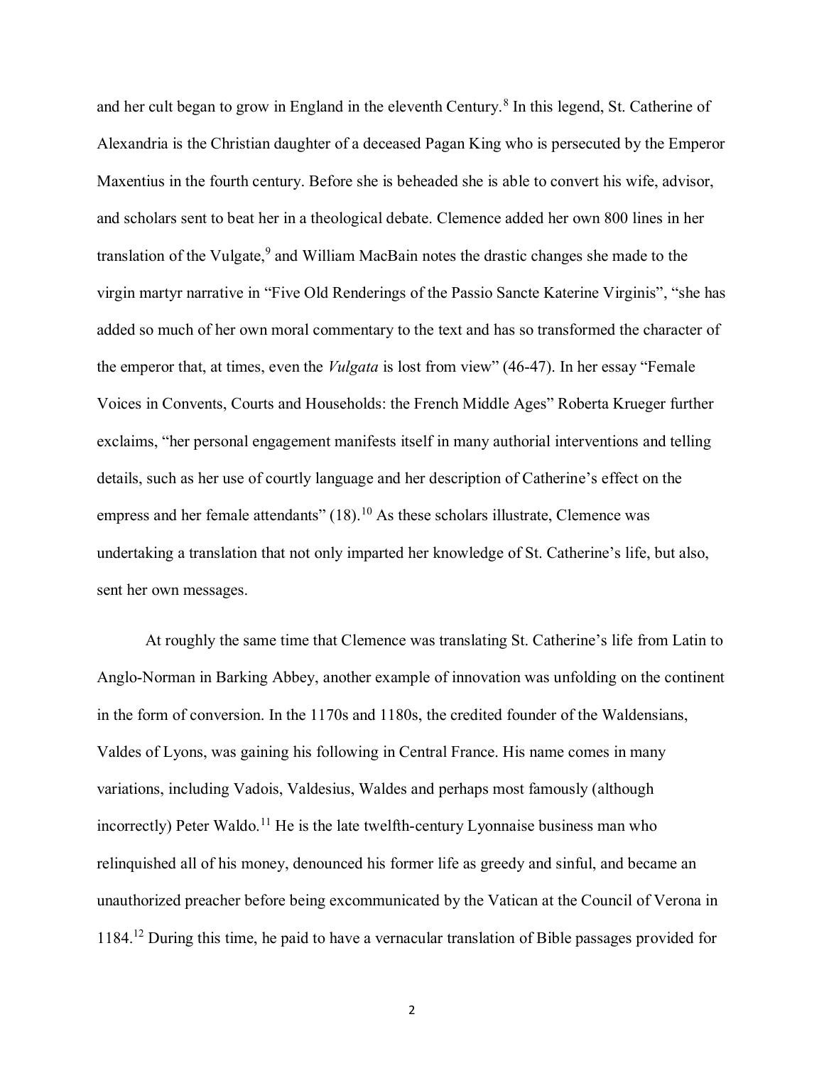and her cult began to grow in England in the eleventh Century.[8] In this legend, St. Catherine of Alexandria is the Christian daughter of a deceased Pagan King who is persecuted by the Emperor Maxentius in the fourth century. Before she is beheaded she is able to convert his wife, advisor, and scholars sent to beat her in a theological debate. Clemence added her own 800 lines in her translation of the Vulgate,[9] and William MacBain notes the drastic changes she made to the virgin martyr narrative in "Five Old Renderings of the Passio Sancte Katerine Virginis", "she has added so much of her own moral commentary to the text and has so transformed the character of the emperor that, at times, even the *Vulgata* is lost from view" (46-47). In her essay "Female Voices in Convents, Courts and Households: the French Middle Ages" Roberta Krueger further exclaims, "her personal engagement manifests itself in many authorial interventions and telling details, such as her use of courtly language and her description of Catherine's effect on the empress and her female attendants" (18).[10] As these scholars illustrate, Clemence was undertaking a translation that not only imparted her knowledge of St. Catherine's life, but also, sent her own messages.

At roughly the same time that Clemence was translating St. Catherine's life from Latin to Anglo-Norman in Barking Abbey, another example of innovation was unfolding on the continent in the form of conversion. In the 1170s and 1180s, the credited founder of the Waldensians, Valdes of Lyons, was gaining his following in Central France. His name comes in many variations, including Vadois, Valdesius, Waldes and perhaps most famously (although incorrectly) Peter Waldo.[11] He is the late twelfth-century Lyonnaise business man who relinquished all of his money, denounced his former life as greedy and sinful, and became an unauthorized preacher before being excommunicated by the Vatican at the Council of Verona in 1184.[12] During this time, he paid to have a vernacular translation of Bible passages provided for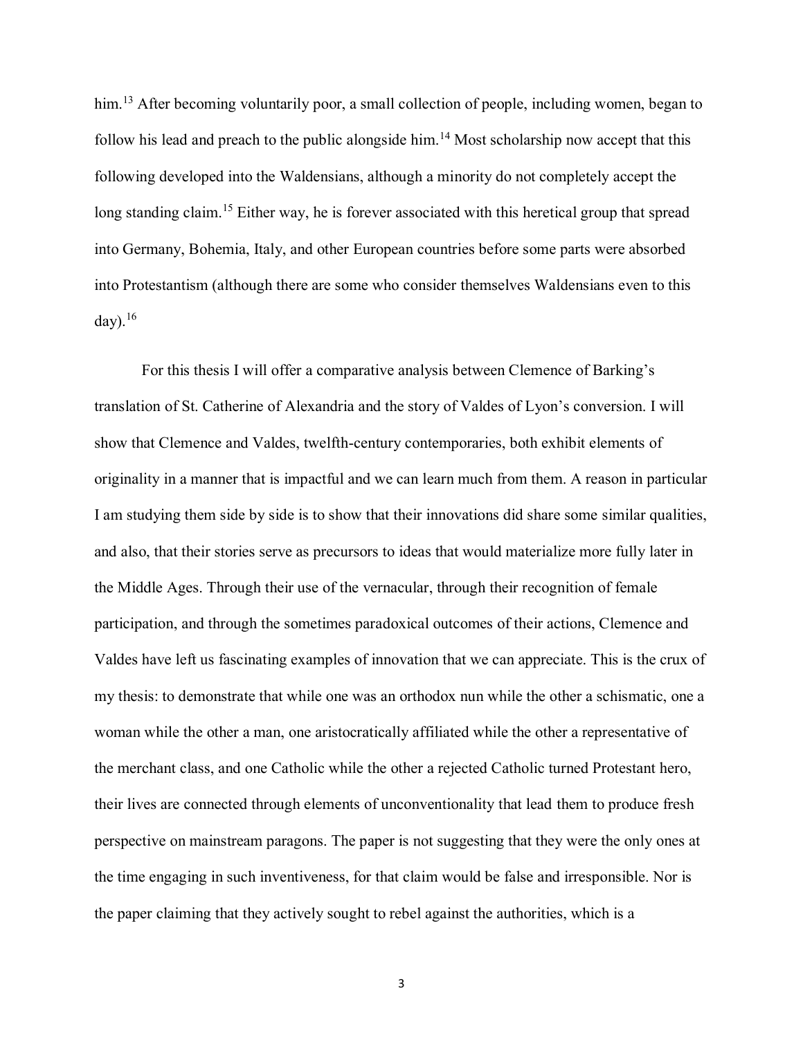him.[13] After becoming voluntarily poor, a small collection of people, including women, began to follow his lead and preach to the public alongside him.[14] Most scholarship now accept that this following developed into the Waldensians, although a minority do not completely accept the long standing claim.[15] Either way, he is forever associated with this heretical group that spread into Germany, Bohemia, Italy, and other European countries before some parts were absorbed into Protestantism (although there are some who consider themselves Waldensians even to this day).[16]

For this thesis I will offer a comparative analysis between Clemence of Barking's translation of St. Catherine of Alexandria and the story of Valdes of Lyon's conversion. I will show that Clemence and Valdes, twelfth-century contemporaries, both exhibit elements of originality in a manner that is impactful and we can learn much from them. A reason in particular I am studying them side by side is to show that their innovations did share some similar qualities, and also, that their stories serve as precursors to ideas that would materialize more fully later in the Middle Ages. Through their use of the vernacular, through their recognition of female participation, and through the sometimes paradoxical outcomes of their actions, Clemence and Valdes have left us fascinating examples of innovation that we can appreciate. This is the crux of my thesis: to demonstrate that while one was an orthodox nun while the other a schismatic, one a woman while the other a man, one aristocratically affiliated while the other a representative of the merchant class, and one Catholic while the other a rejected Catholic turned Protestant hero, their lives are connected through elements of unconventionality that lead them to produce fresh perspective on mainstream paragons. The paper is not suggesting that they were the only ones at the time engaging in such inventiveness, for that claim would be false and irresponsible. Nor is the paper claiming that they actively sought to rebel against the authorities, which is a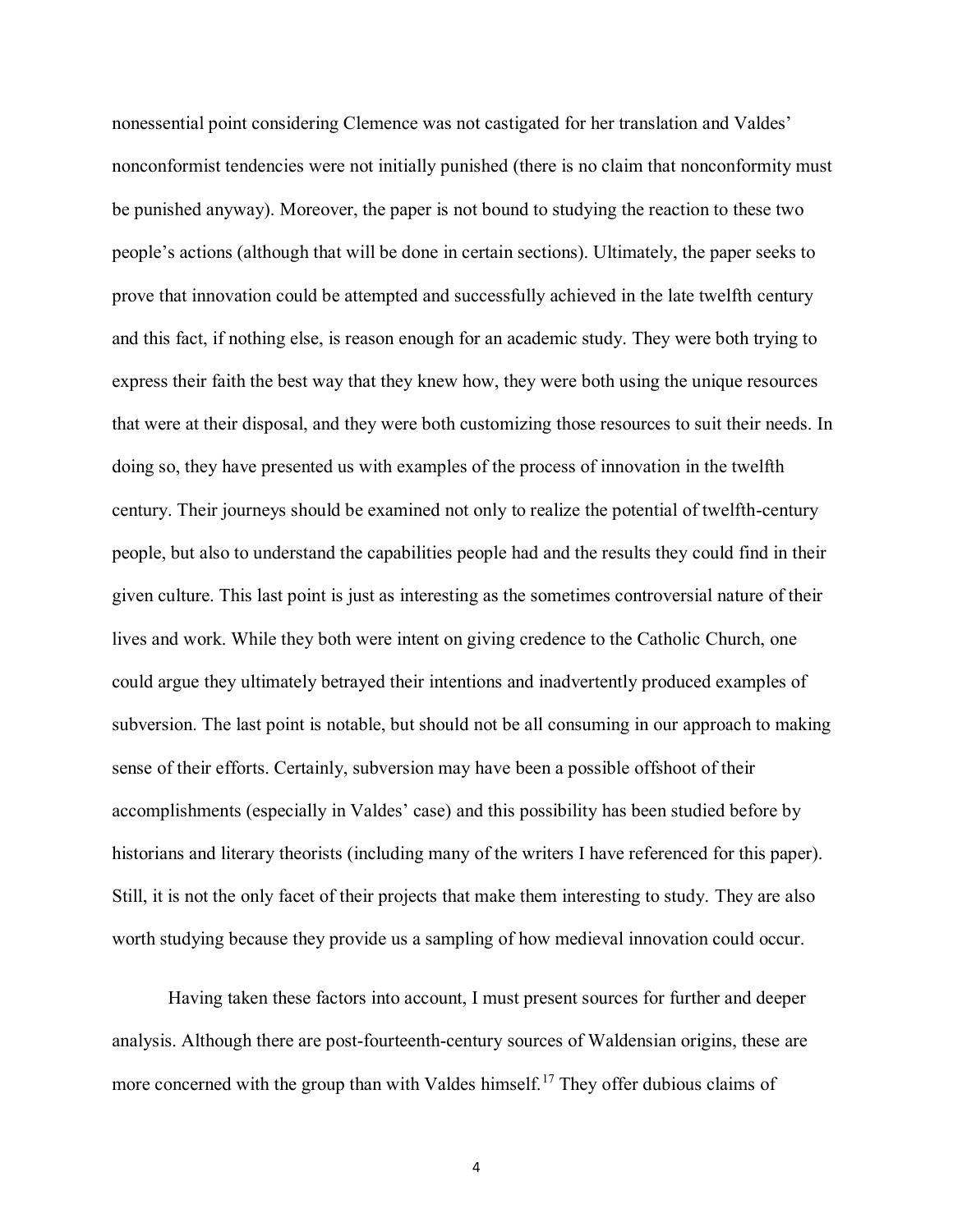nonessential point considering Clemence was not castigated for her translation and Valdes' nonconformist tendencies were not initially punished (there is no claim that nonconformity must be punished anyway). Moreover, the paper is not bound to studying the reaction to these two people's actions (although that will be done in certain sections). Ultimately, the paper seeks to prove that innovation could be attempted and successfully achieved in the late twelfth century and this fact, if nothing else, is reason enough for an academic study. They were both trying to express their faith the best way that they knew how, they were both using the unique resources that were at their disposal, and they were both customizing those resources to suit their needs. In doing so, they have presented us with examples of the process of innovation in the twelfth century. Their journeys should be examined not only to realize the potential of twelfth-century people, but also to understand the capabilities people had and the results they could find in their given culture. This last point is just as interesting as the sometimes controversial nature of their lives and work. While they both were intent on giving credence to the Catholic Church, one could argue they ultimately betrayed their intentions and inadvertently produced examples of subversion. The last point is notable, but should not be all consuming in our approach to making sense of their efforts. Certainly, subversion may have been a possible offshoot of their accomplishments (especially in Valdes' case) and this possibility has been studied before by historians and literary theorists (including many of the writers I have referenced for this paper). Still, it is not the only facet of their projects that make them interesting to study. They are also worth studying because they provide us a sampling of how medieval innovation could occur.

Having taken these factors into account, I must present sources for further and deeper analysis. Although there are post-fourteenth-century sources of Waldensian origins, these are more concerned with the group than with Valdes himself.[17] They offer dubious claims of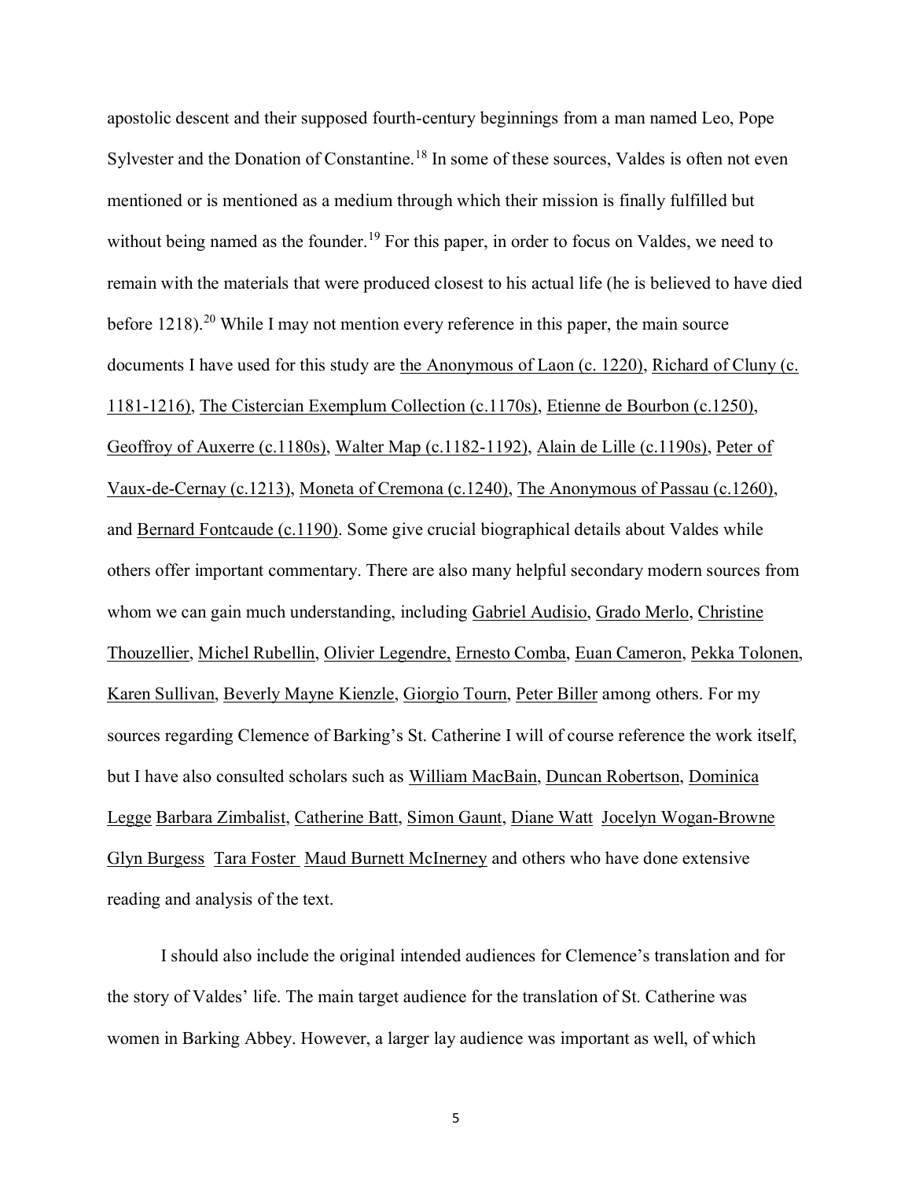apostolic descent and their supposed fourth-century beginnings from a man named Leo, Pope Sylvester and the Donation of Constantine.[18] In some of these sources, Valdes is often not even mentioned or is mentioned as a medium through which their mission is finally fulfilled but without being named as the founder.[19] For this paper, in order to focus on Valdes, we need to remain with the materials that were produced closest to his actual life (he is believed to have died before 1218).[20] While I may not mention every reference in this paper, the main source documents I have used for this study are the Anonymous of Laon (c. 1220), Richard of Cluny (c. 1181-1216), The Cistercian Exemplum Collection (c.1170s), Etienne de Bourbon (c.1250), Geoffroy of Auxerre (c.1180s), Walter Map (c.1182-1192), Alain de Lille (c.1190s), Peter of Vaux-de-Cernay (c.1213), Moneta of Cremona (c.1240), The Anonymous of Passau (c.1260), and Bernard Fontcaude (c.1190). Some give crucial biographical details about Valdes while others offer important commentary. There are also many helpful secondary modern sources from whom we can gain much understanding, including Gabriel Audisio, Grado Merlo, Christine Thouzellier, Michel Rubellin, Olivier Legendre, Ernesto Comba, Euan Cameron, Pekka Tolonen, Karen Sullivan, Beverly Mayne Kienzle, Giorgio Tourn, Peter Biller among others. For my sources regarding Clemence of Barking's St. Catherine I will of course reference the work itself, but I have also consulted scholars such as William MacBain, Duncan Robertson, Dominica Legge Barbara Zimbalist, Catherine Batt, Simon Gaunt, Diane Watt Jocelyn Wogan-Browne Glyn Burgess Tara Foster Maud Burnett McInerney and others who have done extensive reading and analysis of the text.

I should also include the original intended audiences for Clemence's translation and for the story of Valdes' life. The main target audience for the translation of St. Catherine was women in Barking Abbey. However, a larger lay audience was important as well, of which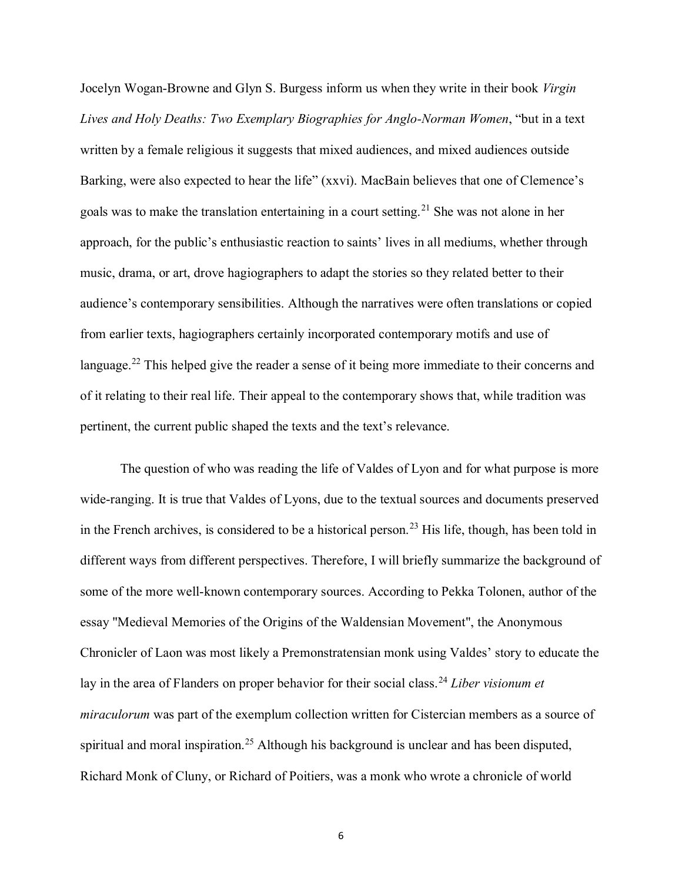Jocelyn Wogan-Browne and Glyn S. Burgess inform us when they write in their book *Virgin Lives and Holy Deaths: Two Exemplary Biographies for Anglo-Norman Women*, "but in a text written by a female religious it suggests that mixed audiences, and mixed audiences outside Barking, were also expected to hear the life" (xxvi). MacBain believes that one of Clemence's goals was to make the translation entertaining in a court setting.[21] She was not alone in her approach, for the public's enthusiastic reaction to saints' lives in all mediums, whether through music, drama, or art, drove hagiographers to adapt the stories so they related better to their audience's contemporary sensibilities. Although the narratives were often translations or copied from earlier texts, hagiographers certainly incorporated contemporary motifs and use of language.[22] This helped give the reader a sense of it being more immediate to their concerns and of it relating to their real life. Their appeal to the contemporary shows that, while tradition was pertinent, the current public shaped the texts and the text's relevance.

The question of who was reading the life of Valdes of Lyon and for what purpose is more wide-ranging. It is true that Valdes of Lyons, due to the textual sources and documents preserved in the French archives, is considered to be a historical person.[23] His life, though, has been told in different ways from different perspectives. Therefore, I will briefly summarize the background of some of the more well-known contemporary sources. According to Pekka Tolonen, author of the essay "Medieval Memories of the Origins of the Waldensian Movement", the Anonymous Chronicler of Laon was most likely a Premonstratensian monk using Valdes' story to educate the lay in the area of Flanders on proper behavior for their social class.[24] *Liber visionum et miraculorum* was part of the exemplum collection written for Cistercian members as a source of spiritual and moral inspiration.[25] Although his background is unclear and has been disputed, Richard Monk of Cluny, or Richard of Poitiers, was a monk who wrote a chronicle of world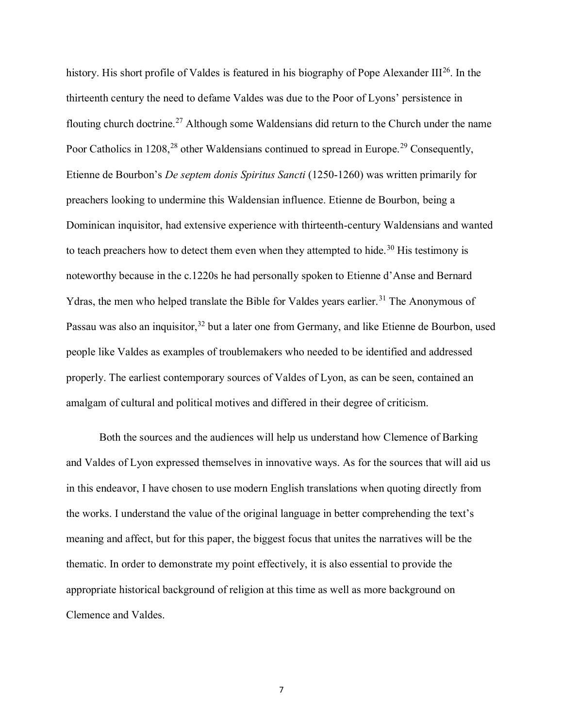history. His short profile of Valdes is featured in his biography of Pope Alexander III[26]. In the thirteenth century the need to defame Valdes was due to the Poor of Lyons' persistence in flouting church doctrine.[27] Although some Waldensians did return to the Church under the name Poor Catholics in 1208,[28] other Waldensians continued to spread in Europe.[29] Consequently, Etienne de Bourbon's *De septem donis Spiritus Sancti* (1250-1260) was written primarily for preachers looking to undermine this Waldensian influence. Etienne de Bourbon, being a Dominican inquisitor, had extensive experience with thirteenth-century Waldensians and wanted to teach preachers how to detect them even when they attempted to hide.[30] His testimony is noteworthy because in the c.1220s he had personally spoken to Etienne d'Anse and Bernard Ydras, the men who helped translate the Bible for Valdes years earlier.[31] The Anonymous of Passau was also an inquisitor,[32] but a later one from Germany, and like Etienne de Bourbon, used people like Valdes as examples of troublemakers who needed to be identified and addressed properly. The earliest contemporary sources of Valdes of Lyon, as can be seen, contained an amalgam of cultural and political motives and differed in their degree of criticism.

Both the sources and the audiences will help us understand how Clemence of Barking and Valdes of Lyon expressed themselves in innovative ways. As for the sources that will aid us in this endeavor, I have chosen to use modern English translations when quoting directly from the works. I understand the value of the original language in better comprehending the text's meaning and affect, but for this paper, the biggest focus that unites the narratives will be the thematic. In order to demonstrate my point effectively, it is also essential to provide the appropriate historical background of religion at this time as well as more background on Clemence and Valdes.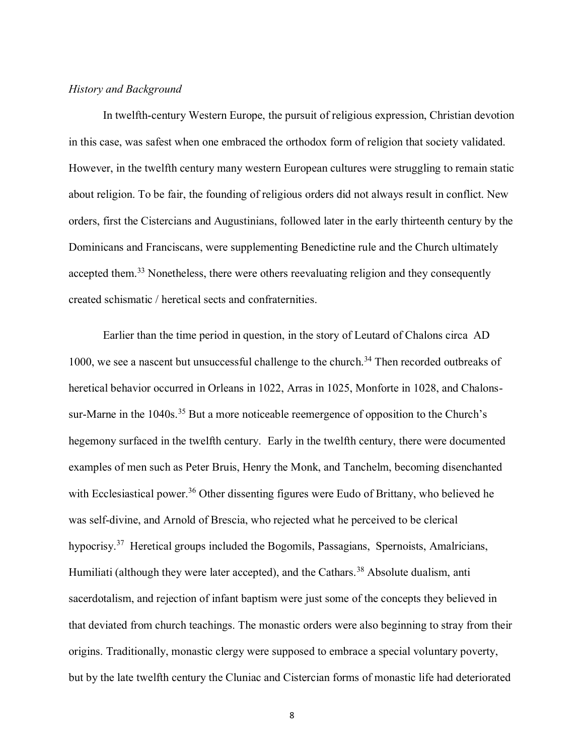*History and Background*

In twelfth-century Western Europe, the pursuit of religious expression, Christian devotion in this case, was safest when one embraced the orthodox form of religion that society validated. However, in the twelfth century many western European cultures were struggling to remain static about religion. To be fair, the founding of religious orders did not always result in conflict. New orders, first the Cistercians and Augustinians, followed later in the early thirteenth century by the Dominicans and Franciscans, were supplementing Benedictine rule and the Church ultimately accepted them.[33] Nonetheless, there were others reevaluating religion and they consequently created schismatic / heretical sects and confraternities.

Earlier than the time period in question, in the story of Leutard of Chalons circa AD 1000, we see a nascent but unsuccessful challenge to the church.[34] Then recorded outbreaks of heretical behavior occurred in Orleans in 1022, Arras in 1025, Monforte in 1028, and Chalons-sur-Marne in the 1040s.[35] But a more noticeable reemergence of opposition to the Church's hegemony surfaced in the twelfth century. Early in the twelfth century, there were documented examples of men such as Peter Bruis, Henry the Monk, and Tanchelm, becoming disenchanted with Ecclesiastical power.[36] Other dissenting figures were Eudo of Brittany, who believed he was self-divine, and Arnold of Brescia, who rejected what he perceived to be clerical hypocrisy.[37] Heretical groups included the Bogomils, Passagians, Spernoists, Amalricians, Humiliati (although they were later accepted), and the Cathars.[38] Absolute dualism, anti sacerdotalism, and rejection of infant baptism were just some of the concepts they believed in that deviated from church teachings. The monastic orders were also beginning to stray from their origins. Traditionally, monastic clergy were supposed to embrace a special voluntary poverty, but by the late twelfth century the Cluniac and Cistercian forms of monastic life had deteriorated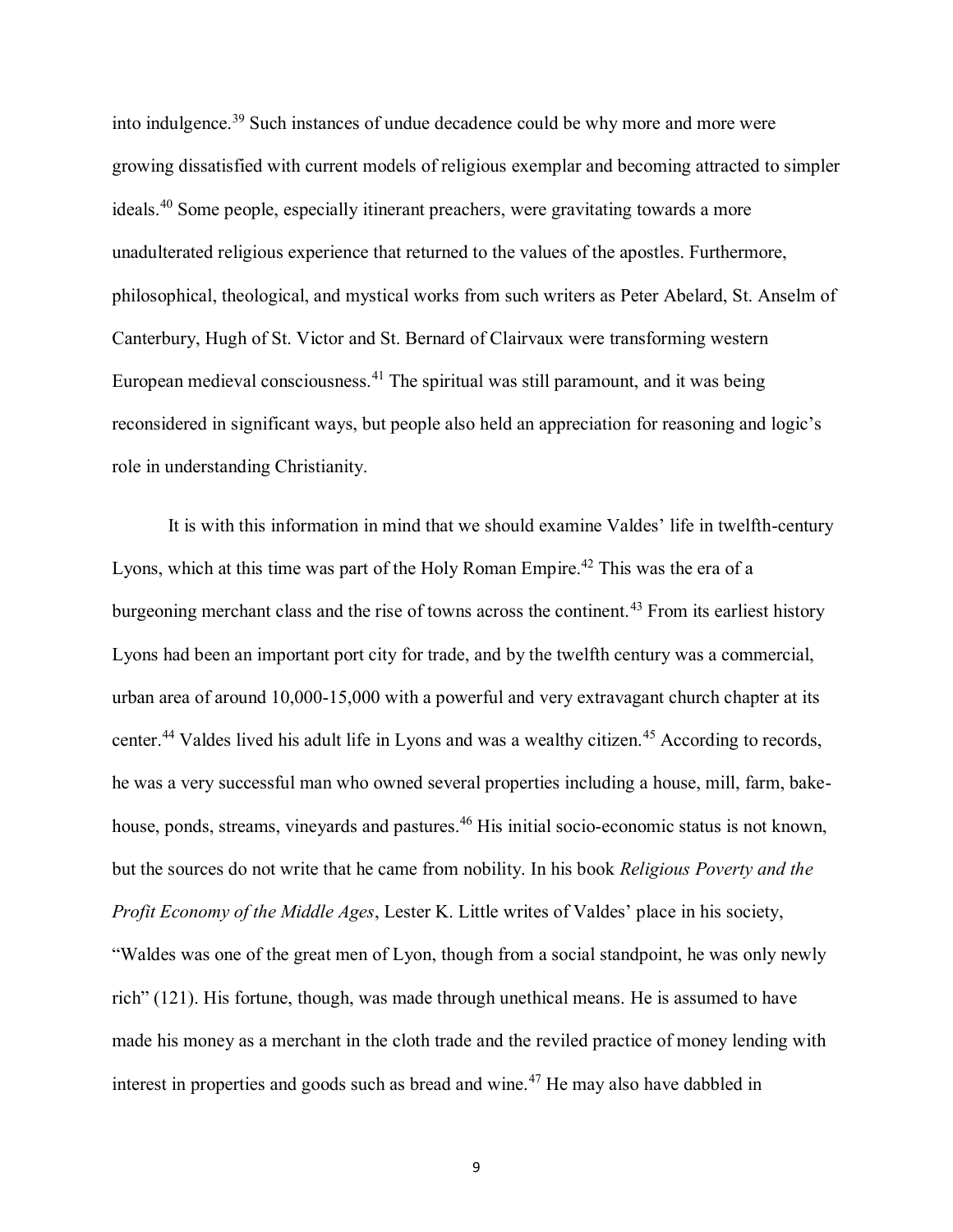into indulgence.[39] Such instances of undue decadence could be why more and more were growing dissatisfied with current models of religious exemplar and becoming attracted to simpler ideals.[40] Some people, especially itinerant preachers, were gravitating towards a more unadulterated religious experience that returned to the values of the apostles. Furthermore, philosophical, theological, and mystical works from such writers as Peter Abelard, St. Anselm of Canterbury, Hugh of St. Victor and St. Bernard of Clairvaux were transforming western European medieval consciousness.[41] The spiritual was still paramount, and it was being reconsidered in significant ways, but people also held an appreciation for reasoning and logic's role in understanding Christianity.

It is with this information in mind that we should examine Valdes' life in twelfth-century Lyons, which at this time was part of the Holy Roman Empire.[42] This was the era of a burgeoning merchant class and the rise of towns across the continent.[43] From its earliest history Lyons had been an important port city for trade, and by the twelfth century was a commercial, urban area of around 10,000-15,000 with a powerful and very extravagant church chapter at its center.[44] Valdes lived his adult life in Lyons and was a wealthy citizen.[45] According to records, he was a very successful man who owned several properties including a house, mill, farm, bake-house, ponds, streams, vineyards and pastures.[46] His initial socio-economic status is not known, but the sources do not write that he came from nobility. In his book *Religious Poverty and the Profit Economy of the Middle Ages*, Lester K. Little writes of Valdes' place in his society, "Waldes was one of the great men of Lyon, though from a social standpoint, he was only newly rich" (121). His fortune, though, was made through unethical means. He is assumed to have made his money as a merchant in the cloth trade and the reviled practice of money lending with interest in properties and goods such as bread and wine.[47] He may also have dabbled in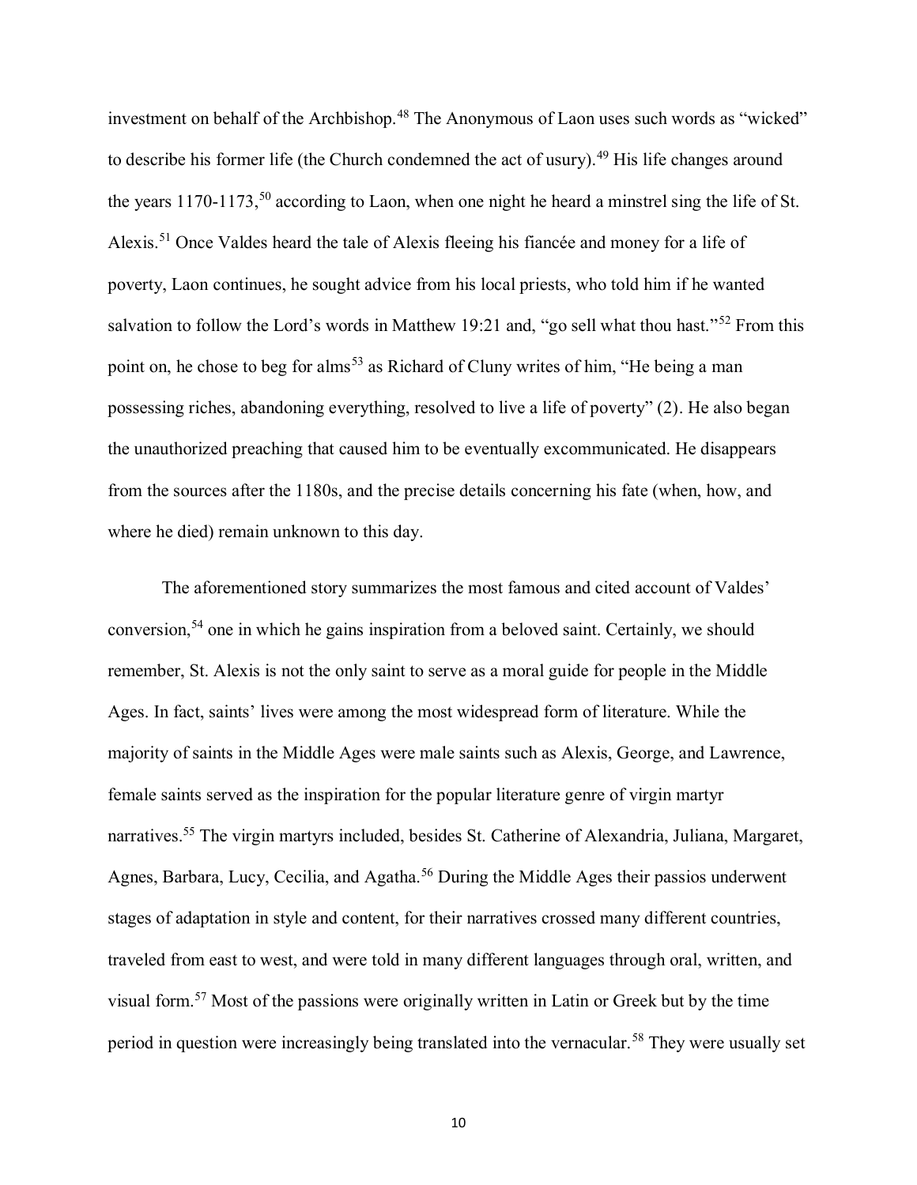investment on behalf of the Archbishop.[48] The Anonymous of Laon uses such words as "wicked" to describe his former life (the Church condemned the act of usury).[49] His life changes around the years 1170-1173,[50] according to Laon, when one night he heard a minstrel sing the life of St. Alexis.[51] Once Valdes heard the tale of Alexis fleeing his fiancée and money for a life of poverty, Laon continues, he sought advice from his local priests, who told him if he wanted salvation to follow the Lord's words in Matthew 19:21 and, "go sell what thou hast."[52] From this point on, he chose to beg for alms[53] as Richard of Cluny writes of him, "He being a man possessing riches, abandoning everything, resolved to live a life of poverty" (2). He also began the unauthorized preaching that caused him to be eventually excommunicated. He disappears from the sources after the 1180s, and the precise details concerning his fate (when, how, and where he died) remain unknown to this day.

The aforementioned story summarizes the most famous and cited account of Valdes' conversion,[54] one in which he gains inspiration from a beloved saint. Certainly, we should remember, St. Alexis is not the only saint to serve as a moral guide for people in the Middle Ages. In fact, saints' lives were among the most widespread form of literature. While the majority of saints in the Middle Ages were male saints such as Alexis, George, and Lawrence, female saints served as the inspiration for the popular literature genre of virgin martyr narratives.[55] The virgin martyrs included, besides St. Catherine of Alexandria, Juliana, Margaret, Agnes, Barbara, Lucy, Cecilia, and Agatha.[56] During the Middle Ages their passios underwent stages of adaptation in style and content, for their narratives crossed many different countries, traveled from east to west, and were told in many different languages through oral, written, and visual form.[57] Most of the passions were originally written in Latin or Greek but by the time period in question were increasingly being translated into the vernacular.[58] They were usually set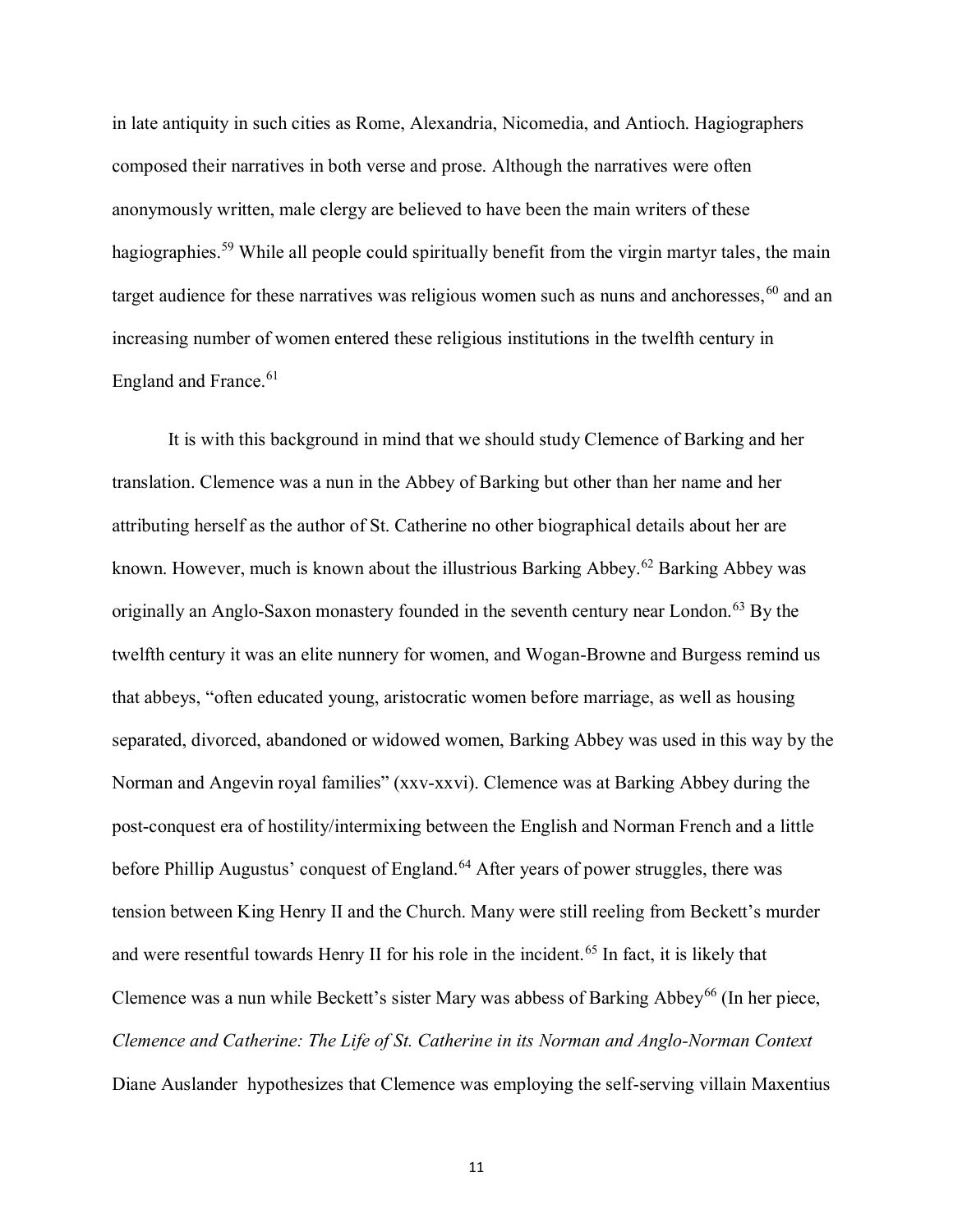in late antiquity in such cities as Rome, Alexandria, Nicomedia, and Antioch. Hagiographers composed their narratives in both verse and prose. Although the narratives were often anonymously written, male clergy are believed to have been the main writers of these hagiographies.[59] While all people could spiritually benefit from the virgin martyr tales, the main target audience for these narratives was religious women such as nuns and anchoresses,[60] and an increasing number of women entered these religious institutions in the twelfth century in England and France.[61]

It is with this background in mind that we should study Clemence of Barking and her translation. Clemence was a nun in the Abbey of Barking but other than her name and her attributing herself as the author of St. Catherine no other biographical details about her are known. However, much is known about the illustrious Barking Abbey.[62] Barking Abbey was originally an Anglo-Saxon monastery founded in the seventh century near London.[63] By the twelfth century it was an elite nunnery for women, and Wogan-Browne and Burgess remind us that abbeys, "often educated young, aristocratic women before marriage, as well as housing separated, divorced, abandoned or widowed women, Barking Abbey was used in this way by the Norman and Angevin royal families" (xxv-xxvi). Clemence was at Barking Abbey during the post-conquest era of hostility/intermixing between the English and Norman French and a little before Phillip Augustus' conquest of England.[64] After years of power struggles, there was tension between King Henry II and the Church. Many were still reeling from Beckett's murder and were resentful towards Henry II for his role in the incident.[65] In fact, it is likely that Clemence was a nun while Beckett's sister Mary was abbess of Barking Abbey[66] (In her piece, *Clemence and Catherine: The Life of St. Catherine in its Norman and Anglo-Norman Context* Diane Auslander hypothesizes that Clemence was employing the self-serving villain Maxentius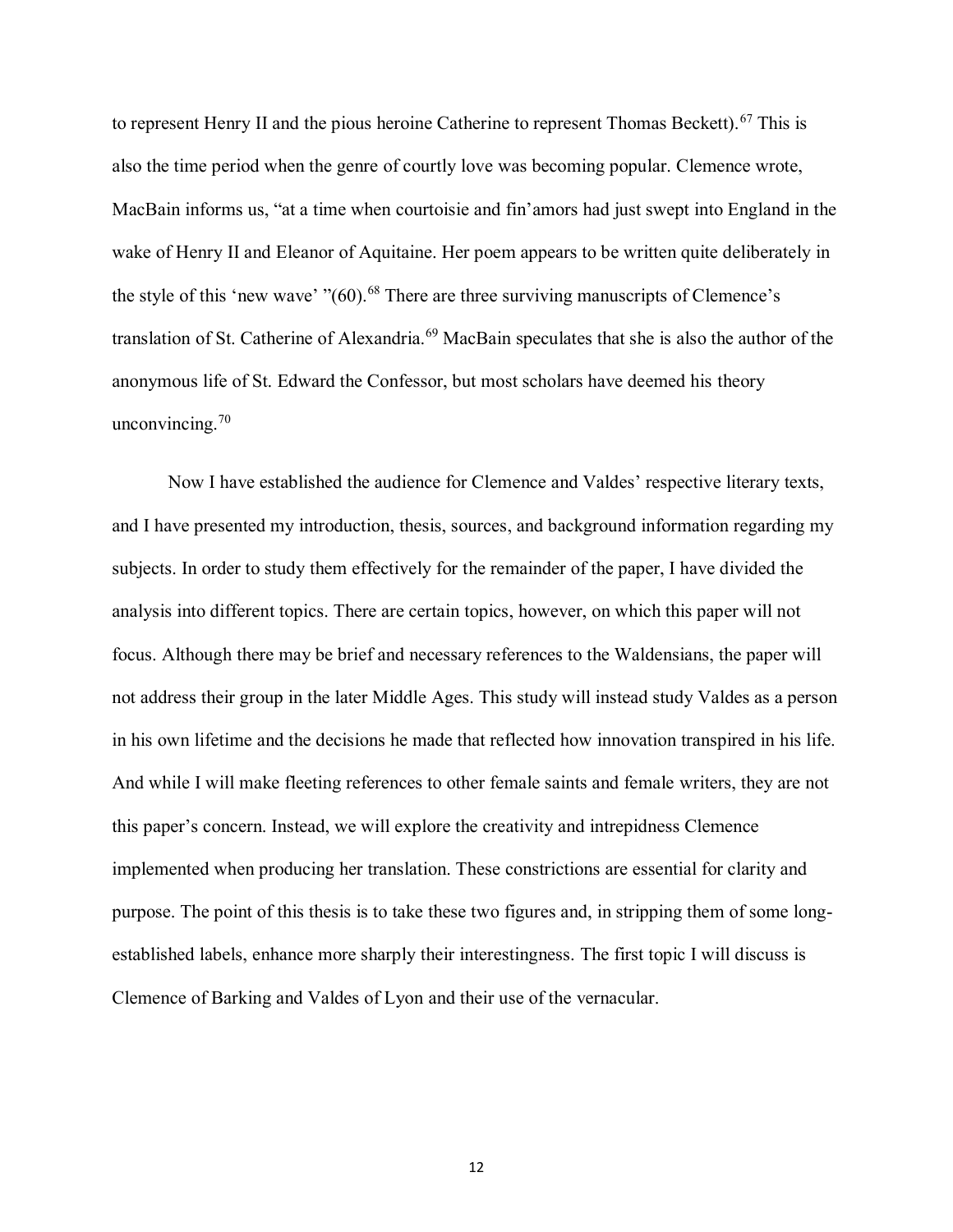to represent Henry II and the pious heroine Catherine to represent Thomas Beckett).[67] This is also the time period when the genre of courtly love was becoming popular. Clemence wrote, MacBain informs us, "at a time when courtoisie and fin'amors had just swept into England in the wake of Henry II and Eleanor of Aquitaine. Her poem appears to be written quite deliberately in the style of this 'new wave' "(60).[68] There are three surviving manuscripts of Clemence's translation of St. Catherine of Alexandria.[69] MacBain speculates that she is also the author of the anonymous life of St. Edward the Confessor, but most scholars have deemed his theory unconvincing.[70]

Now I have established the audience for Clemence and Valdes' respective literary texts, and I have presented my introduction, thesis, sources, and background information regarding my subjects. In order to study them effectively for the remainder of the paper, I have divided the analysis into different topics. There are certain topics, however, on which this paper will not focus. Although there may be brief and necessary references to the Waldensians, the paper will not address their group in the later Middle Ages. This study will instead study Valdes as a person in his own lifetime and the decisions he made that reflected how innovation transpired in his life. And while I will make fleeting references to other female saints and female writers, they are not this paper's concern. Instead, we will explore the creativity and intrepidness Clemence implemented when producing her translation. These constrictions are essential for clarity and purpose. The point of this thesis is to take these two figures and, in stripping them of some long-established labels, enhance more sharply their interestingness. The first topic I will discuss is Clemence of Barking and Valdes of Lyon and their use of the vernacular.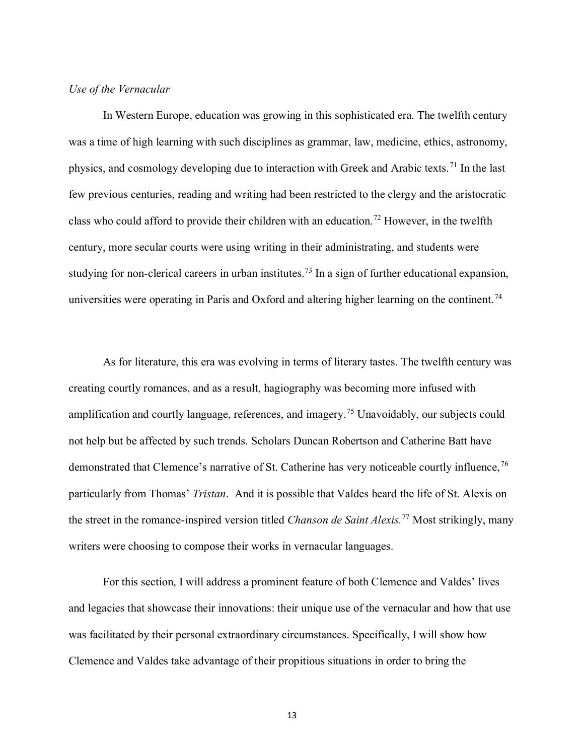*Use of the Vernacular*

In Western Europe, education was growing in this sophisticated era. The twelfth century was a time of high learning with such disciplines as grammar, law, medicine, ethics, astronomy, physics, and cosmology developing due to interaction with Greek and Arabic texts.[71] In the last few previous centuries, reading and writing had been restricted to the clergy and the aristocratic class who could afford to provide their children with an education.[72] However, in the twelfth century, more secular courts were using writing in their administrating, and students were studying for non-clerical careers in urban institutes.[73] In a sign of further educational expansion, universities were operating in Paris and Oxford and altering higher learning on the continent.[74]

As for literature, this era was evolving in terms of literary tastes. The twelfth century was creating courtly romances, and as a result, hagiography was becoming more infused with amplification and courtly language, references, and imagery.[75] Unavoidably, our subjects could not help but be affected by such trends. Scholars Duncan Robertson and Catherine Batt have demonstrated that Clemence's narrative of St. Catherine has very noticeable courtly influence,[76] particularly from Thomas' *Tristan*. And it is possible that Valdes heard the life of St. Alexis on the street in the romance-inspired version titled *Chanson de Saint Alexis.*[77] Most strikingly, many writers were choosing to compose their works in vernacular languages.

For this section, I will address a prominent feature of both Clemence and Valdes' lives and legacies that showcase their innovations: their unique use of the vernacular and how that use was facilitated by their personal extraordinary circumstances. Specifically, I will show how Clemence and Valdes take advantage of their propitious situations in order to bring the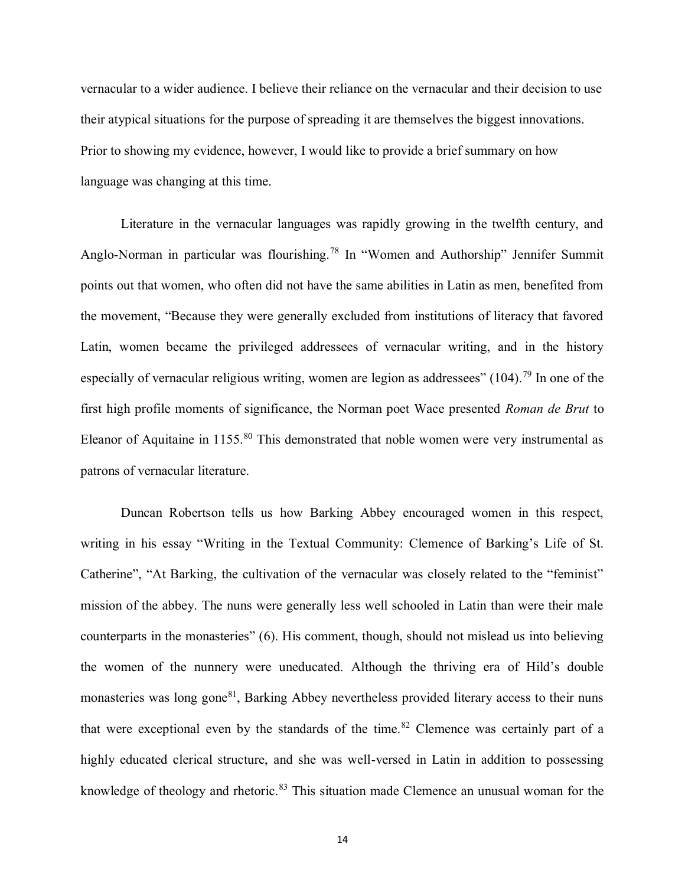vernacular to a wider audience. I believe their reliance on the vernacular and their decision to use their atypical situations for the purpose of spreading it are themselves the biggest innovations. Prior to showing my evidence, however, I would like to provide a brief summary on how language was changing at this time.

Literature in the vernacular languages was rapidly growing in the twelfth century, and Anglo-Norman in particular was flourishing.[78] In "Women and Authorship" Jennifer Summit points out that women, who often did not have the same abilities in Latin as men, benefited from the movement, "Because they were generally excluded from institutions of literacy that favored Latin, women became the privileged addressees of vernacular writing, and in the history especially of vernacular religious writing, women are legion as addressees" (104).[79] In one of the first high profile moments of significance, the Norman poet Wace presented *Roman de Brut* to Eleanor of Aquitaine in 1155.[80] This demonstrated that noble women were very instrumental as patrons of vernacular literature.

Duncan Robertson tells us how Barking Abbey encouraged women in this respect, writing in his essay "Writing in the Textual Community: Clemence of Barking's Life of St. Catherine", "At Barking, the cultivation of the vernacular was closely related to the "feminist" mission of the abbey. The nuns were generally less well schooled in Latin than were their male counterparts in the monasteries" (6). His comment, though, should not mislead us into believing the women of the nunnery were uneducated. Although the thriving era of Hild's double monasteries was long gone[81], Barking Abbey nevertheless provided literary access to their nuns that were exceptional even by the standards of the time.[82] Clemence was certainly part of a highly educated clerical structure, and she was well-versed in Latin in addition to possessing knowledge of theology and rhetoric.[83] This situation made Clemence an unusual woman for the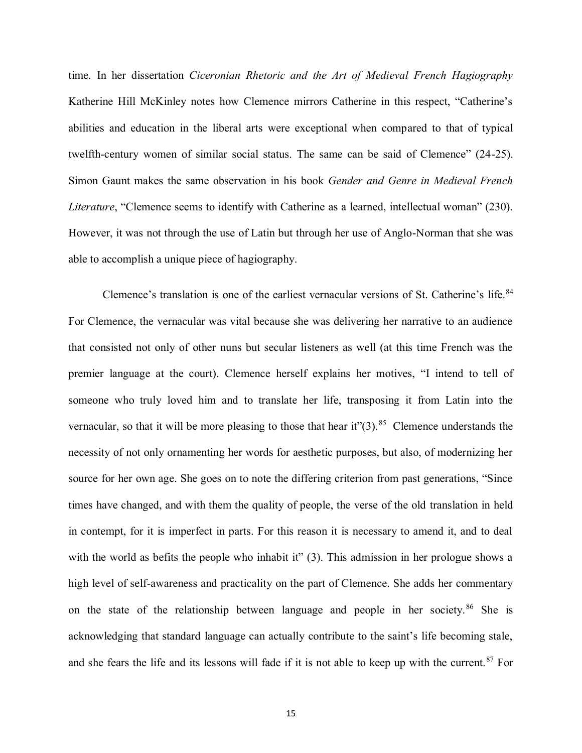time. In her dissertation *Ciceronian Rhetoric and the Art of Medieval French Hagiography* Katherine Hill McKinley notes how Clemence mirrors Catherine in this respect, "Catherine's abilities and education in the liberal arts were exceptional when compared to that of typical twelfth-century women of similar social status. The same can be said of Clemence" (24-25). Simon Gaunt makes the same observation in his book *Gender and Genre in Medieval French Literature*, "Clemence seems to identify with Catherine as a learned, intellectual woman" (230). However, it was not through the use of Latin but through her use of Anglo-Norman that she was able to accomplish a unique piece of hagiography.

Clemence's translation is one of the earliest vernacular versions of St. Catherine's life.[84] For Clemence, the vernacular was vital because she was delivering her narrative to an audience that consisted not only of other nuns but secular listeners as well (at this time French was the premier language at the court). Clemence herself explains her motives, "I intend to tell of someone who truly loved him and to translate her life, transposing it from Latin into the vernacular, so that it will be more pleasing to those that hear it"(3).[85] Clemence understands the necessity of not only ornamenting her words for aesthetic purposes, but also, of modernizing her source for her own age. She goes on to note the differing criterion from past generations, "Since times have changed, and with them the quality of people, the verse of the old translation in held in contempt, for it is imperfect in parts. For this reason it is necessary to amend it, and to deal with the world as befits the people who inhabit it" (3). This admission in her prologue shows a high level of self-awareness and practicality on the part of Clemence. She adds her commentary on the state of the relationship between language and people in her society.[86] She is acknowledging that standard language can actually contribute to the saint's life becoming stale, and she fears the life and its lessons will fade if it is not able to keep up with the current.[87] For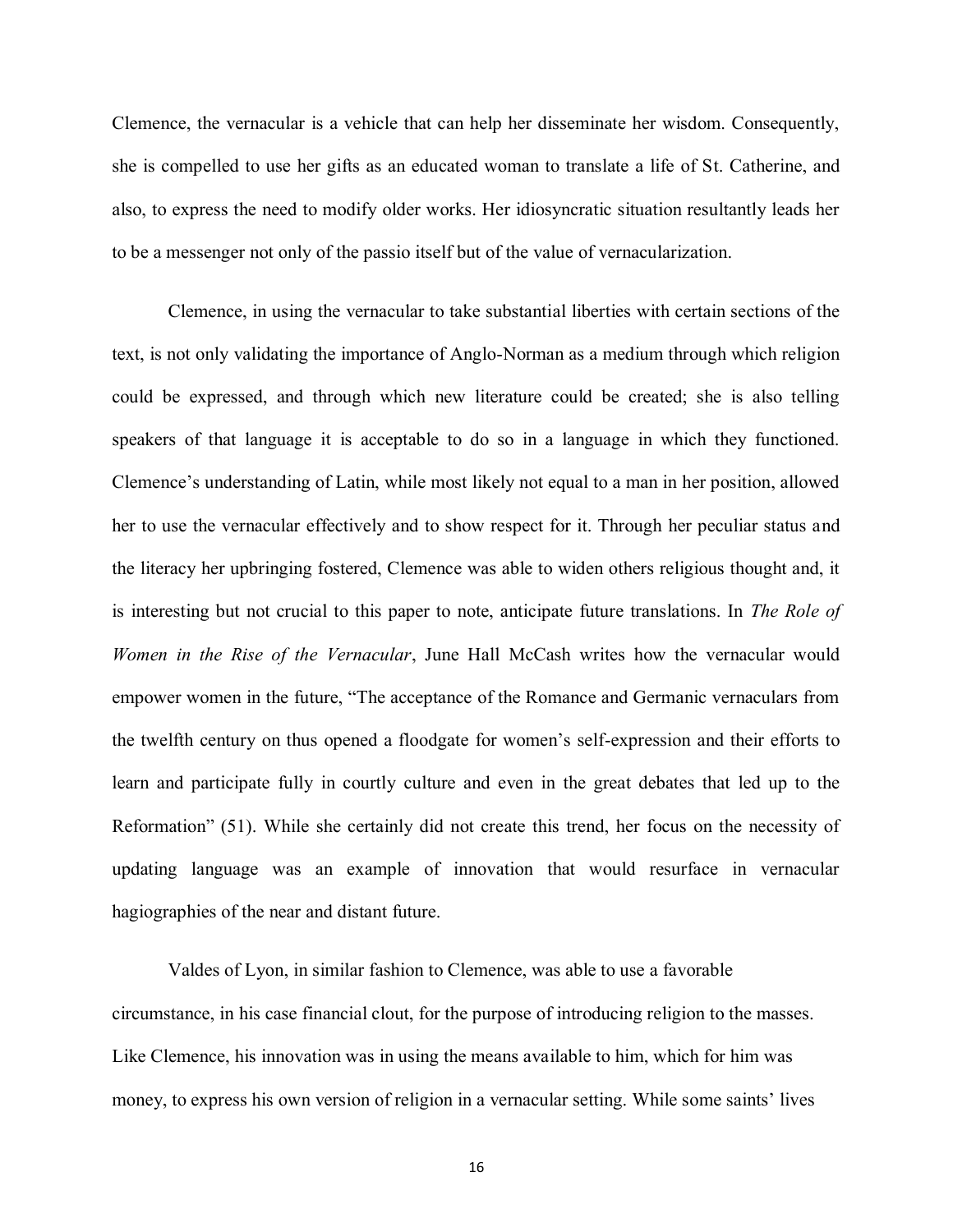Clemence, the vernacular is a vehicle that can help her disseminate her wisdom. Consequently, she is compelled to use her gifts as an educated woman to translate a life of St. Catherine, and also, to express the need to modify older works. Her idiosyncratic situation resultantly leads her to be a messenger not only of the passio itself but of the value of vernacularization.

Clemence, in using the vernacular to take substantial liberties with certain sections of the text, is not only validating the importance of Anglo-Norman as a medium through which religion could be expressed, and through which new literature could be created; she is also telling speakers of that language it is acceptable to do so in a language in which they functioned. Clemence's understanding of Latin, while most likely not equal to a man in her position, allowed her to use the vernacular effectively and to show respect for it. Through her peculiar status and the literacy her upbringing fostered, Clemence was able to widen others religious thought and, it is interesting but not crucial to this paper to note, anticipate future translations. In *The Role of Women in the Rise of the Vernacular*, June Hall McCash writes how the vernacular would empower women in the future, "The acceptance of the Romance and Germanic vernaculars from the twelfth century on thus opened a floodgate for women's self-expression and their efforts to learn and participate fully in courtly culture and even in the great debates that led up to the Reformation" (51). While she certainly did not create this trend, her focus on the necessity of updating language was an example of innovation that would resurface in vernacular hagiographies of the near and distant future.

Valdes of Lyon, in similar fashion to Clemence, was able to use a favorable circumstance, in his case financial clout, for the purpose of introducing religion to the masses. Like Clemence, his innovation was in using the means available to him, which for him was money, to express his own version of religion in a vernacular setting. While some saints' lives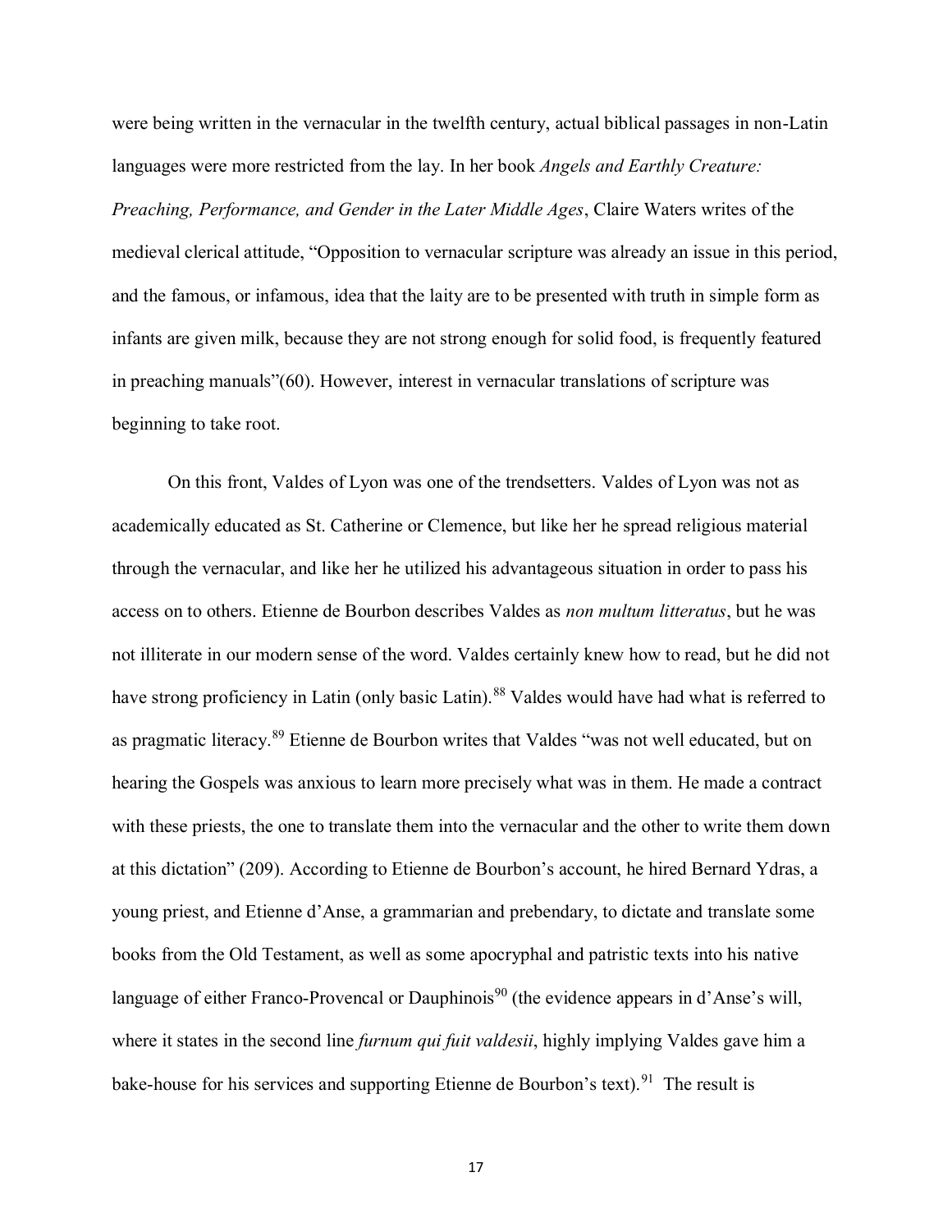were being written in the vernacular in the twelfth century, actual biblical passages in non-Latin languages were more restricted from the lay. In her book *Angels and Earthly Creature: Preaching, Performance, and Gender in the Later Middle Ages*, Claire Waters writes of the medieval clerical attitude, "Opposition to vernacular scripture was already an issue in this period, and the famous, or infamous, idea that the laity are to be presented with truth in simple form as infants are given milk, because they are not strong enough for solid food, is frequently featured in preaching manuals"(60). However, interest in vernacular translations of scripture was beginning to take root.

On this front, Valdes of Lyon was one of the trendsetters. Valdes of Lyon was not as academically educated as St. Catherine or Clemence, but like her he spread religious material through the vernacular, and like her he utilized his advantageous situation in order to pass his access on to others. Etienne de Bourbon describes Valdes as *non multum litteratus*, but he was not illiterate in our modern sense of the word. Valdes certainly knew how to read, but he did not have strong proficiency in Latin (only basic Latin).[88] Valdes would have had what is referred to as pragmatic literacy.[89] Etienne de Bourbon writes that Valdes "was not well educated, but on hearing the Gospels was anxious to learn more precisely what was in them. He made a contract with these priests, the one to translate them into the vernacular and the other to write them down at this dictation" (209). According to Etienne de Bourbon's account, he hired Bernard Ydras, a young priest, and Etienne d'Anse, a grammarian and prebendary, to dictate and translate some books from the Old Testament, as well as some apocryphal and patristic texts into his native language of either Franco-Provencal or Dauphinois[90] (the evidence appears in d'Anse's will, where it states in the second line *furnum qui fuit valdesii*, highly implying Valdes gave him a bake-house for his services and supporting Etienne de Bourbon's text).[91] The result is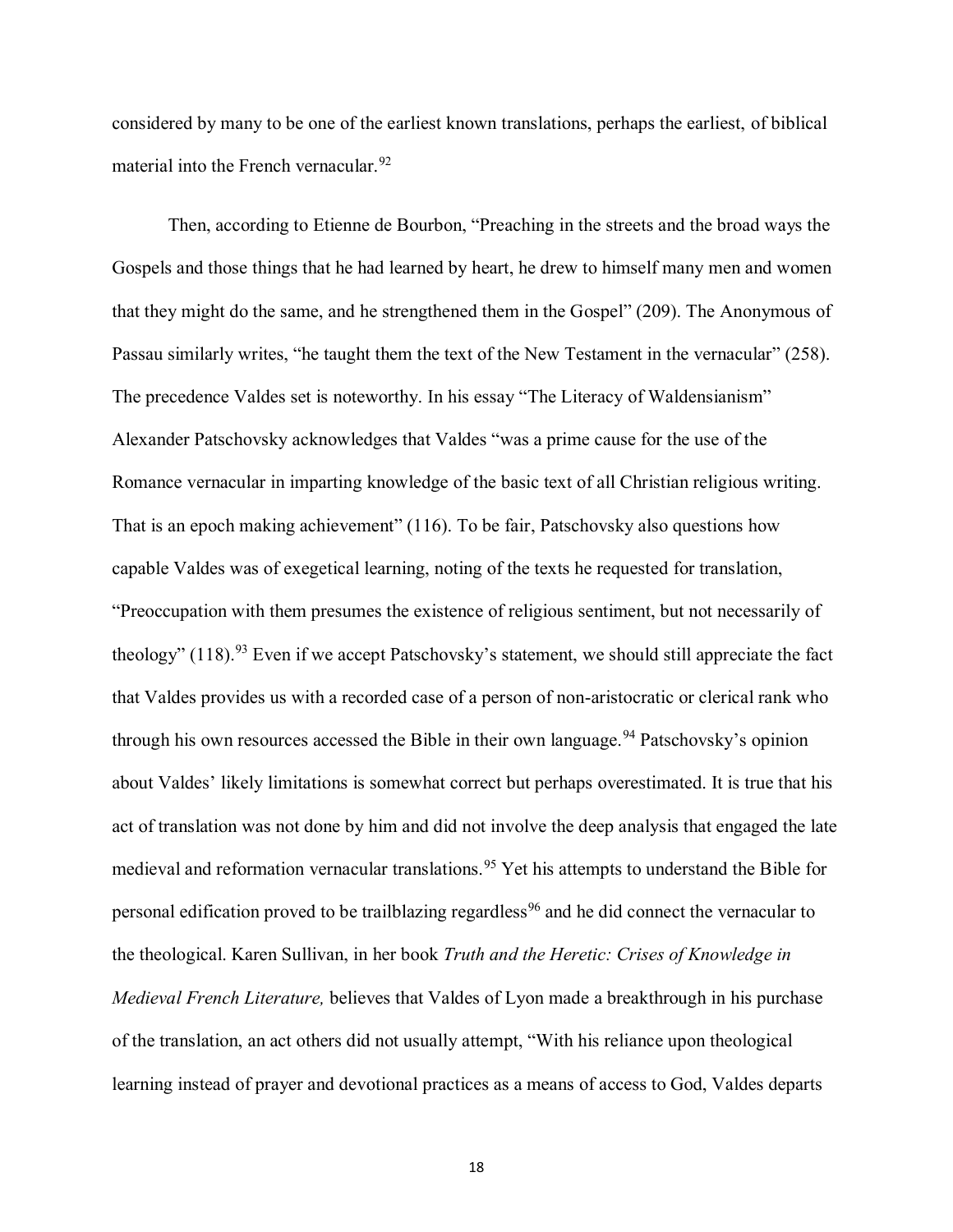considered by many to be one of the earliest known translations, perhaps the earliest, of biblical material into the French vernacular.[92]

Then, according to Etienne de Bourbon, "Preaching in the streets and the broad ways the Gospels and those things that he had learned by heart, he drew to himself many men and women that they might do the same, and he strengthened them in the Gospel" (209). The Anonymous of Passau similarly writes, "he taught them the text of the New Testament in the vernacular" (258). The precedence Valdes set is noteworthy. In his essay "The Literacy of Waldensianism" Alexander Patschovsky acknowledges that Valdes "was a prime cause for the use of the Romance vernacular in imparting knowledge of the basic text of all Christian religious writing. That is an epoch making achievement" (116). To be fair, Patschovsky also questions how capable Valdes was of exegetical learning, noting of the texts he requested for translation, "Preoccupation with them presumes the existence of religious sentiment, but not necessarily of theology" (118).[93] Even if we accept Patschovsky's statement, we should still appreciate the fact that Valdes provides us with a recorded case of a person of non-aristocratic or clerical rank who through his own resources accessed the Bible in their own language.[94] Patschovsky's opinion about Valdes' likely limitations is somewhat correct but perhaps overestimated. It is true that his act of translation was not done by him and did not involve the deep analysis that engaged the late medieval and reformation vernacular translations.[95] Yet his attempts to understand the Bible for personal edification proved to be trailblazing regardless[96] and he did connect the vernacular to the theological. Karen Sullivan, in her book *Truth and the Heretic: Crises of Knowledge in Medieval French Literature,* believes that Valdes of Lyon made a breakthrough in his purchase of the translation, an act others did not usually attempt, "With his reliance upon theological learning instead of prayer and devotional practices as a means of access to God, Valdes departs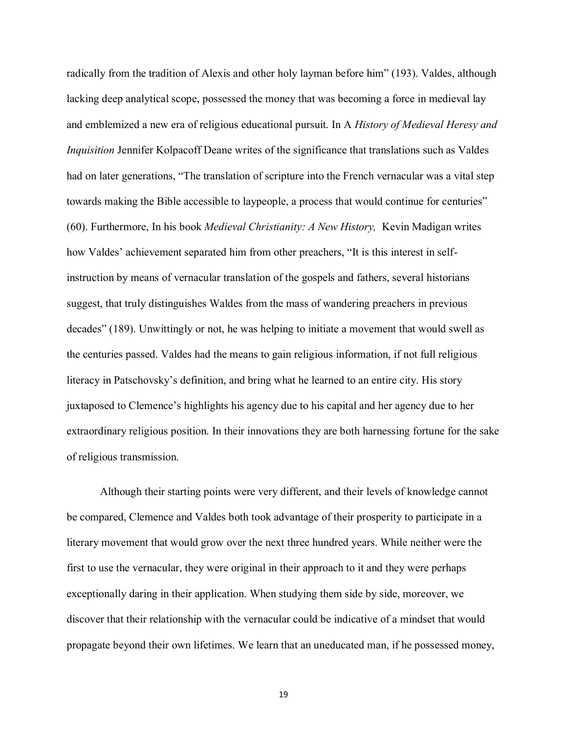radically from the tradition of Alexis and other holy layman before him" (193). Valdes, although lacking deep analytical scope, possessed the money that was becoming a force in medieval lay and emblemized a new era of religious educational pursuit. In A *History of Medieval Heresy and Inquisition* Jennifer Kolpacoff Deane writes of the significance that translations such as Valdes had on later generations, "The translation of scripture into the French vernacular was a vital step towards making the Bible accessible to laypeople, a process that would continue for centuries" (60). Furthermore, In his book *Medieval Christianity: A New History,* Kevin Madigan writes how Valdes' achievement separated him from other preachers, "It is this interest in self-instruction by means of vernacular translation of the gospels and fathers, several historians suggest, that truly distinguishes Waldes from the mass of wandering preachers in previous decades" (189). Unwittingly or not, he was helping to initiate a movement that would swell as the centuries passed. Valdes had the means to gain religious information, if not full religious literacy in Patschovsky's definition, and bring what he learned to an entire city. His story juxtaposed to Clemence's highlights his agency due to his capital and her agency due to her extraordinary religious position. In their innovations they are both harnessing fortune for the sake of religious transmission.

Although their starting points were very different, and their levels of knowledge cannot be compared, Clemence and Valdes both took advantage of their prosperity to participate in a literary movement that would grow over the next three hundred years. While neither were the first to use the vernacular, they were original in their approach to it and they were perhaps exceptionally daring in their application. When studying them side by side, moreover, we discover that their relationship with the vernacular could be indicative of a mindset that would propagate beyond their own lifetimes. We learn that an uneducated man, if he possessed money,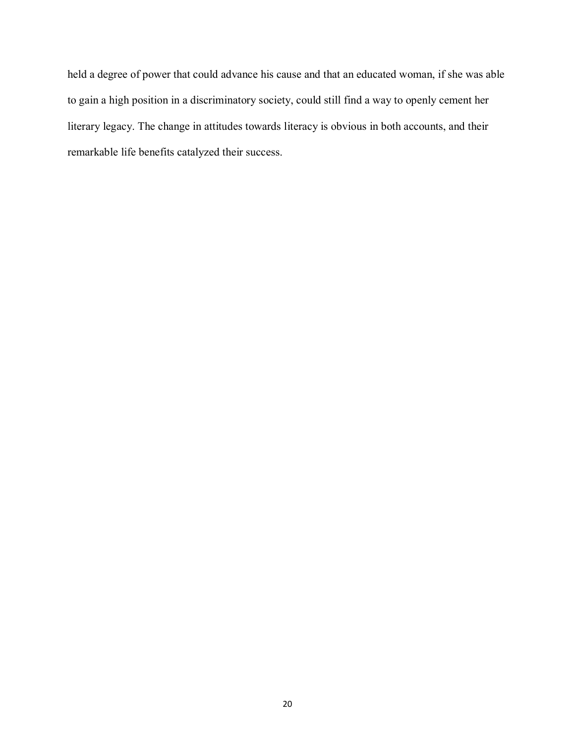held a degree of power that could advance his cause and that an educated woman, if she was able to gain a high position in a discriminatory society, could still find a way to openly cement her literary legacy. The change in attitudes towards literacy is obvious in both accounts, and their remarkable life benefits catalyzed their success.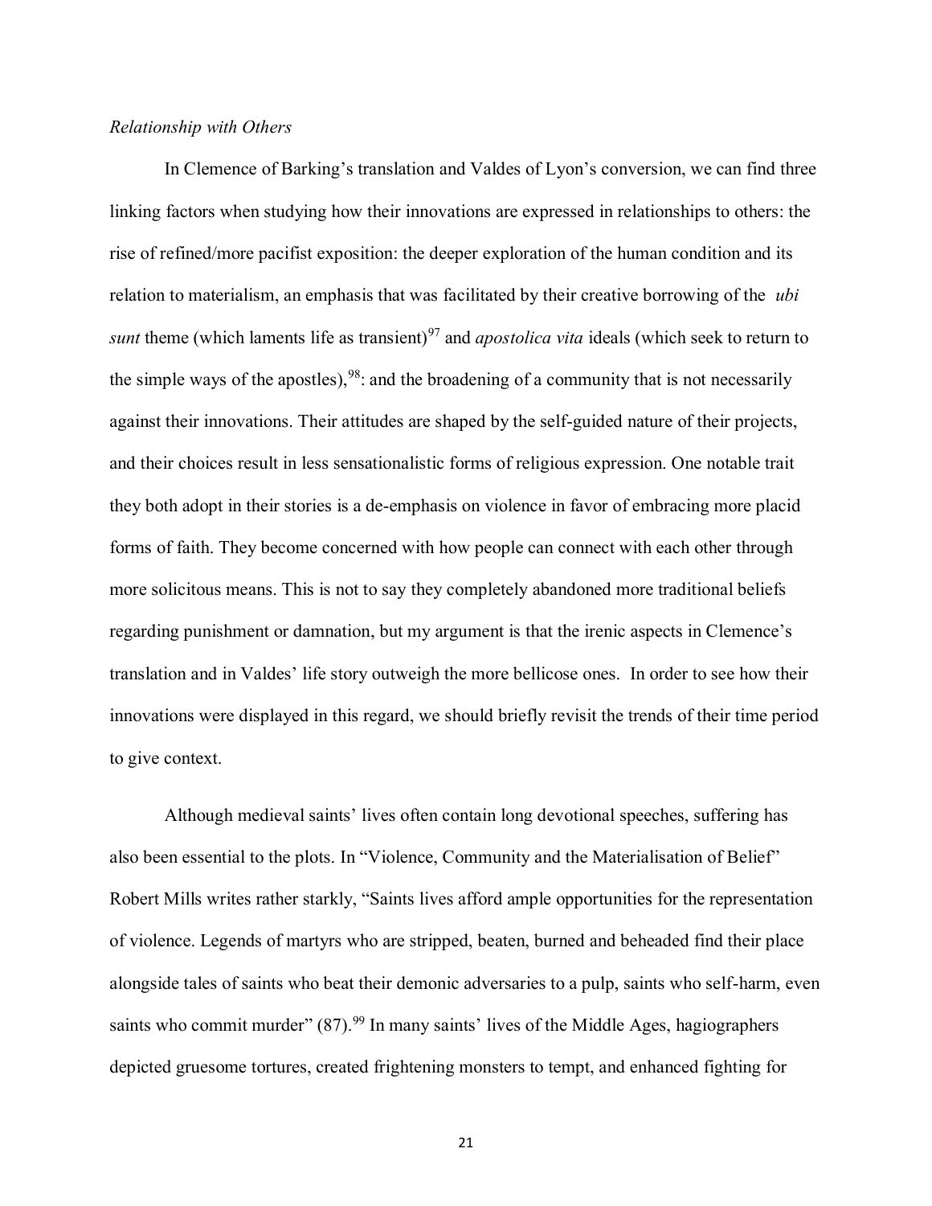*Relationship with Others*

In Clemence of Barking's translation and Valdes of Lyon's conversion, we can find three linking factors when studying how their innovations are expressed in relationships to others: the rise of refined/more pacifist exposition: the deeper exploration of the human condition and its relation to materialism, an emphasis that was facilitated by their creative borrowing of the *ubi sunt* theme (which laments life as transient)[97] and *apostolica vita* ideals (which seek to return to the simple ways of the apostles),[98]: and the broadening of a community that is not necessarily against their innovations. Their attitudes are shaped by the self-guided nature of their projects, and their choices result in less sensationalistic forms of religious expression. One notable trait they both adopt in their stories is a de-emphasis on violence in favor of embracing more placid forms of faith. They become concerned with how people can connect with each other through more solicitous means. This is not to say they completely abandoned more traditional beliefs regarding punishment or damnation, but my argument is that the irenic aspects in Clemence's translation and in Valdes' life story outweigh the more bellicose ones. In order to see how their innovations were displayed in this regard, we should briefly revisit the trends of their time period to give context.

Although medieval saints' lives often contain long devotional speeches, suffering has also been essential to the plots. In "Violence, Community and the Materialisation of Belief" Robert Mills writes rather starkly, "Saints lives afford ample opportunities for the representation of violence. Legends of martyrs who are stripped, beaten, burned and beheaded find their place alongside tales of saints who beat their demonic adversaries to a pulp, saints who self-harm, even saints who commit murder" (87).[99] In many saints' lives of the Middle Ages, hagiographers depicted gruesome tortures, created frightening monsters to tempt, and enhanced fighting for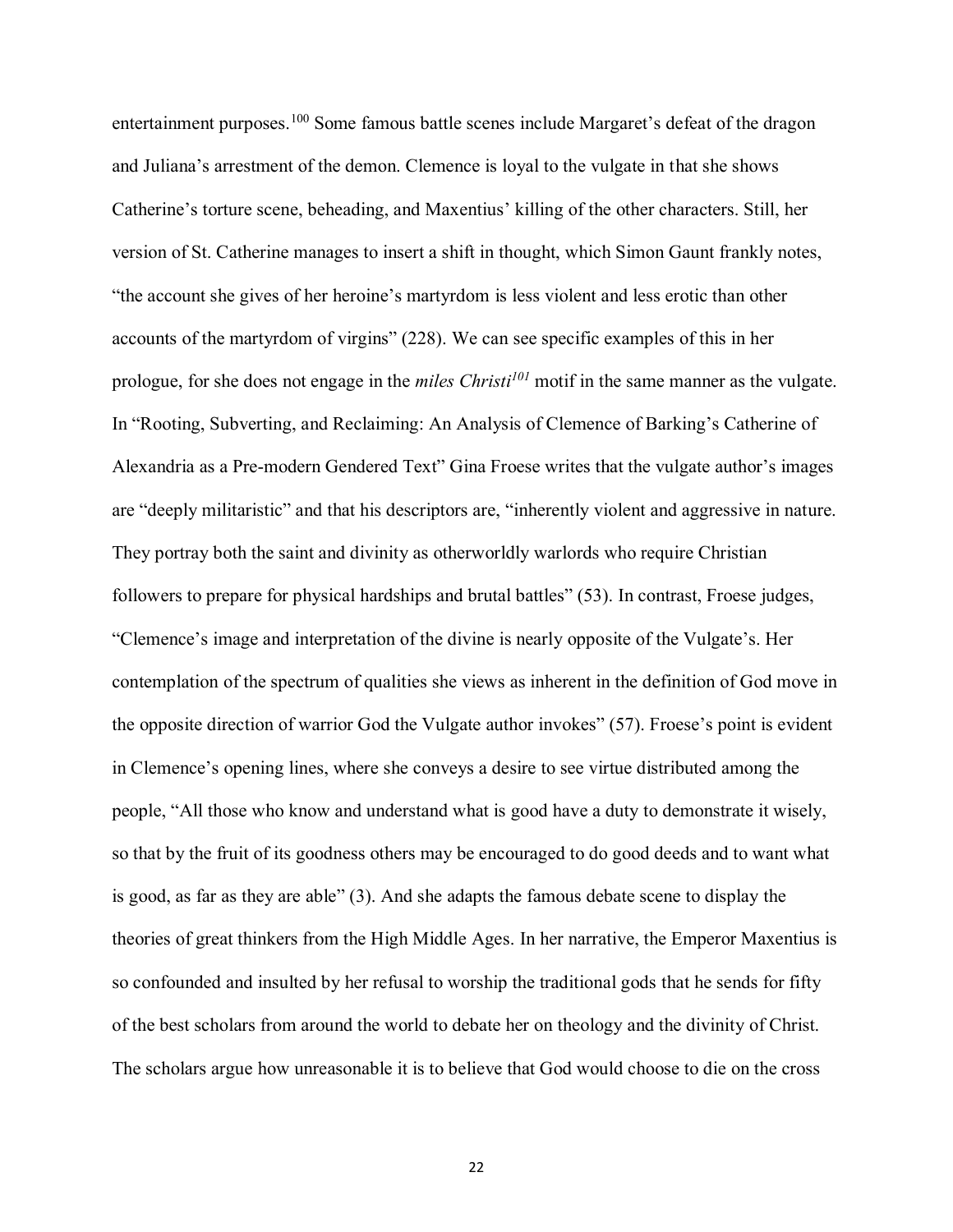entertainment purposes.[100] Some famous battle scenes include Margaret's defeat of the dragon and Juliana's arrestment of the demon. Clemence is loyal to the vulgate in that she shows Catherine's torture scene, beheading, and Maxentius' killing of the other characters. Still, her version of St. Catherine manages to insert a shift in thought, which Simon Gaunt frankly notes, "the account she gives of her heroine's martyrdom is less violent and less erotic than other accounts of the martyrdom of virgins" (228). We can see specific examples of this in her prologue, for she does not engage in the *miles Christi*[101] motif in the same manner as the vulgate. In "Rooting, Subverting, and Reclaiming: An Analysis of Clemence of Barking's Catherine of Alexandria as a Pre-modern Gendered Text" Gina Froese writes that the vulgate author's images are "deeply militaristic" and that his descriptors are, "inherently violent and aggressive in nature. They portray both the saint and divinity as otherworldly warlords who require Christian followers to prepare for physical hardships and brutal battles" (53). In contrast, Froese judges, "Clemence's image and interpretation of the divine is nearly opposite of the Vulgate's. Her contemplation of the spectrum of qualities she views as inherent in the definition of God move in the opposite direction of warrior God the Vulgate author invokes" (57). Froese's point is evident in Clemence's opening lines, where she conveys a desire to see virtue distributed among the people, "All those who know and understand what is good have a duty to demonstrate it wisely, so that by the fruit of its goodness others may be encouraged to do good deeds and to want what is good, as far as they are able" (3). And she adapts the famous debate scene to display the theories of great thinkers from the High Middle Ages. In her narrative, the Emperor Maxentius is so confounded and insulted by her refusal to worship the traditional gods that he sends for fifty of the best scholars from around the world to debate her on theology and the divinity of Christ. The scholars argue how unreasonable it is to believe that God would choose to die on the cross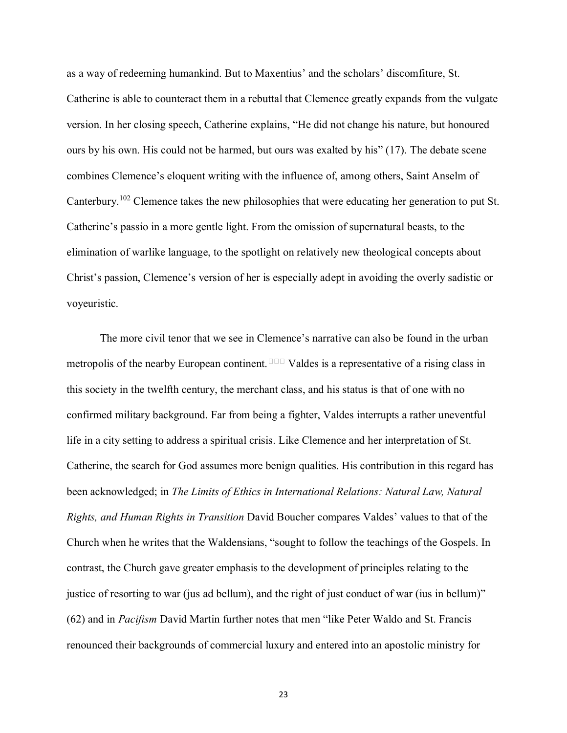as a way of redeeming humankind. But to Maxentius' and the scholars' discomfiture, St. Catherine is able to counteract them in a rebuttal that Clemence greatly expands from the vulgate version. In her closing speech, Catherine explains, "He did not change his nature, but honoured ours by his own. His could not be harmed, but ours was exalted by his" (17). The debate scene combines Clemence's eloquent writing with the influence of, among others, Saint Anselm of Canterbury.[102] Clemence takes the new philosophies that were educating her generation to put St. Catherine's passio in a more gentle light. From the omission of supernatural beasts, to the elimination of warlike language, to the spotlight on relatively new theological concepts about Christ's passion, Clemence's version of her is especially adept in avoiding the overly sadistic or voyeuristic.

The more civil tenor that we see in Clemence's narrative can also be found in the urban metropolis of the nearby European continent.□□□ Valdes is a representative of a rising class in this society in the twelfth century, the merchant class, and his status is that of one with no confirmed military background. Far from being a fighter, Valdes interrupts a rather uneventful life in a city setting to address a spiritual crisis. Like Clemence and her interpretation of St. Catherine, the search for God assumes more benign qualities. His contribution in this regard has been acknowledged; in *The Limits of Ethics in International Relations: Natural Law, Natural Rights, and Human Rights in Transition* David Boucher compares Valdes' values to that of the Church when he writes that the Waldensians, "sought to follow the teachings of the Gospels. In contrast, the Church gave greater emphasis to the development of principles relating to the justice of resorting to war (jus ad bellum), and the right of just conduct of war (ius in bellum)" (62) and in *Pacifism* David Martin further notes that men "like Peter Waldo and St. Francis renounced their backgrounds of commercial luxury and entered into an apostolic ministry for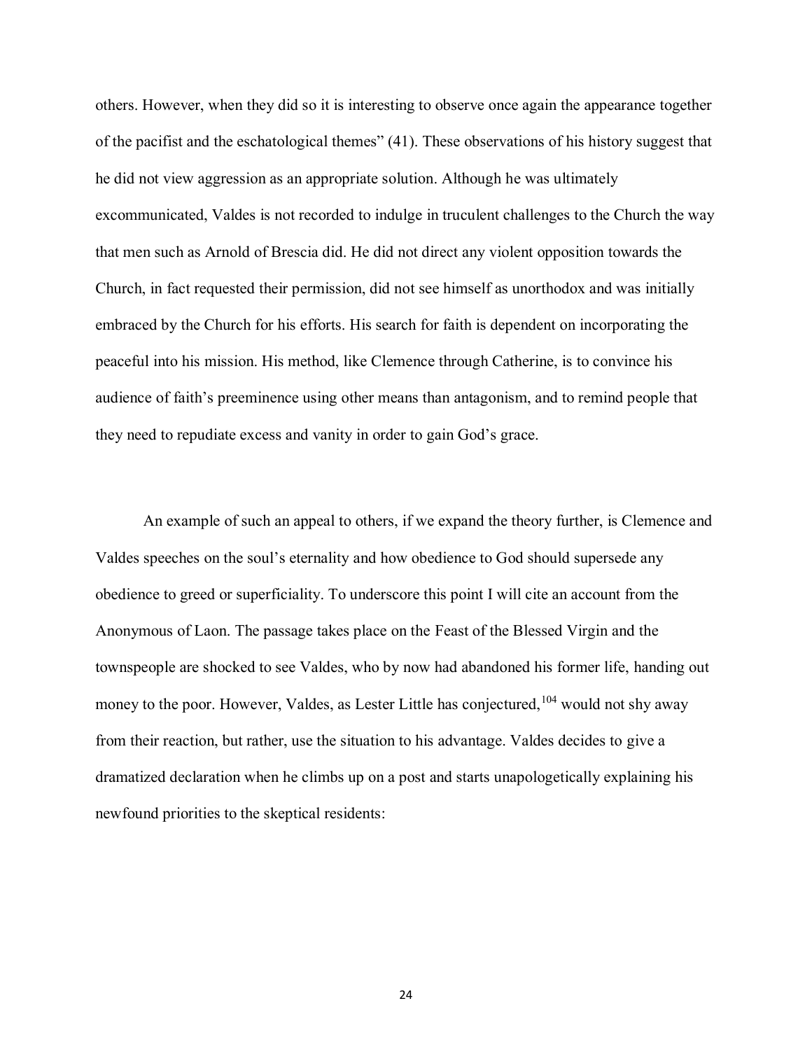others. However, when they did so it is interesting to observe once again the appearance together of the pacifist and the eschatological themes" (41). These observations of his history suggest that he did not view aggression as an appropriate solution. Although he was ultimately excommunicated, Valdes is not recorded to indulge in truculent challenges to the Church the way that men such as Arnold of Brescia did. He did not direct any violent opposition towards the Church, in fact requested their permission, did not see himself as unorthodox and was initially embraced by the Church for his efforts. His search for faith is dependent on incorporating the peaceful into his mission. His method, like Clemence through Catherine, is to convince his audience of faith's preeminence using other means than antagonism, and to remind people that they need to repudiate excess and vanity in order to gain God's grace.

An example of such an appeal to others, if we expand the theory further, is Clemence and Valdes speeches on the soul's eternality and how obedience to God should supersede any obedience to greed or superficiality. To underscore this point I will cite an account from the Anonymous of Laon. The passage takes place on the Feast of the Blessed Virgin and the townspeople are shocked to see Valdes, who by now had abandoned his former life, handing out money to the poor. However, Valdes, as Lester Little has conjectured,[104] would not shy away from their reaction, but rather, use the situation to his advantage. Valdes decides to give a dramatized declaration when he climbs up on a post and starts unapologetically explaining his newfound priorities to the skeptical residents: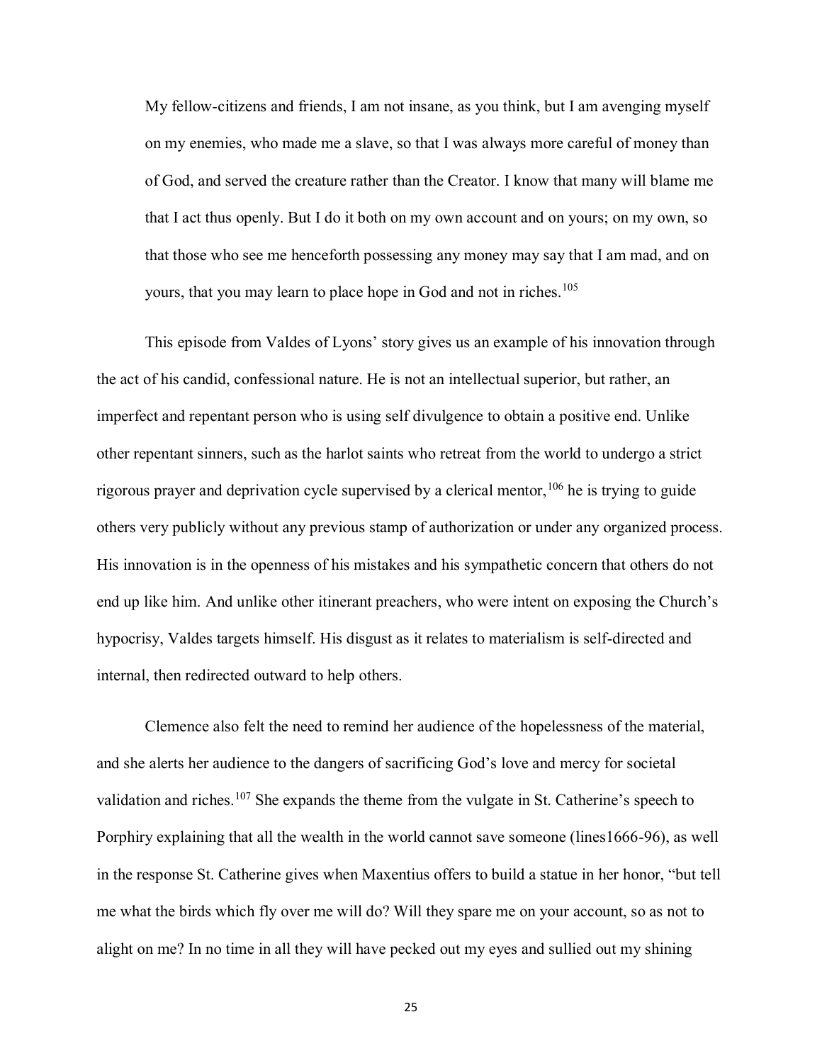> My fellow-citizens and friends, I am not insane, as you think, but I am avenging myself on my enemies, who made me a slave, so that I was always more careful of money than of God, and served the creature rather than the Creator. I know that many will blame me that I act thus openly. But I do it both on my own account and on yours; on my own, so that those who see me henceforth possessing any money may say that I am mad, and on yours, that you may learn to place hope in God and not in riches.[105]

This episode from Valdes of Lyons' story gives us an example of his innovation through the act of his candid, confessional nature. He is not an intellectual superior, but rather, an imperfect and repentant person who is using self divulgence to obtain a positive end. Unlike other repentant sinners, such as the harlot saints who retreat from the world to undergo a strict rigorous prayer and deprivation cycle supervised by a clerical mentor,[106] he is trying to guide others very publicly without any previous stamp of authorization or under any organized process. His innovation is in the openness of his mistakes and his sympathetic concern that others do not end up like him. And unlike other itinerant preachers, who were intent on exposing the Church's hypocrisy, Valdes targets himself. His disgust as it relates to materialism is self-directed and internal, then redirected outward to help others.

Clemence also felt the need to remind her audience of the hopelessness of the material, and she alerts her audience to the dangers of sacrificing God's love and mercy for societal validation and riches.[107] She expands the theme from the vulgate in St. Catherine's speech to Porphiry explaining that all the wealth in the world cannot save someone (lines1666-96), as well in the response St. Catherine gives when Maxentius offers to build a statue in her honor, "but tell me what the birds which fly over me will do? Will they spare me on your account, so as not to alight on me? In no time in all they will have pecked out my eyes and sullied out my shining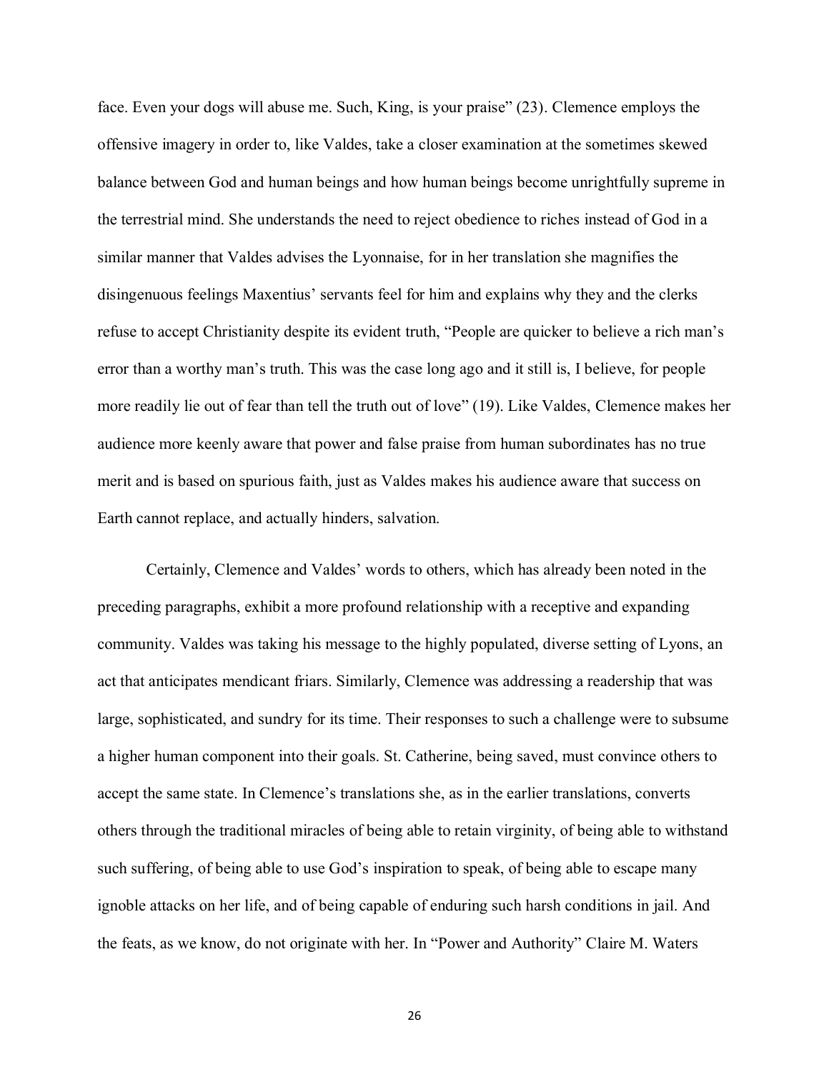face. Even your dogs will abuse me. Such, King, is your praise" (23). Clemence employs the offensive imagery in order to, like Valdes, take a closer examination at the sometimes skewed balance between God and human beings and how human beings become unrightfully supreme in the terrestrial mind. She understands the need to reject obedience to riches instead of God in a similar manner that Valdes advises the Lyonnaise, for in her translation she magnifies the disingenuous feelings Maxentius' servants feel for him and explains why they and the clerks refuse to accept Christianity despite its evident truth, "People are quicker to believe a rich man's error than a worthy man's truth. This was the case long ago and it still is, I believe, for people more readily lie out of fear than tell the truth out of love" (19). Like Valdes, Clemence makes her audience more keenly aware that power and false praise from human subordinates has no true merit and is based on spurious faith, just as Valdes makes his audience aware that success on Earth cannot replace, and actually hinders, salvation.

Certainly, Clemence and Valdes' words to others, which has already been noted in the preceding paragraphs, exhibit a more profound relationship with a receptive and expanding community. Valdes was taking his message to the highly populated, diverse setting of Lyons, an act that anticipates mendicant friars. Similarly, Clemence was addressing a readership that was large, sophisticated, and sundry for its time. Their responses to such a challenge were to subsume a higher human component into their goals. St. Catherine, being saved, must convince others to accept the same state. In Clemence's translations she, as in the earlier translations, converts others through the traditional miracles of being able to retain virginity, of being able to withstand such suffering, of being able to use God's inspiration to speak, of being able to escape many ignoble attacks on her life, and of being capable of enduring such harsh conditions in jail. And the feats, as we know, do not originate with her. In "Power and Authority" Claire M. Waters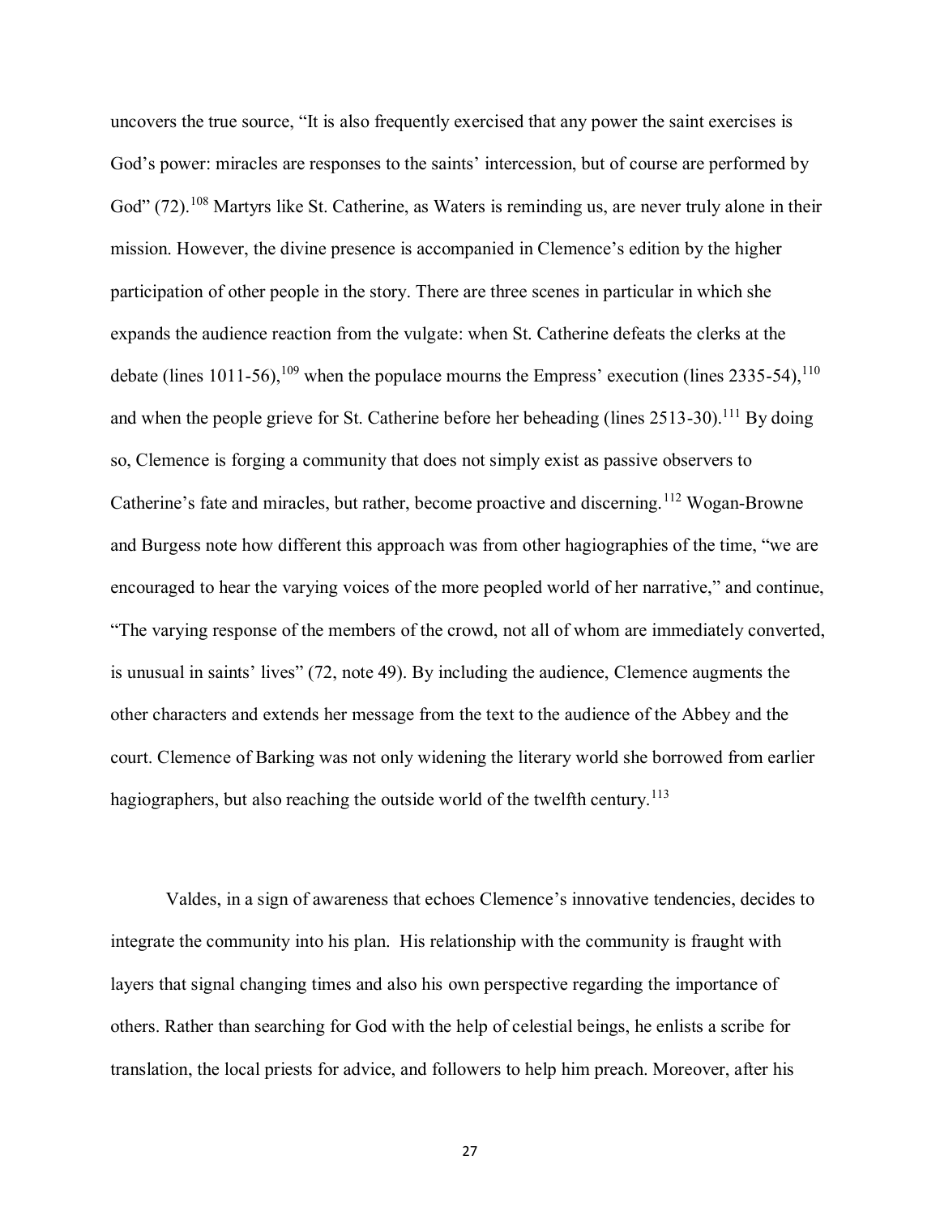uncovers the true source, "It is also frequently exercised that any power the saint exercises is God's power: miracles are responses to the saints' intercession, but of course are performed by God" (72).[108] Martyrs like St. Catherine, as Waters is reminding us, are never truly alone in their mission. However, the divine presence is accompanied in Clemence's edition by the higher participation of other people in the story. There are three scenes in particular in which she expands the audience reaction from the vulgate: when St. Catherine defeats the clerks at the debate (lines 1011-56),[109] when the populace mourns the Empress' execution (lines 2335-54),[110] and when the people grieve for St. Catherine before her beheading (lines 2513-30).[111] By doing so, Clemence is forging a community that does not simply exist as passive observers to Catherine's fate and miracles, but rather, become proactive and discerning.[112] Wogan-Browne and Burgess note how different this approach was from other hagiographies of the time, "we are encouraged to hear the varying voices of the more peopled world of her narrative," and continue, "The varying response of the members of the crowd, not all of whom are immediately converted, is unusual in saints' lives" (72, note 49). By including the audience, Clemence augments the other characters and extends her message from the text to the audience of the Abbey and the court. Clemence of Barking was not only widening the literary world she borrowed from earlier hagiographers, but also reaching the outside world of the twelfth century.[113]

Valdes, in a sign of awareness that echoes Clemence's innovative tendencies, decides to integrate the community into his plan. His relationship with the community is fraught with layers that signal changing times and also his own perspective regarding the importance of others. Rather than searching for God with the help of celestial beings, he enlists a scribe for translation, the local priests for advice, and followers to help him preach. Moreover, after his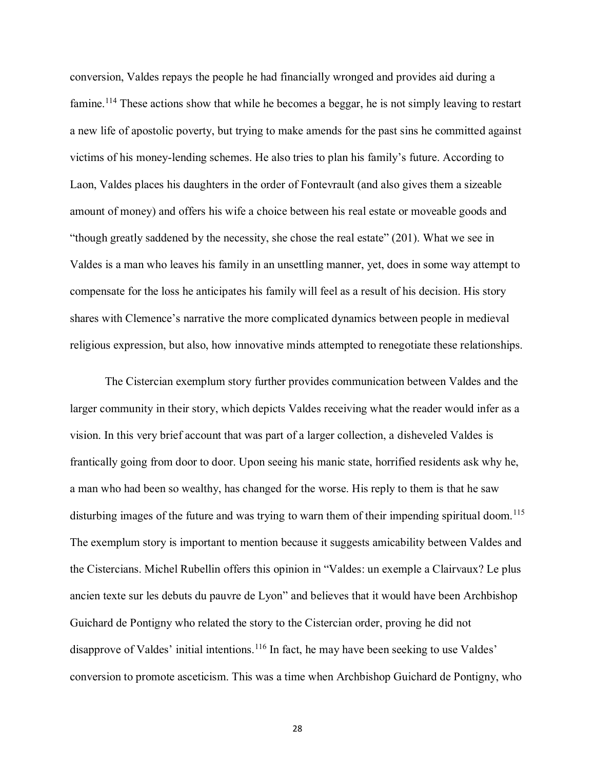conversion, Valdes repays the people he had financially wronged and provides aid during a famine.[114] These actions show that while he becomes a beggar, he is not simply leaving to restart a new life of apostolic poverty, but trying to make amends for the past sins he committed against victims of his money-lending schemes. He also tries to plan his family's future. According to Laon, Valdes places his daughters in the order of Fontevrault (and also gives them a sizeable amount of money) and offers his wife a choice between his real estate or moveable goods and "though greatly saddened by the necessity, she chose the real estate" (201). What we see in Valdes is a man who leaves his family in an unsettling manner, yet, does in some way attempt to compensate for the loss he anticipates his family will feel as a result of his decision. His story shares with Clemence's narrative the more complicated dynamics between people in medieval religious expression, but also, how innovative minds attempted to renegotiate these relationships.

The Cistercian exemplum story further provides communication between Valdes and the larger community in their story, which depicts Valdes receiving what the reader would infer as a vision. In this very brief account that was part of a larger collection, a disheveled Valdes is frantically going from door to door. Upon seeing his manic state, horrified residents ask why he, a man who had been so wealthy, has changed for the worse. His reply to them is that he saw disturbing images of the future and was trying to warn them of their impending spiritual doom.[115] The exemplum story is important to mention because it suggests amicability between Valdes and the Cistercians. Michel Rubellin offers this opinion in "Valdes: un exemple a Clairvaux? Le plus ancien texte sur les debuts du pauvre de Lyon" and believes that it would have been Archbishop Guichard de Pontigny who related the story to the Cistercian order, proving he did not disapprove of Valdes' initial intentions.[116] In fact, he may have been seeking to use Valdes' conversion to promote asceticism. This was a time when Archbishop Guichard de Pontigny, who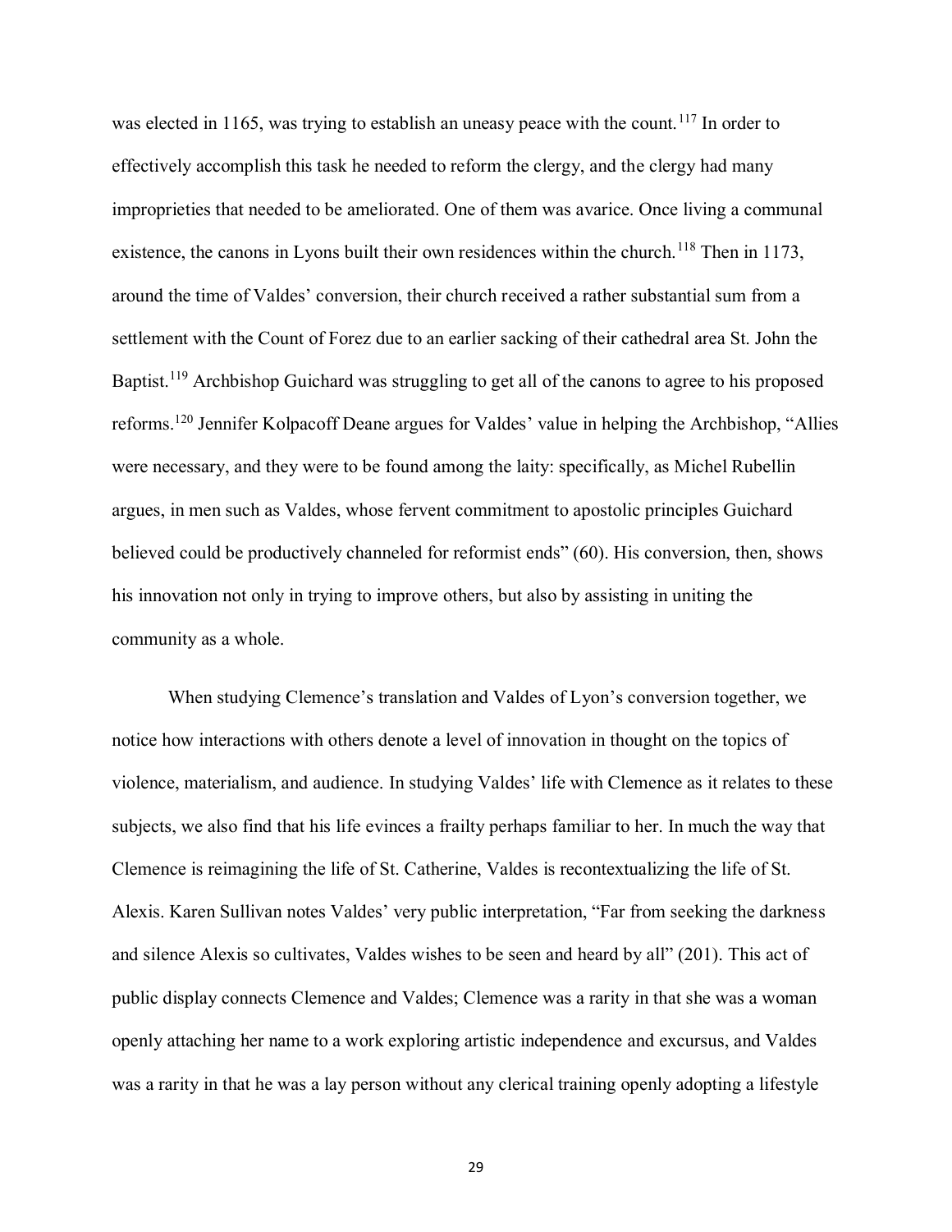was elected in 1165, was trying to establish an uneasy peace with the count.[117] In order to effectively accomplish this task he needed to reform the clergy, and the clergy had many improprieties that needed to be ameliorated. One of them was avarice. Once living a communal existence, the canons in Lyons built their own residences within the church.[118] Then in 1173, around the time of Valdes' conversion, their church received a rather substantial sum from a settlement with the Count of Forez due to an earlier sacking of their cathedral area St. John the Baptist.[119] Archbishop Guichard was struggling to get all of the canons to agree to his proposed reforms.[120] Jennifer Kolpacoff Deane argues for Valdes' value in helping the Archbishop, "Allies were necessary, and they were to be found among the laity: specifically, as Michel Rubellin argues, in men such as Valdes, whose fervent commitment to apostolic principles Guichard believed could be productively channeled for reformist ends" (60). His conversion, then, shows his innovation not only in trying to improve others, but also by assisting in uniting the community as a whole.

When studying Clemence's translation and Valdes of Lyon's conversion together, we notice how interactions with others denote a level of innovation in thought on the topics of violence, materialism, and audience. In studying Valdes' life with Clemence as it relates to these subjects, we also find that his life evinces a frailty perhaps familiar to her. In much the way that Clemence is reimagining the life of St. Catherine, Valdes is recontextualizing the life of St. Alexis. Karen Sullivan notes Valdes' very public interpretation, "Far from seeking the darkness and silence Alexis so cultivates, Valdes wishes to be seen and heard by all" (201). This act of public display connects Clemence and Valdes; Clemence was a rarity in that she was a woman openly attaching her name to a work exploring artistic independence and excursus, and Valdes was a rarity in that he was a lay person without any clerical training openly adopting a lifestyle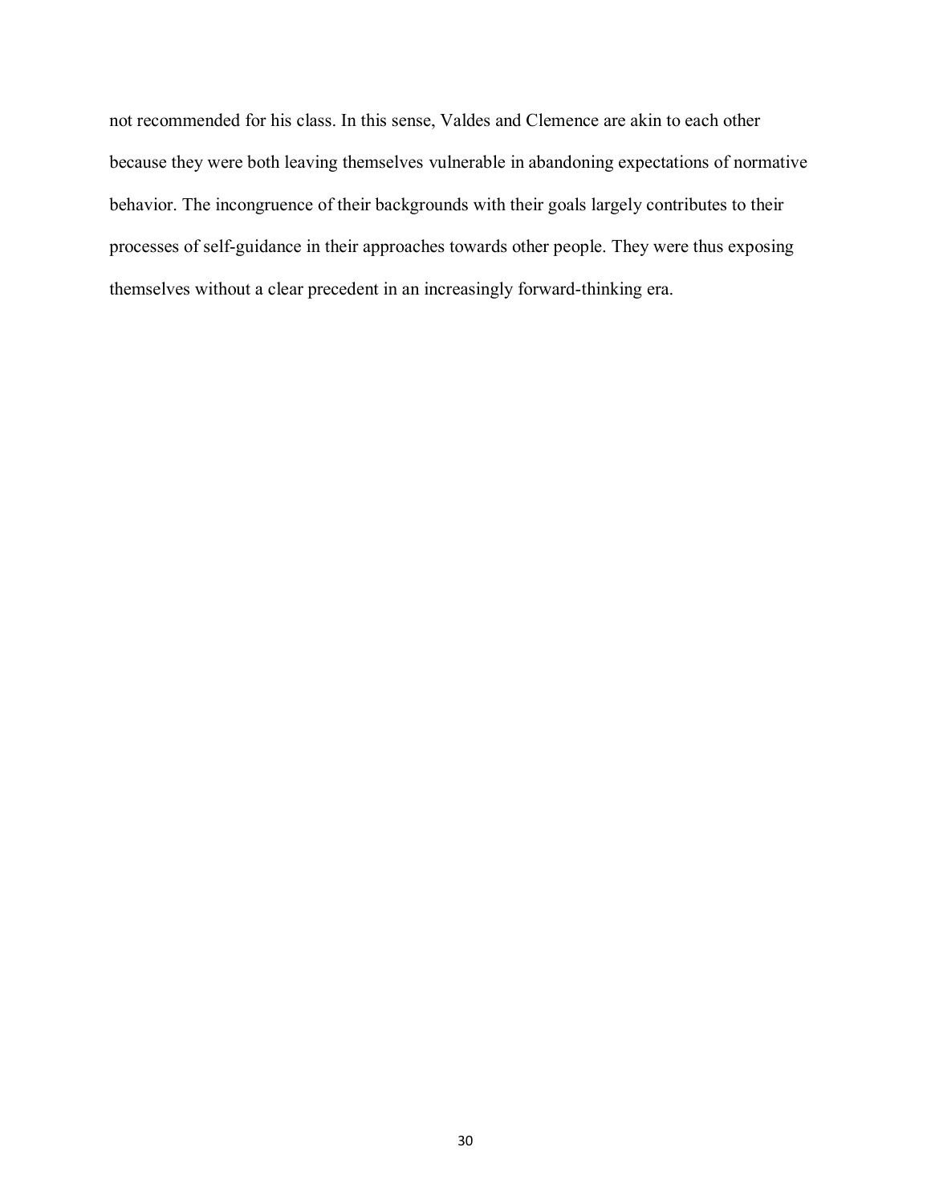not recommended for his class. In this sense, Valdes and Clemence are akin to each other because they were both leaving themselves vulnerable in abandoning expectations of normative behavior. The incongruence of their backgrounds with their goals largely contributes to their processes of self-guidance in their approaches towards other people. They were thus exposing themselves without a clear precedent in an increasingly forward-thinking era.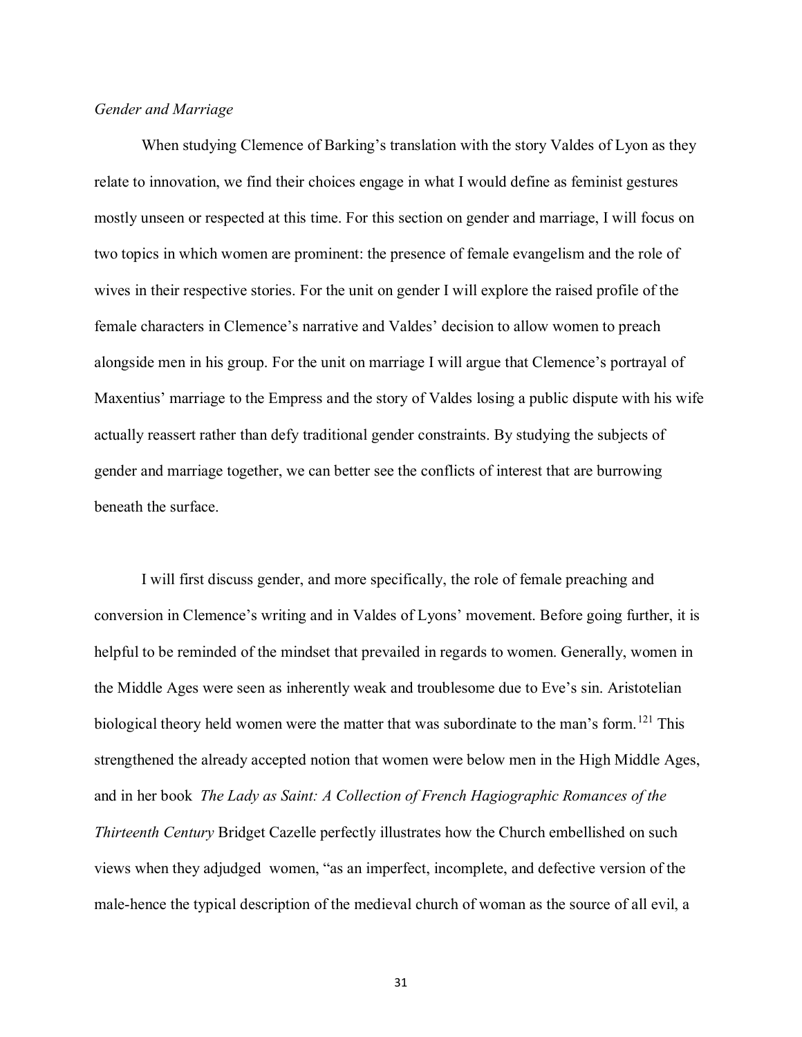*Gender and Marriage*

When studying Clemence of Barking's translation with the story Valdes of Lyon as they relate to innovation, we find their choices engage in what I would define as feminist gestures mostly unseen or respected at this time. For this section on gender and marriage, I will focus on two topics in which women are prominent: the presence of female evangelism and the role of wives in their respective stories. For the unit on gender I will explore the raised profile of the female characters in Clemence's narrative and Valdes' decision to allow women to preach alongside men in his group. For the unit on marriage I will argue that Clemence's portrayal of Maxentius' marriage to the Empress and the story of Valdes losing a public dispute with his wife actually reassert rather than defy traditional gender constraints. By studying the subjects of gender and marriage together, we can better see the conflicts of interest that are burrowing beneath the surface.

I will first discuss gender, and more specifically, the role of female preaching and conversion in Clemence's writing and in Valdes of Lyons' movement. Before going further, it is helpful to be reminded of the mindset that prevailed in regards to women. Generally, women in the Middle Ages were seen as inherently weak and troublesome due to Eve's sin. Aristotelian biological theory held women were the matter that was subordinate to the man's form.[121] This strengthened the already accepted notion that women were below men in the High Middle Ages, and in her book *The Lady as Saint: A Collection of French Hagiographic Romances of the Thirteenth Century* Bridget Cazelle perfectly illustrates how the Church embellished on such views when they adjudged women, "as an imperfect, incomplete, and defective version of the male-hence the typical description of the medieval church of woman as the source of all evil, a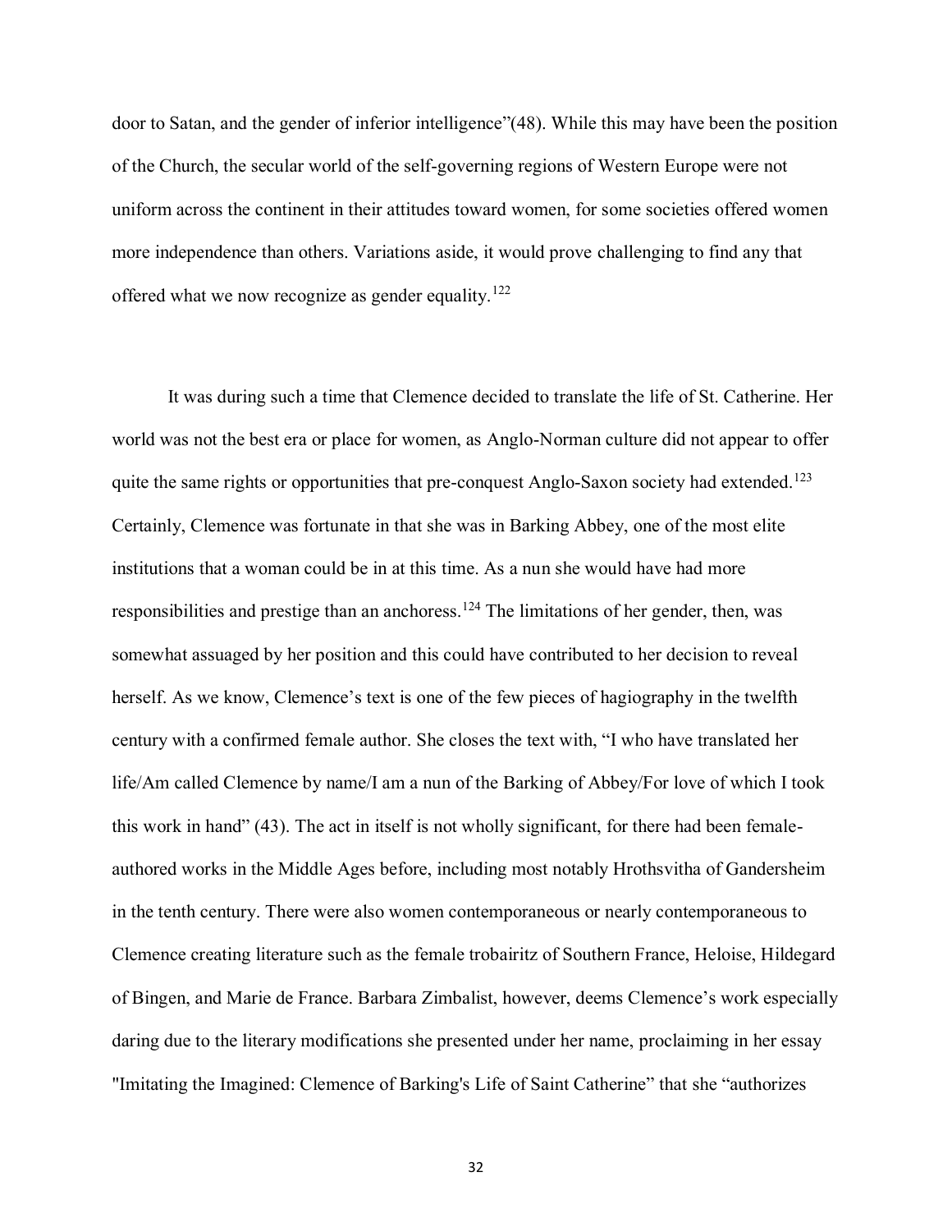door to Satan, and the gender of inferior intelligence”(48). While this may have been the position of the Church, the secular world of the self-governing regions of Western Europe were not uniform across the continent in their attitudes toward women, for some societies offered women more independence than others. Variations aside, it would prove challenging to find any that offered what we now recognize as gender equality.[122]

It was during such a time that Clemence decided to translate the life of St. Catherine. Her world was not the best era or place for women, as Anglo-Norman culture did not appear to offer quite the same rights or opportunities that pre-conquest Anglo-Saxon society had extended.[123] Certainly, Clemence was fortunate in that she was in Barking Abbey, one of the most elite institutions that a woman could be in at this time. As a nun she would have had more responsibilities and prestige than an anchoress.[124] The limitations of her gender, then, was somewhat assuaged by her position and this could have contributed to her decision to reveal herself. As we know, Clemence's text is one of the few pieces of hagiography in the twelfth century with a confirmed female author. She closes the text with, “I who have translated her life/Am called Clemence by name/I am a nun of the Barking of Abbey/For love of which I took this work in hand” (43). The act in itself is not wholly significant, for there had been female-authored works in the Middle Ages before, including most notably Hrothsvitha of Gandersheim in the tenth century. There were also women contemporaneous or nearly contemporaneous to Clemence creating literature such as the female trobairitz of Southern France, Heloise, Hildegard of Bingen, and Marie de France. Barbara Zimbalist, however, deems Clemence's work especially daring due to the literary modifications she presented under her name, proclaiming in her essay "Imitating the Imagined: Clemence of Barking's Life of Saint Catherine” that she “authorizes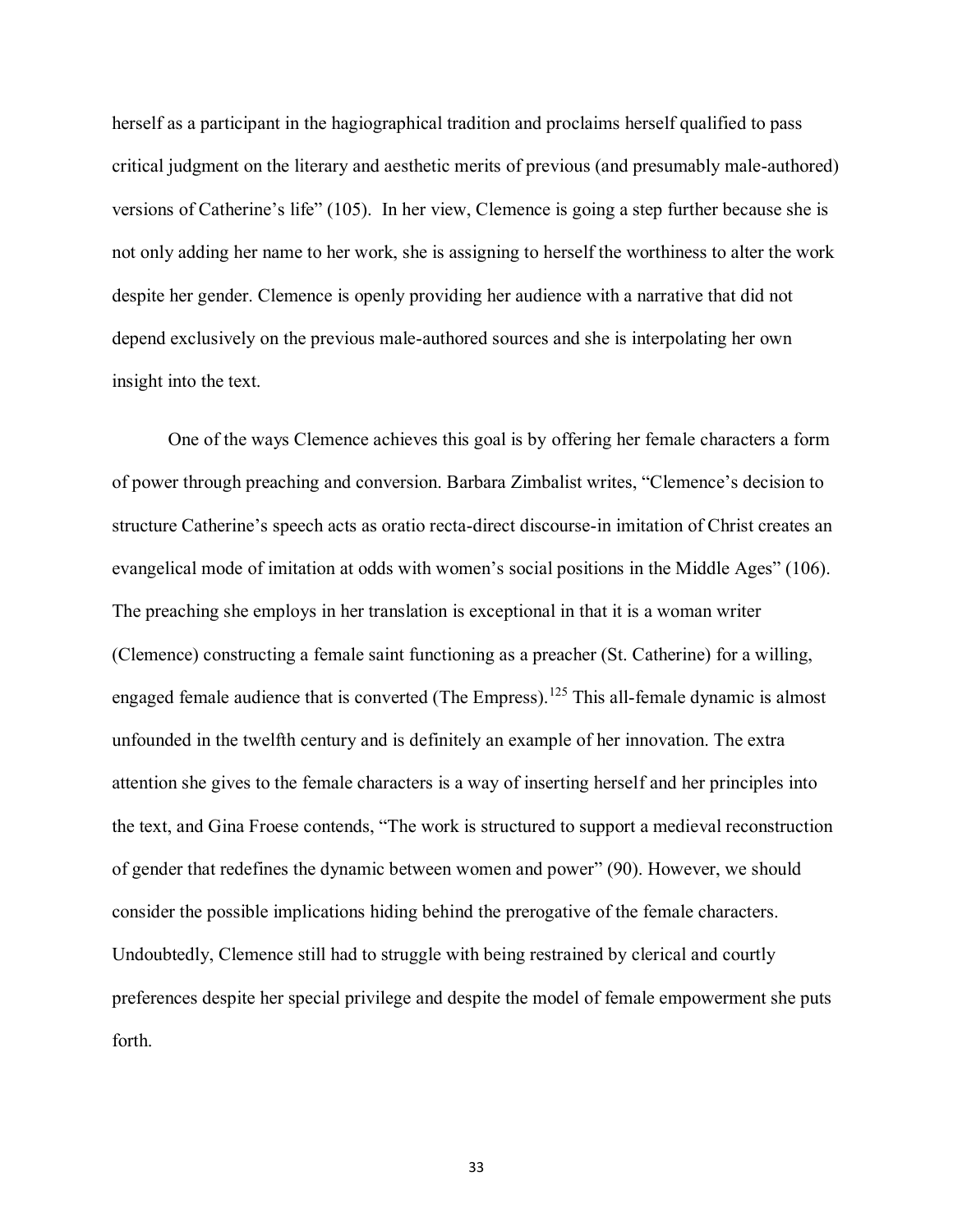herself as a participant in the hagiographical tradition and proclaims herself qualified to pass critical judgment on the literary and aesthetic merits of previous (and presumably male-authored) versions of Catherine's life" (105). In her view, Clemence is going a step further because she is not only adding her name to her work, she is assigning to herself the worthiness to alter the work despite her gender. Clemence is openly providing her audience with a narrative that did not depend exclusively on the previous male-authored sources and she is interpolating her own insight into the text.

One of the ways Clemence achieves this goal is by offering her female characters a form of power through preaching and conversion. Barbara Zimbalist writes, "Clemence's decision to structure Catherine's speech acts as oratio recta-direct discourse-in imitation of Christ creates an evangelical mode of imitation at odds with women's social positions in the Middle Ages" (106). The preaching she employs in her translation is exceptional in that it is a woman writer (Clemence) constructing a female saint functioning as a preacher (St. Catherine) for a willing, engaged female audience that is converted (The Empress).[125] This all-female dynamic is almost unfounded in the twelfth century and is definitely an example of her innovation. The extra attention she gives to the female characters is a way of inserting herself and her principles into the text, and Gina Froese contends, "The work is structured to support a medieval reconstruction of gender that redefines the dynamic between women and power" (90). However, we should consider the possible implications hiding behind the prerogative of the female characters. Undoubtedly, Clemence still had to struggle with being restrained by clerical and courtly preferences despite her special privilege and despite the model of female empowerment she puts forth.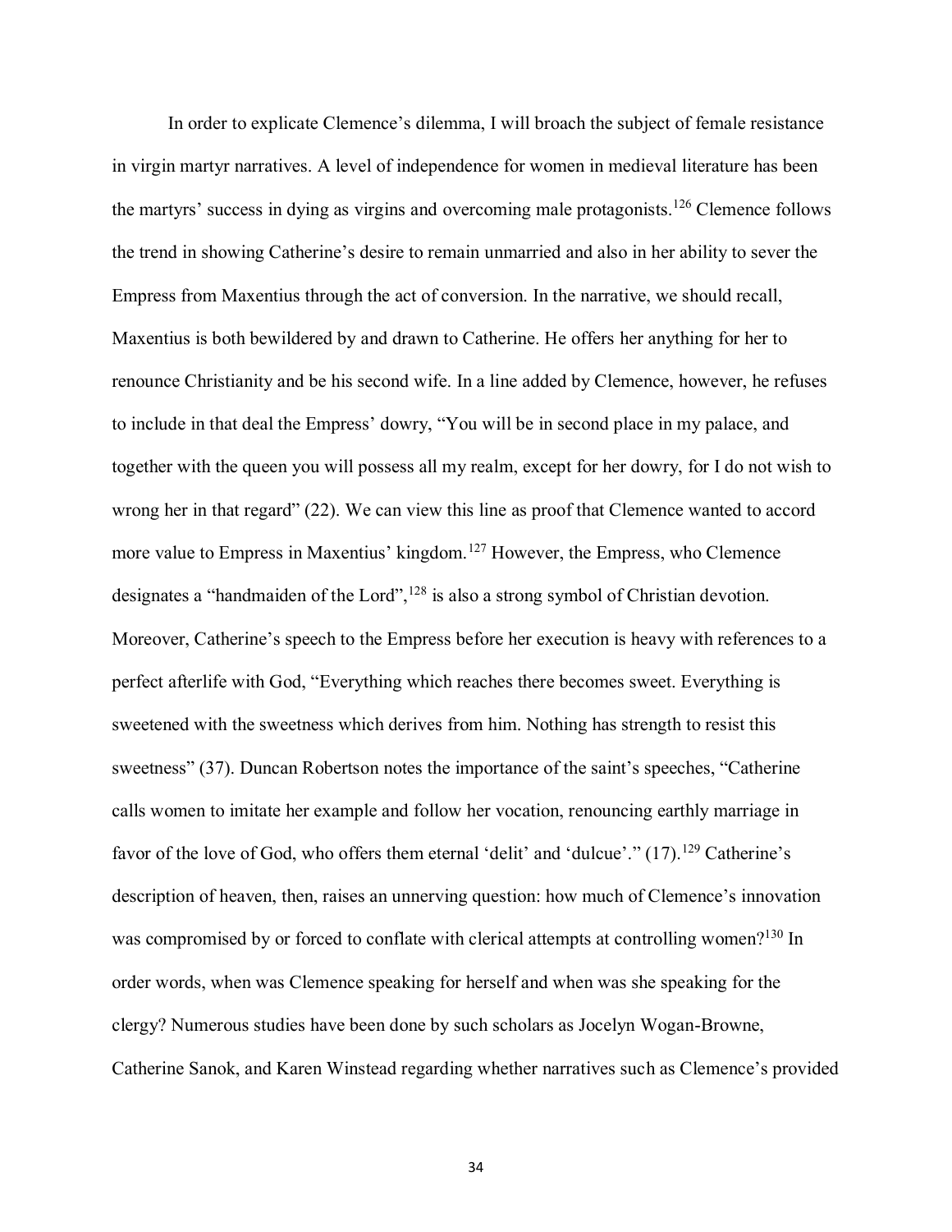In order to explicate Clemence's dilemma, I will broach the subject of female resistance in virgin martyr narratives. A level of independence for women in medieval literature has been the martyrs' success in dying as virgins and overcoming male protagonists.[126] Clemence follows the trend in showing Catherine's desire to remain unmarried and also in her ability to sever the Empress from Maxentius through the act of conversion. In the narrative, we should recall, Maxentius is both bewildered by and drawn to Catherine. He offers her anything for her to renounce Christianity and be his second wife. In a line added by Clemence, however, he refuses to include in that deal the Empress' dowry, "You will be in second place in my palace, and together with the queen you will possess all my realm, except for her dowry, for I do not wish to wrong her in that regard" (22). We can view this line as proof that Clemence wanted to accord more value to Empress in Maxentius' kingdom.[127] However, the Empress, who Clemence designates a "handmaiden of the Lord",[128] is also a strong symbol of Christian devotion. Moreover, Catherine's speech to the Empress before her execution is heavy with references to a perfect afterlife with God, "Everything which reaches there becomes sweet. Everything is sweetened with the sweetness which derives from him. Nothing has strength to resist this sweetness" (37). Duncan Robertson notes the importance of the saint's speeches, "Catherine calls women to imitate her example and follow her vocation, renouncing earthly marriage in favor of the love of God, who offers them eternal 'delit' and 'dulcue'." (17).[129] Catherine's description of heaven, then, raises an unnerving question: how much of Clemence's innovation was compromised by or forced to conflate with clerical attempts at controlling women?[130] In order words, when was Clemence speaking for herself and when was she speaking for the clergy? Numerous studies have been done by such scholars as Jocelyn Wogan-Browne, Catherine Sanok, and Karen Winstead regarding whether narratives such as Clemence's provided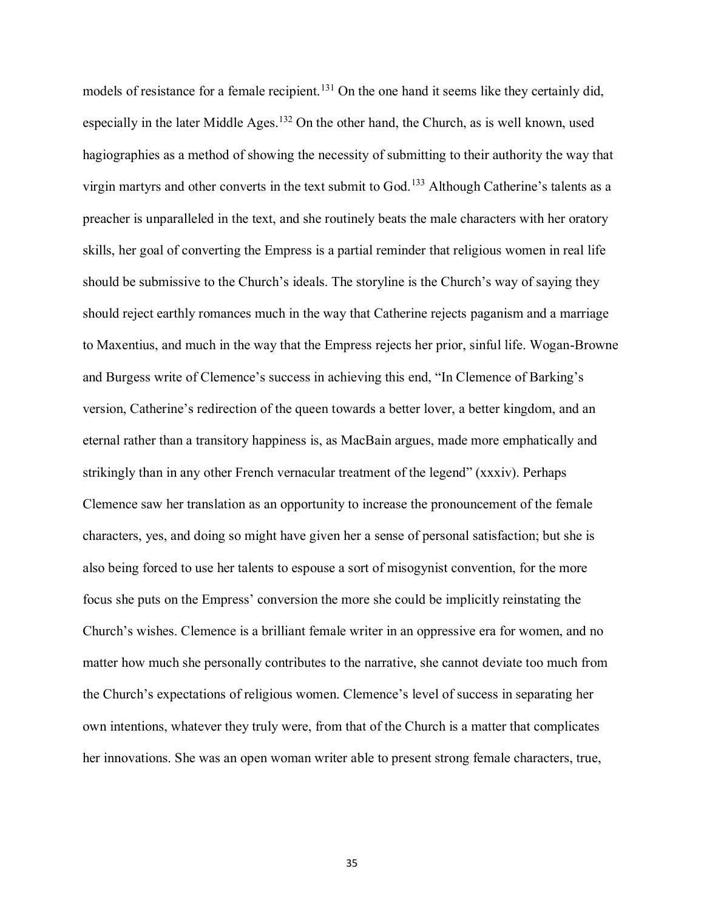models of resistance for a female recipient.[131] On the one hand it seems like they certainly did, especially in the later Middle Ages.[132] On the other hand, the Church, as is well known, used hagiographies as a method of showing the necessity of submitting to their authority the way that virgin martyrs and other converts in the text submit to God.[133] Although Catherine's talents as a preacher is unparalleled in the text, and she routinely beats the male characters with her oratory skills, her goal of converting the Empress is a partial reminder that religious women in real life should be submissive to the Church's ideals. The storyline is the Church's way of saying they should reject earthly romances much in the way that Catherine rejects paganism and a marriage to Maxentius, and much in the way that the Empress rejects her prior, sinful life. Wogan-Browne and Burgess write of Clemence's success in achieving this end, "In Clemence of Barking's version, Catherine's redirection of the queen towards a better lover, a better kingdom, and an eternal rather than a transitory happiness is, as MacBain argues, made more emphatically and strikingly than in any other French vernacular treatment of the legend" (xxxiv). Perhaps Clemence saw her translation as an opportunity to increase the pronouncement of the female characters, yes, and doing so might have given her a sense of personal satisfaction; but she is also being forced to use her talents to espouse a sort of misogynist convention, for the more focus she puts on the Empress' conversion the more she could be implicitly reinstating the Church's wishes. Clemence is a brilliant female writer in an oppressive era for women, and no matter how much she personally contributes to the narrative, she cannot deviate too much from the Church's expectations of religious women. Clemence's level of success in separating her own intentions, whatever they truly were, from that of the Church is a matter that complicates her innovations. She was an open woman writer able to present strong female characters, true,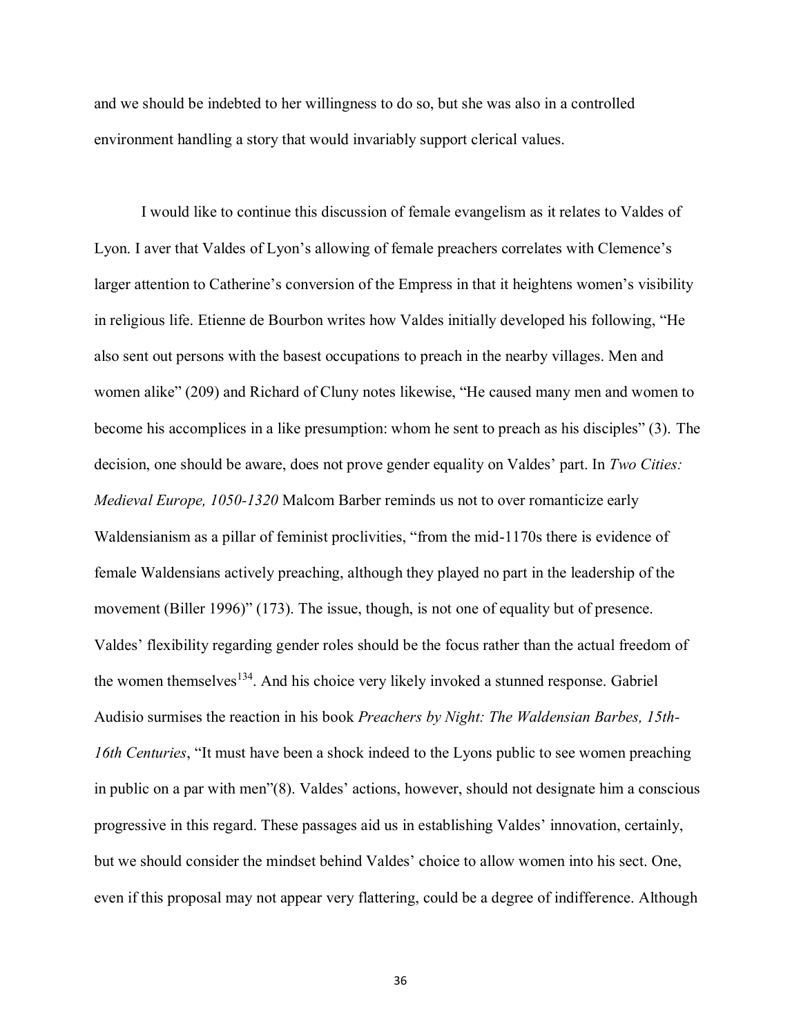and we should be indebted to her willingness to do so, but she was also in a controlled environment handling a story that would invariably support clerical values.

I would like to continue this discussion of female evangelism as it relates to Valdes of Lyon. I aver that Valdes of Lyon's allowing of female preachers correlates with Clemence's larger attention to Catherine's conversion of the Empress in that it heightens women's visibility in religious life. Etienne de Bourbon writes how Valdes initially developed his following, "He also sent out persons with the basest occupations to preach in the nearby villages. Men and women alike" (209) and Richard of Cluny notes likewise, "He caused many men and women to become his accomplices in a like presumption: whom he sent to preach as his disciples" (3). The decision, one should be aware, does not prove gender equality on Valdes' part. In *Two Cities: Medieval Europe, 1050-1320* Malcom Barber reminds us not to over romanticize early Waldensianism as a pillar of feminist proclivities, "from the mid-1170s there is evidence of female Waldensians actively preaching, although they played no part in the leadership of the movement (Biller 1996)" (173). The issue, though, is not one of equality but of presence. Valdes' flexibility regarding gender roles should be the focus rather than the actual freedom of the women themselves[134]. And his choice very likely invoked a stunned response. Gabriel Audisio surmises the reaction in his book *Preachers by Night: The Waldensian Barbes, 15th-16th Centuries*, "It must have been a shock indeed to the Lyons public to see women preaching in public on a par with men"(8). Valdes' actions, however, should not designate him a conscious progressive in this regard. These passages aid us in establishing Valdes' innovation, certainly, but we should consider the mindset behind Valdes' choice to allow women into his sect. One, even if this proposal may not appear very flattering, could be a degree of indifference. Although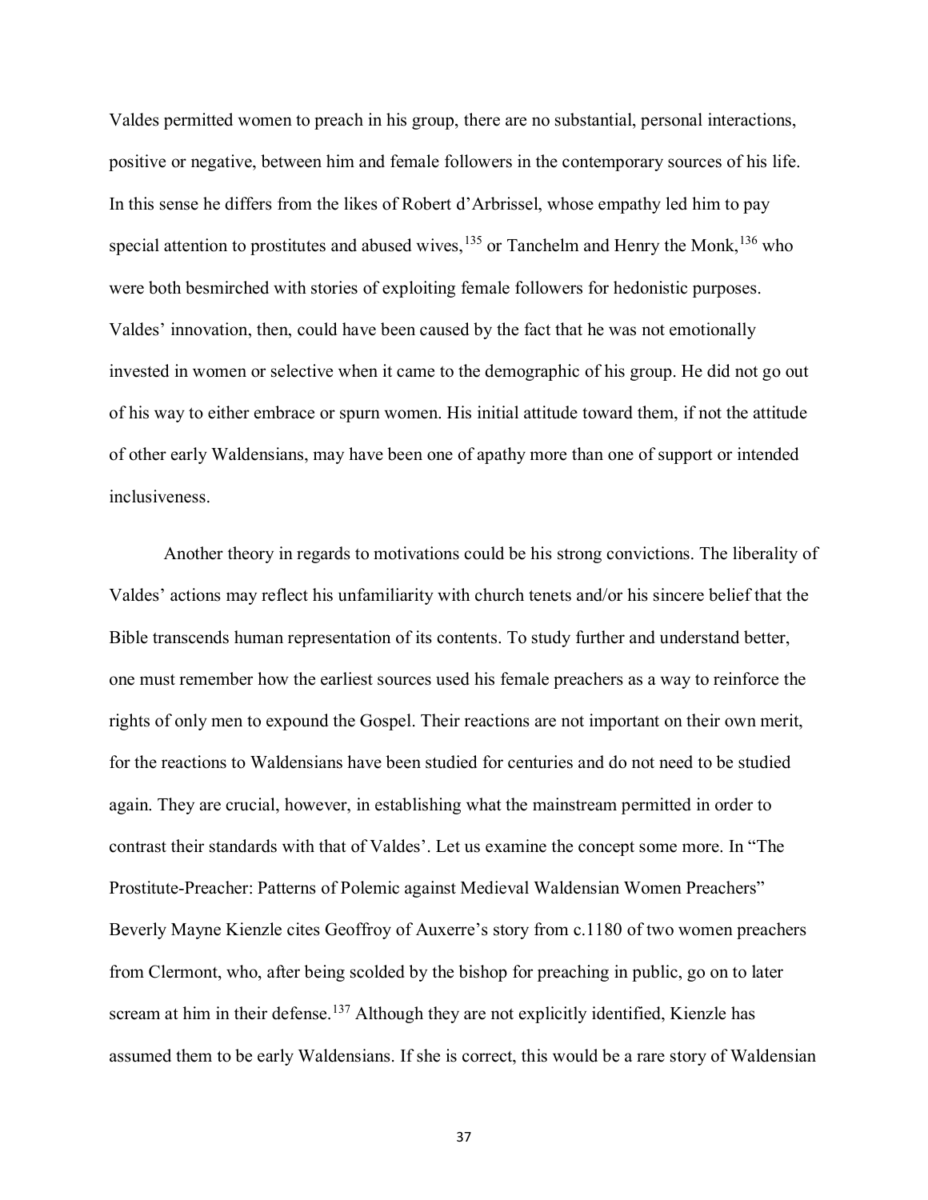Valdes permitted women to preach in his group, there are no substantial, personal interactions, positive or negative, between him and female followers in the contemporary sources of his life. In this sense he differs from the likes of Robert d'Arbrissel, whose empathy led him to pay special attention to prostitutes and abused wives,[135] or Tanchelm and Henry the Monk,[136] who were both besmirched with stories of exploiting female followers for hedonistic purposes. Valdes' innovation, then, could have been caused by the fact that he was not emotionally invested in women or selective when it came to the demographic of his group. He did not go out of his way to either embrace or spurn women. His initial attitude toward them, if not the attitude of other early Waldensians, may have been one of apathy more than one of support or intended inclusiveness.

Another theory in regards to motivations could be his strong convictions. The liberality of Valdes' actions may reflect his unfamiliarity with church tenets and/or his sincere belief that the Bible transcends human representation of its contents. To study further and understand better, one must remember how the earliest sources used his female preachers as a way to reinforce the rights of only men to expound the Gospel. Their reactions are not important on their own merit, for the reactions to Waldensians have been studied for centuries and do not need to be studied again. They are crucial, however, in establishing what the mainstream permitted in order to contrast their standards with that of Valdes'. Let us examine the concept some more. In "The Prostitute-Preacher: Patterns of Polemic against Medieval Waldensian Women Preachers" Beverly Mayne Kienzle cites Geoffroy of Auxerre's story from c.1180 of two women preachers from Clermont, who, after being scolded by the bishop for preaching in public, go on to later scream at him in their defense.[137] Although they are not explicitly identified, Kienzle has assumed them to be early Waldensians. If she is correct, this would be a rare story of Waldensian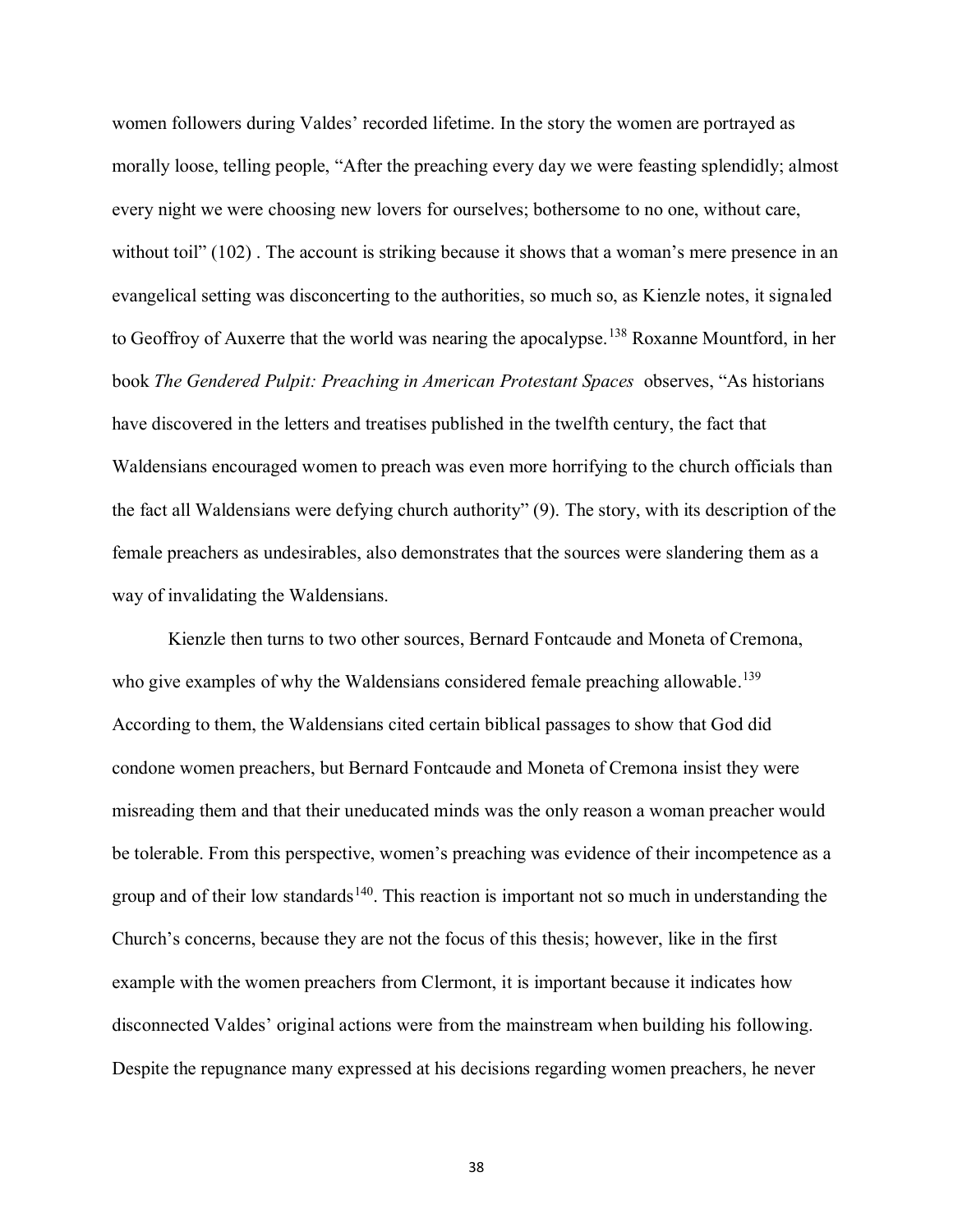women followers during Valdes' recorded lifetime. In the story the women are portrayed as morally loose, telling people, "After the preaching every day we were feasting splendidly; almost every night we were choosing new lovers for ourselves; bothersome to no one, without care, without toil" (102) . The account is striking because it shows that a woman's mere presence in an evangelical setting was disconcerting to the authorities, so much so, as Kienzle notes, it signaled to Geoffroy of Auxerre that the world was nearing the apocalypse.[138] Roxanne Mountford, in her book *The Gendered Pulpit: Preaching in American Protestant Spaces* observes, "As historians have discovered in the letters and treatises published in the twelfth century, the fact that Waldensians encouraged women to preach was even more horrifying to the church officials than the fact all Waldensians were defying church authority" (9). The story, with its description of the female preachers as undesirables, also demonstrates that the sources were slandering them as a way of invalidating the Waldensians.

Kienzle then turns to two other sources, Bernard Fontcaude and Moneta of Cremona, who give examples of why the Waldensians considered female preaching allowable.[139] According to them, the Waldensians cited certain biblical passages to show that God did condone women preachers, but Bernard Fontcaude and Moneta of Cremona insist they were misreading them and that their uneducated minds was the only reason a woman preacher would be tolerable. From this perspective, women's preaching was evidence of their incompetence as a group and of their low standards[140]. This reaction is important not so much in understanding the Church's concerns, because they are not the focus of this thesis; however, like in the first example with the women preachers from Clermont, it is important because it indicates how disconnected Valdes' original actions were from the mainstream when building his following. Despite the repugnance many expressed at his decisions regarding women preachers, he never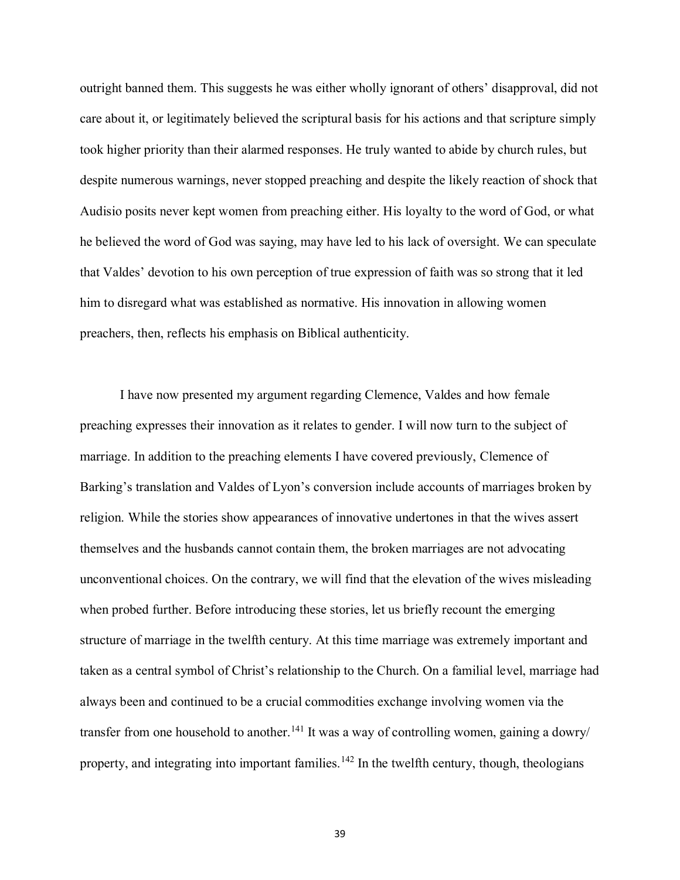outright banned them. This suggests he was either wholly ignorant of others' disapproval, did not care about it, or legitimately believed the scriptural basis for his actions and that scripture simply took higher priority than their alarmed responses. He truly wanted to abide by church rules, but despite numerous warnings, never stopped preaching and despite the likely reaction of shock that Audisio posits never kept women from preaching either. His loyalty to the word of God, or what he believed the word of God was saying, may have led to his lack of oversight. We can speculate that Valdes' devotion to his own perception of true expression of faith was so strong that it led him to disregard what was established as normative. His innovation in allowing women preachers, then, reflects his emphasis on Biblical authenticity.

I have now presented my argument regarding Clemence, Valdes and how female preaching expresses their innovation as it relates to gender. I will now turn to the subject of marriage. In addition to the preaching elements I have covered previously, Clemence of Barking's translation and Valdes of Lyon's conversion include accounts of marriages broken by religion. While the stories show appearances of innovative undertones in that the wives assert themselves and the husbands cannot contain them, the broken marriages are not advocating unconventional choices. On the contrary, we will find that the elevation of the wives misleading when probed further. Before introducing these stories, let us briefly recount the emerging structure of marriage in the twelfth century. At this time marriage was extremely important and taken as a central symbol of Christ's relationship to the Church. On a familial level, marriage had always been and continued to be a crucial commodities exchange involving women via the transfer from one household to another.[141] It was a way of controlling women, gaining a dowry/ property, and integrating into important families.[142] In the twelfth century, though, theologians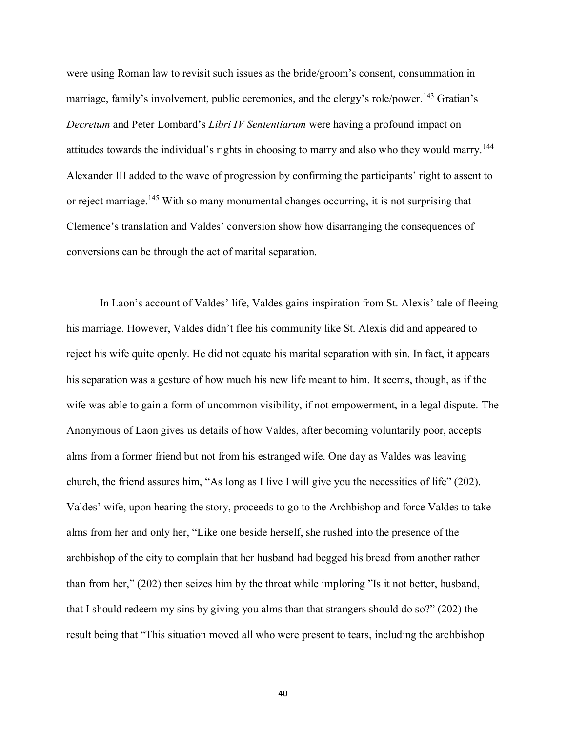were using Roman law to revisit such issues as the bride/groom's consent, consummation in marriage, family's involvement, public ceremonies, and the clergy's role/power.[143] Gratian's *Decretum* and Peter Lombard's *Libri IV Sententiarum* were having a profound impact on attitudes towards the individual's rights in choosing to marry and also who they would marry.[144] Alexander III added to the wave of progression by confirming the participants' right to assent to or reject marriage.[145] With so many monumental changes occurring, it is not surprising that Clemence's translation and Valdes' conversion show how disarranging the consequences of conversions can be through the act of marital separation.

In Laon's account of Valdes' life, Valdes gains inspiration from St. Alexis' tale of fleeing his marriage. However, Valdes didn't flee his community like St. Alexis did and appeared to reject his wife quite openly. He did not equate his marital separation with sin. In fact, it appears his separation was a gesture of how much his new life meant to him. It seems, though, as if the wife was able to gain a form of uncommon visibility, if not empowerment, in a legal dispute. The Anonymous of Laon gives us details of how Valdes, after becoming voluntarily poor, accepts alms from a former friend but not from his estranged wife. One day as Valdes was leaving church, the friend assures him, "As long as I live I will give you the necessities of life" (202). Valdes' wife, upon hearing the story, proceeds to go to the Archbishop and force Valdes to take alms from her and only her, "Like one beside herself, she rushed into the presence of the archbishop of the city to complain that her husband had begged his bread from another rather than from her," (202) then seizes him by the throat while imploring "Is it not better, husband, that I should redeem my sins by giving you alms than that strangers should do so?" (202) the result being that "This situation moved all who were present to tears, including the archbishop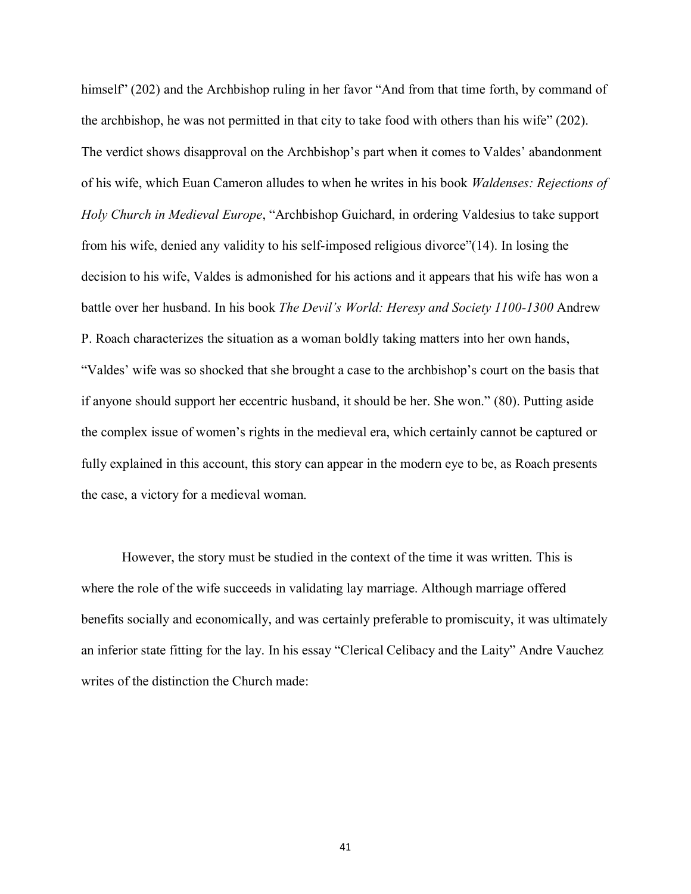himself" (202) and the Archbishop ruling in her favor "And from that time forth, by command of the archbishop, he was not permitted in that city to take food with others than his wife" (202). The verdict shows disapproval on the Archbishop's part when it comes to Valdes' abandonment of his wife, which Euan Cameron alludes to when he writes in his book *Waldenses: Rejections of Holy Church in Medieval Europe*, "Archbishop Guichard, in ordering Valdesius to take support from his wife, denied any validity to his self-imposed religious divorce"(14). In losing the decision to his wife, Valdes is admonished for his actions and it appears that his wife has won a battle over her husband. In his book *The Devil's World: Heresy and Society 1100-1300* Andrew P. Roach characterizes the situation as a woman boldly taking matters into her own hands, "Valdes' wife was so shocked that she brought a case to the archbishop's court on the basis that if anyone should support her eccentric husband, it should be her. She won." (80). Putting aside the complex issue of women's rights in the medieval era, which certainly cannot be captured or fully explained in this account, this story can appear in the modern eye to be, as Roach presents the case, a victory for a medieval woman.

However, the story must be studied in the context of the time it was written. This is where the role of the wife succeeds in validating lay marriage. Although marriage offered benefits socially and economically, and was certainly preferable to promiscuity, it was ultimately an inferior state fitting for the lay. In his essay "Clerical Celibacy and the Laity" Andre Vauchez writes of the distinction the Church made: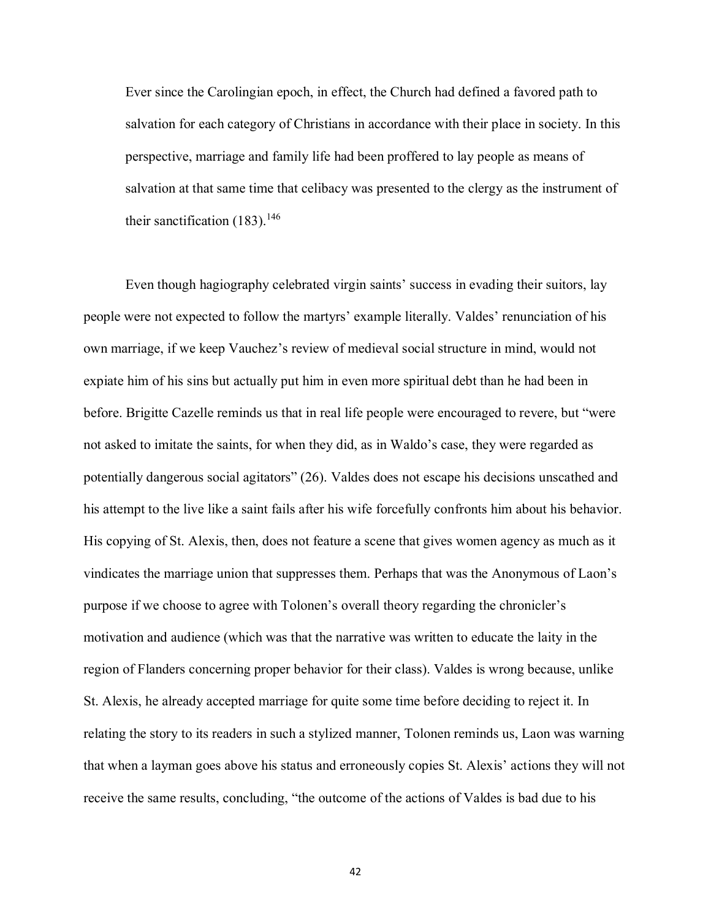> Ever since the Carolingian epoch, in effect, the Church had defined a favored path to salvation for each category of Christians in accordance with their place in society. In this perspective, marriage and family life had been proffered to lay people as means of salvation at that same time that celibacy was presented to the clergy as the instrument of their sanctification (183).[146]

Even though hagiography celebrated virgin saints' success in evading their suitors, lay people were not expected to follow the martyrs' example literally. Valdes' renunciation of his own marriage, if we keep Vauchez's review of medieval social structure in mind, would not expiate him of his sins but actually put him in even more spiritual debt than he had been in before. Brigitte Cazelle reminds us that in real life people were encouraged to revere, but "were not asked to imitate the saints, for when they did, as in Waldo's case, they were regarded as potentially dangerous social agitators" (26). Valdes does not escape his decisions unscathed and his attempt to the live like a saint fails after his wife forcefully confronts him about his behavior. His copying of St. Alexis, then, does not feature a scene that gives women agency as much as it vindicates the marriage union that suppresses them. Perhaps that was the Anonymous of Laon's purpose if we choose to agree with Tolonen's overall theory regarding the chronicler's motivation and audience (which was that the narrative was written to educate the laity in the region of Flanders concerning proper behavior for their class). Valdes is wrong because, unlike St. Alexis, he already accepted marriage for quite some time before deciding to reject it. In relating the story to its readers in such a stylized manner, Tolonen reminds us, Laon was warning that when a layman goes above his status and erroneously copies St. Alexis' actions they will not receive the same results, concluding, "the outcome of the actions of Valdes is bad due to his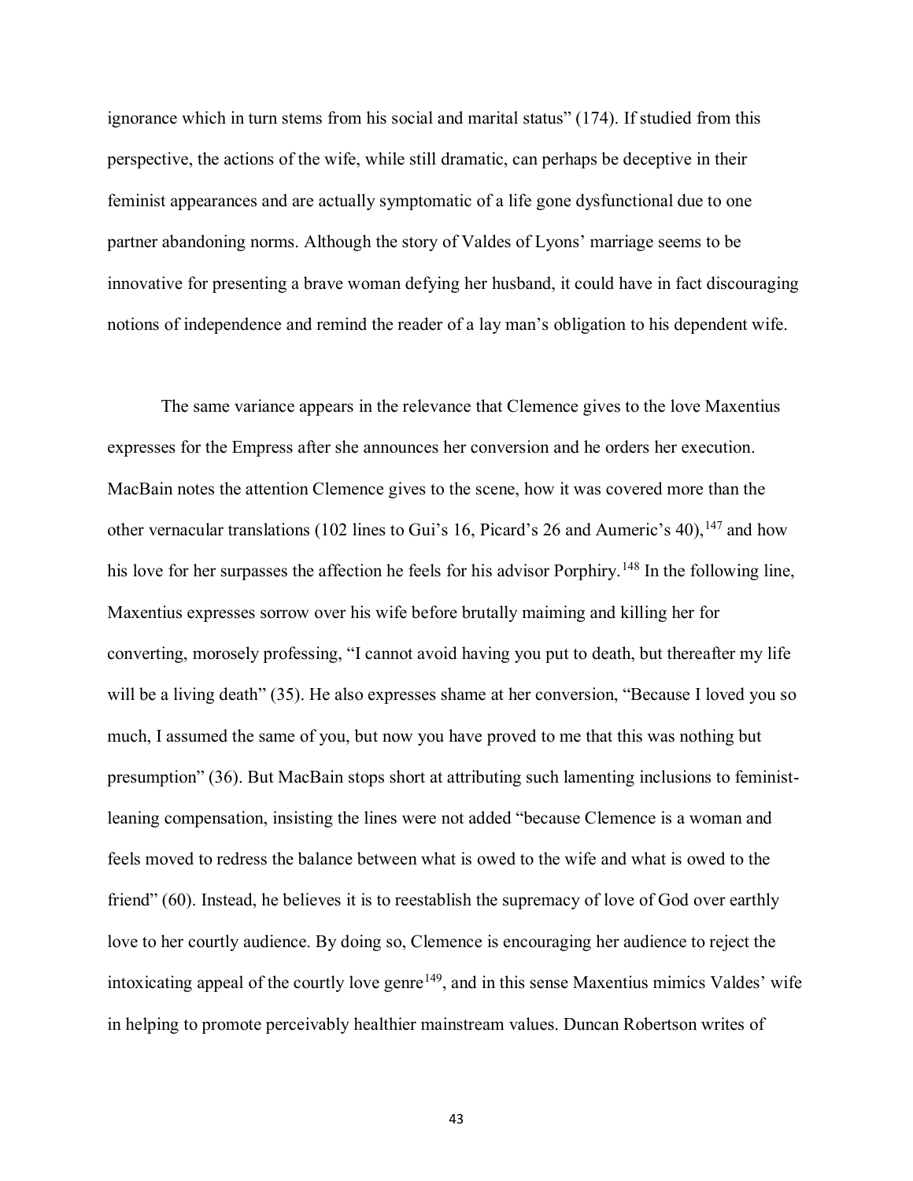ignorance which in turn stems from his social and marital status" (174). If studied from this perspective, the actions of the wife, while still dramatic, can perhaps be deceptive in their feminist appearances and are actually symptomatic of a life gone dysfunctional due to one partner abandoning norms. Although the story of Valdes of Lyons' marriage seems to be innovative for presenting a brave woman defying her husband, it could have in fact discouraging notions of independence and remind the reader of a lay man's obligation to his dependent wife.

The same variance appears in the relevance that Clemence gives to the love Maxentius expresses for the Empress after she announces her conversion and he orders her execution. MacBain notes the attention Clemence gives to the scene, how it was covered more than the other vernacular translations (102 lines to Gui's 16, Picard's 26 and Aumeric's 40),[147] and how his love for her surpasses the affection he feels for his advisor Porphiry.[148] In the following line, Maxentius expresses sorrow over his wife before brutally maiming and killing her for converting, morosely professing, "I cannot avoid having you put to death, but thereafter my life will be a living death" (35). He also expresses shame at her conversion, "Because I loved you so much, I assumed the same of you, but now you have proved to me that this was nothing but presumption" (36). But MacBain stops short at attributing such lamenting inclusions to feminist-leaning compensation, insisting the lines were not added "because Clemence is a woman and feels moved to redress the balance between what is owed to the wife and what is owed to the friend" (60). Instead, he believes it is to reestablish the supremacy of love of God over earthly love to her courtly audience. By doing so, Clemence is encouraging her audience to reject the intoxicating appeal of the courtly love genre[149], and in this sense Maxentius mimics Valdes' wife in helping to promote perceivably healthier mainstream values. Duncan Robertson writes of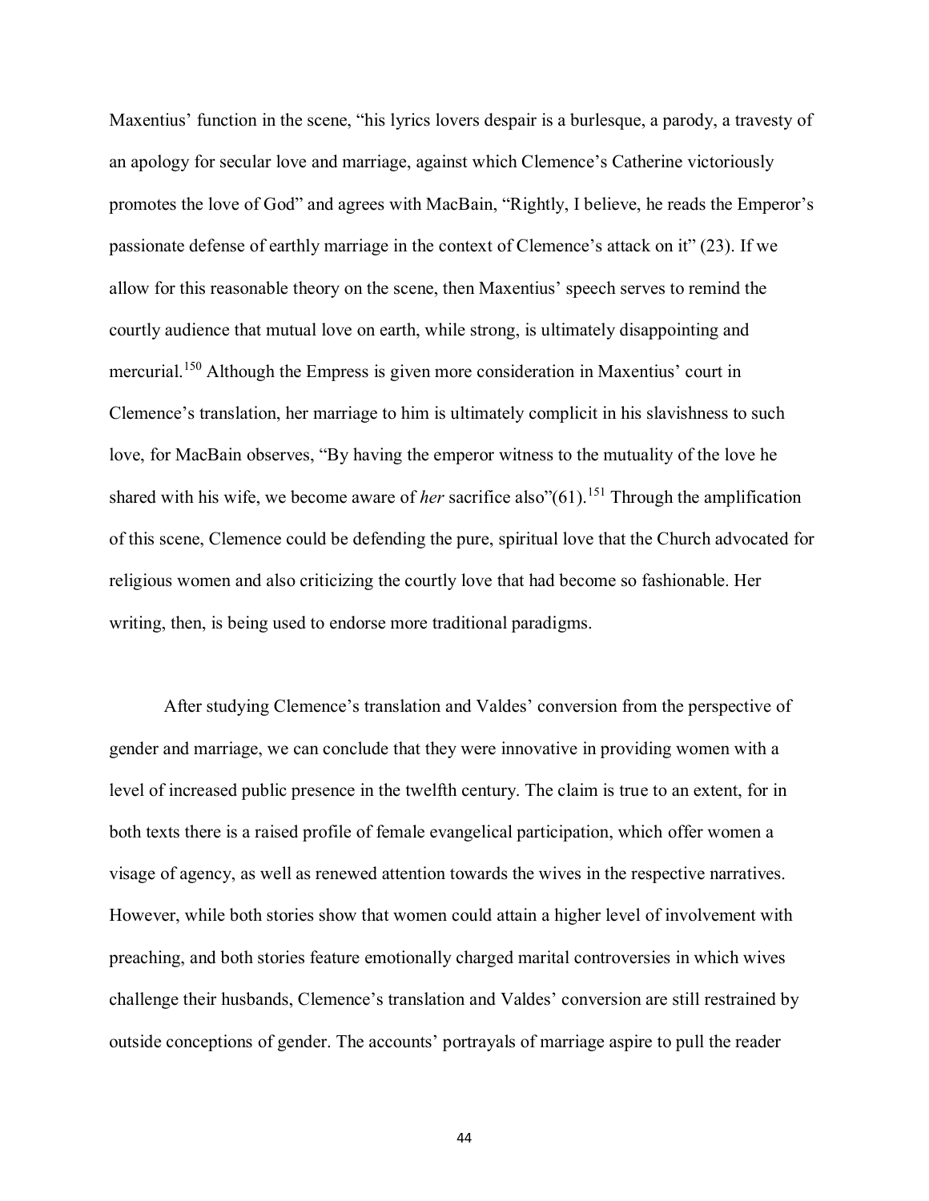Maxentius' function in the scene, "his lyrics lovers despair is a burlesque, a parody, a travesty of an apology for secular love and marriage, against which Clemence's Catherine victoriously promotes the love of God" and agrees with MacBain, "Rightly, I believe, he reads the Emperor's passionate defense of earthly marriage in the context of Clemence's attack on it" (23). If we allow for this reasonable theory on the scene, then Maxentius' speech serves to remind the courtly audience that mutual love on earth, while strong, is ultimately disappointing and mercurial.[150] Although the Empress is given more consideration in Maxentius' court in Clemence's translation, her marriage to him is ultimately complicit in his slavishness to such love, for MacBain observes, "By having the emperor witness to the mutuality of the love he shared with his wife, we become aware of *her* sacrifice also"(61).[151] Through the amplification of this scene, Clemence could be defending the pure, spiritual love that the Church advocated for religious women and also criticizing the courtly love that had become so fashionable. Her writing, then, is being used to endorse more traditional paradigms.

After studying Clemence's translation and Valdes' conversion from the perspective of gender and marriage, we can conclude that they were innovative in providing women with a level of increased public presence in the twelfth century. The claim is true to an extent, for in both texts there is a raised profile of female evangelical participation, which offer women a visage of agency, as well as renewed attention towards the wives in the respective narratives. However, while both stories show that women could attain a higher level of involvement with preaching, and both stories feature emotionally charged marital controversies in which wives challenge their husbands, Clemence's translation and Valdes' conversion are still restrained by outside conceptions of gender. The accounts' portrayals of marriage aspire to pull the reader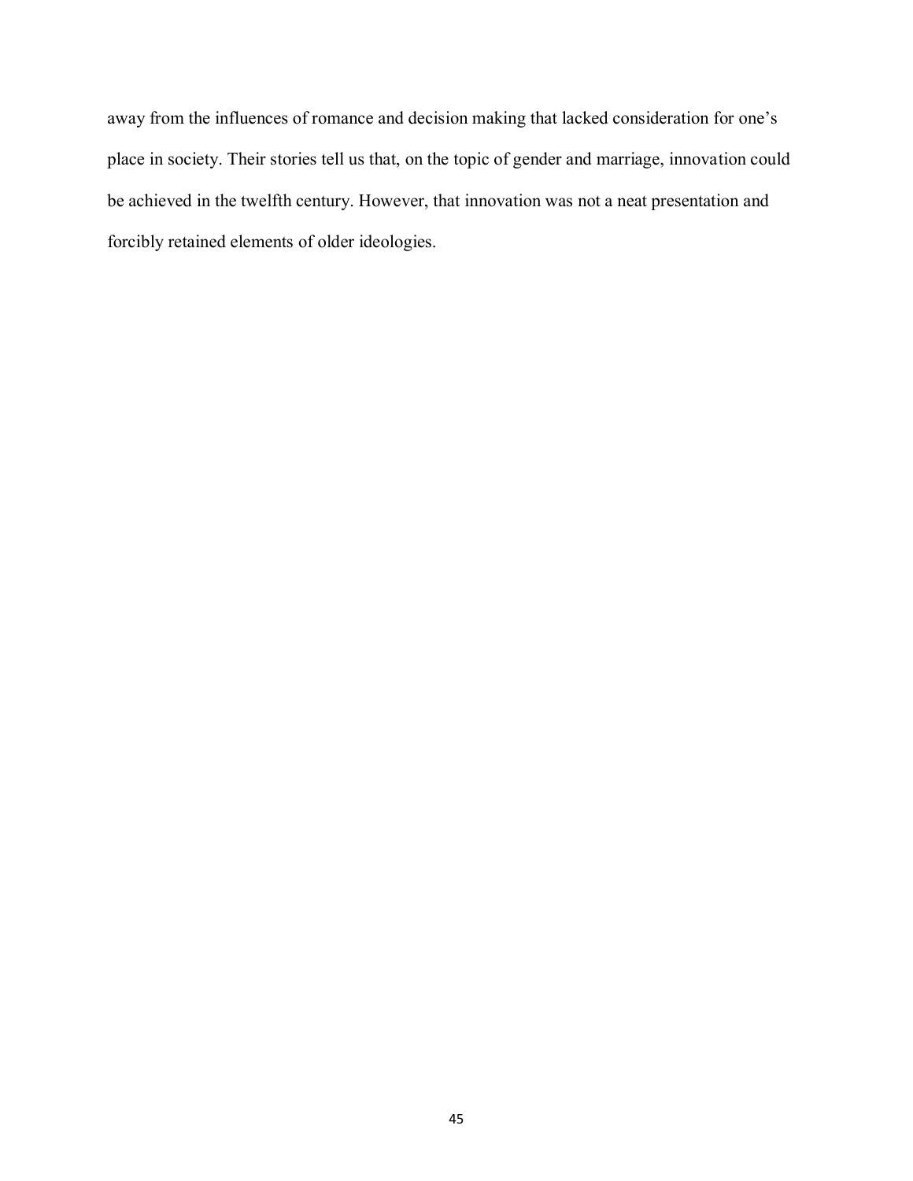away from the influences of romance and decision making that lacked consideration for one's place in society. Their stories tell us that, on the topic of gender and marriage, innovation could be achieved in the twelfth century. However, that innovation was not a neat presentation and forcibly retained elements of older ideologies.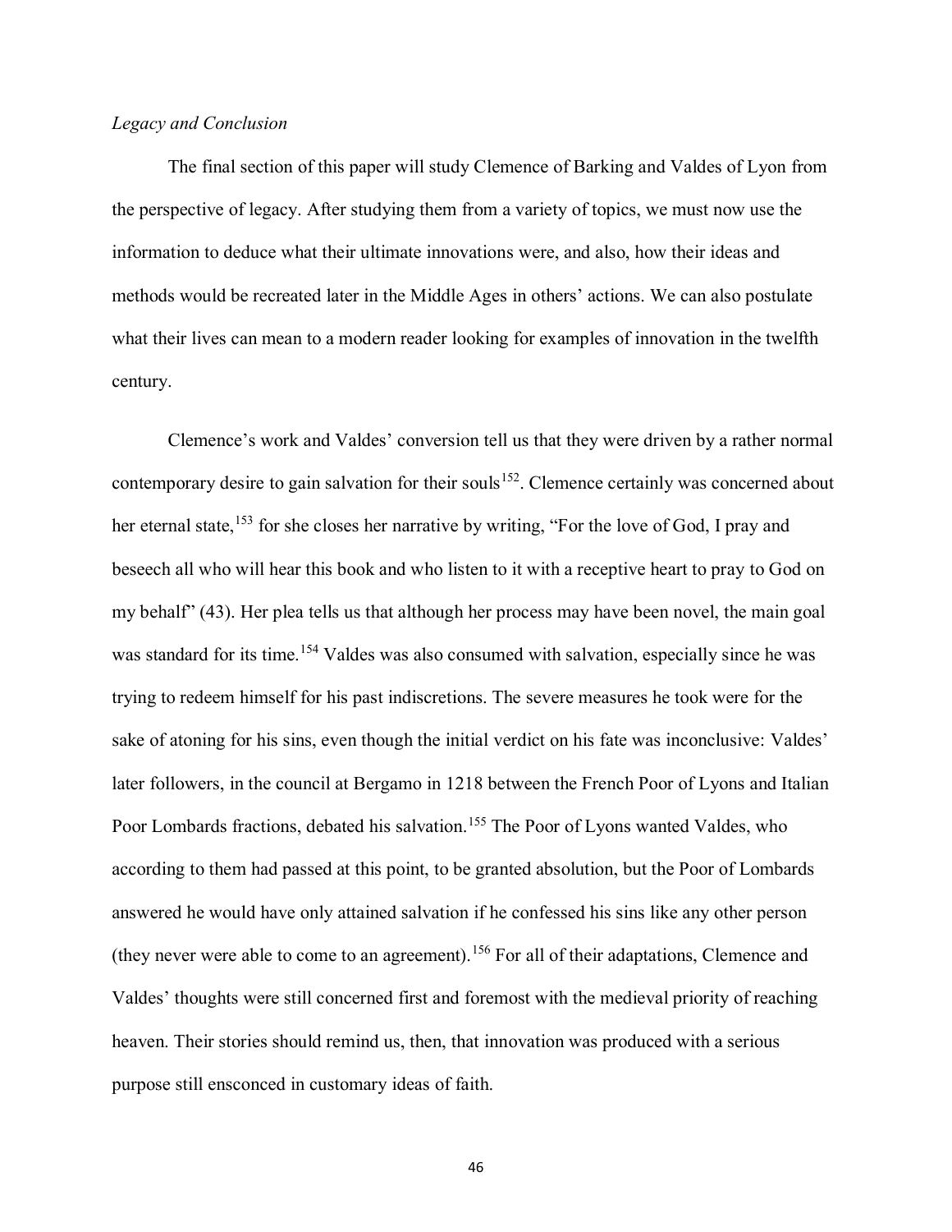*Legacy and Conclusion*

The final section of this paper will study Clemence of Barking and Valdes of Lyon from the perspective of legacy. After studying them from a variety of topics, we must now use the information to deduce what their ultimate innovations were, and also, how their ideas and methods would be recreated later in the Middle Ages in others' actions. We can also postulate what their lives can mean to a modern reader looking for examples of innovation in the twelfth century.

Clemence's work and Valdes' conversion tell us that they were driven by a rather normal contemporary desire to gain salvation for their souls[152]. Clemence certainly was concerned about her eternal state,[153] for she closes her narrative by writing, "For the love of God, I pray and beseech all who will hear this book and who listen to it with a receptive heart to pray to God on my behalf" (43). Her plea tells us that although her process may have been novel, the main goal was standard for its time.[154] Valdes was also consumed with salvation, especially since he was trying to redeem himself for his past indiscretions. The severe measures he took were for the sake of atoning for his sins, even though the initial verdict on his fate was inconclusive: Valdes' later followers, in the council at Bergamo in 1218 between the French Poor of Lyons and Italian Poor Lombards fractions, debated his salvation.[155] The Poor of Lyons wanted Valdes, who according to them had passed at this point, to be granted absolution, but the Poor of Lombards answered he would have only attained salvation if he confessed his sins like any other person (they never were able to come to an agreement).[156] For all of their adaptations, Clemence and Valdes' thoughts were still concerned first and foremost with the medieval priority of reaching heaven. Their stories should remind us, then, that innovation was produced with a serious purpose still ensconced in customary ideas of faith.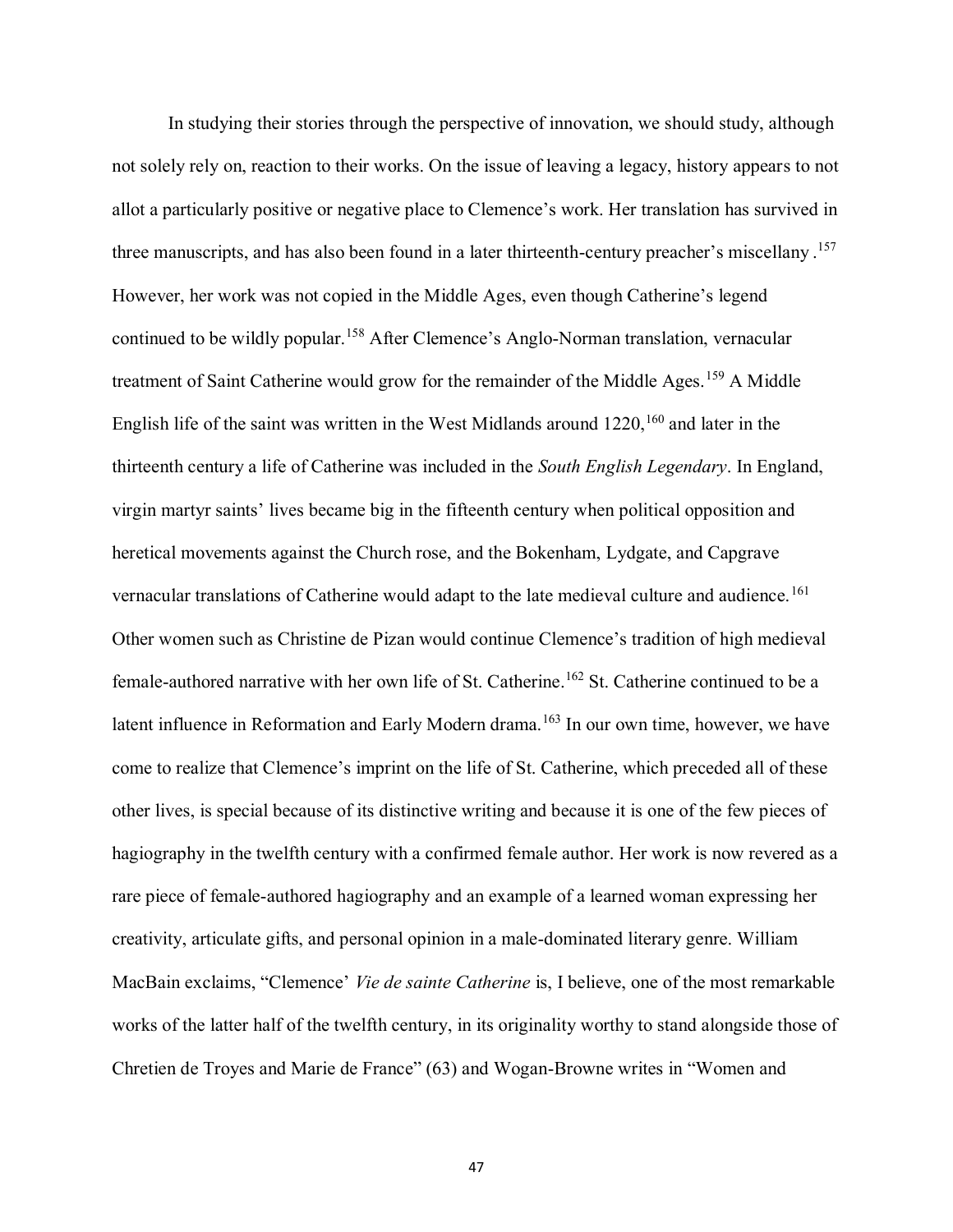In studying their stories through the perspective of innovation, we should study, although not solely rely on, reaction to their works. On the issue of leaving a legacy, history appears to not allot a particularly positive or negative place to Clemence's work. Her translation has survived in three manuscripts, and has also been found in a later thirteenth-century preacher's miscellany .[157] However, her work was not copied in the Middle Ages, even though Catherine's legend continued to be wildly popular.[158] After Clemence's Anglo-Norman translation, vernacular treatment of Saint Catherine would grow for the remainder of the Middle Ages.[159] A Middle English life of the saint was written in the West Midlands around 1220,[160] and later in the thirteenth century a life of Catherine was included in the *South English Legendary*. In England, virgin martyr saints' lives became big in the fifteenth century when political opposition and heretical movements against the Church rose, and the Bokenham, Lydgate, and Capgrave vernacular translations of Catherine would adapt to the late medieval culture and audience.[161] Other women such as Christine de Pizan would continue Clemence's tradition of high medieval female-authored narrative with her own life of St. Catherine.[162] St. Catherine continued to be a latent influence in Reformation and Early Modern drama.[163] In our own time, however, we have come to realize that Clemence's imprint on the life of St. Catherine, which preceded all of these other lives, is special because of its distinctive writing and because it is one of the few pieces of hagiography in the twelfth century with a confirmed female author. Her work is now revered as a rare piece of female-authored hagiography and an example of a learned woman expressing her creativity, articulate gifts, and personal opinion in a male-dominated literary genre. William MacBain exclaims, "Clemence' *Vie de sainte Catherine* is, I believe, one of the most remarkable works of the latter half of the twelfth century, in its originality worthy to stand alongside those of Chretien de Troyes and Marie de France" (63) and Wogan-Browne writes in "Women and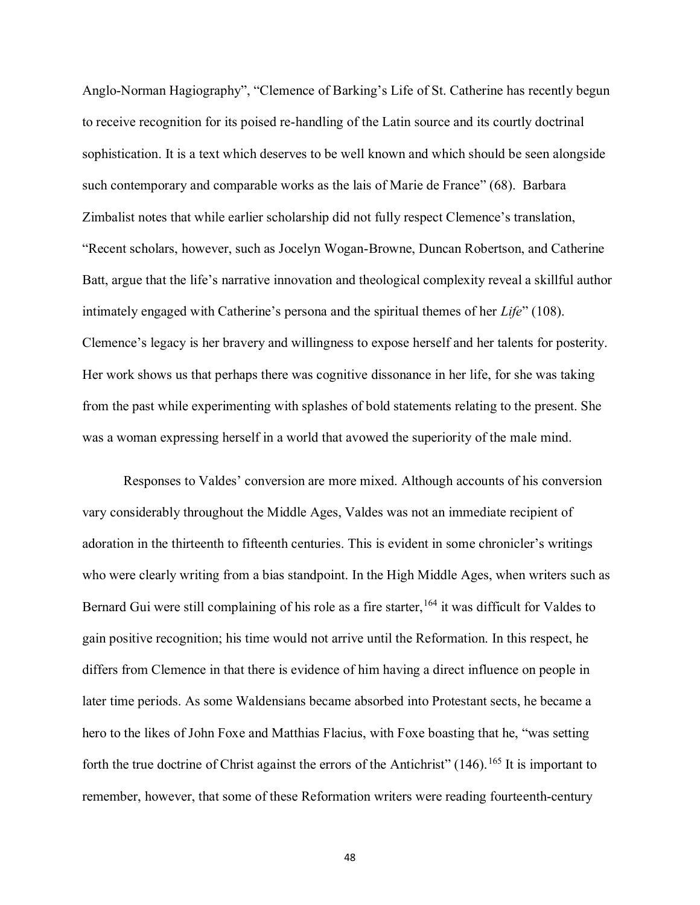Anglo-Norman Hagiography", "Clemence of Barking's Life of St. Catherine has recently begun to receive recognition for its poised re-handling of the Latin source and its courtly doctrinal sophistication. It is a text which deserves to be well known and which should be seen alongside such contemporary and comparable works as the lais of Marie de France" (68). Barbara Zimbalist notes that while earlier scholarship did not fully respect Clemence's translation, "Recent scholars, however, such as Jocelyn Wogan-Browne, Duncan Robertson, and Catherine Batt, argue that the life's narrative innovation and theological complexity reveal a skillful author intimately engaged with Catherine's persona and the spiritual themes of her *Life*" (108). Clemence's legacy is her bravery and willingness to expose herself and her talents for posterity. Her work shows us that perhaps there was cognitive dissonance in her life, for she was taking from the past while experimenting with splashes of bold statements relating to the present. She was a woman expressing herself in a world that avowed the superiority of the male mind.

Responses to Valdes' conversion are more mixed. Although accounts of his conversion vary considerably throughout the Middle Ages, Valdes was not an immediate recipient of adoration in the thirteenth to fifteenth centuries. This is evident in some chronicler's writings who were clearly writing from a bias standpoint. In the High Middle Ages, when writers such as Bernard Gui were still complaining of his role as a fire starter,[164] it was difficult for Valdes to gain positive recognition; his time would not arrive until the Reformation. In this respect, he differs from Clemence in that there is evidence of him having a direct influence on people in later time periods. As some Waldensians became absorbed into Protestant sects, he became a hero to the likes of John Foxe and Matthias Flacius, with Foxe boasting that he, "was setting forth the true doctrine of Christ against the errors of the Antichrist" (146).[165] It is important to remember, however, that some of these Reformation writers were reading fourteenth-century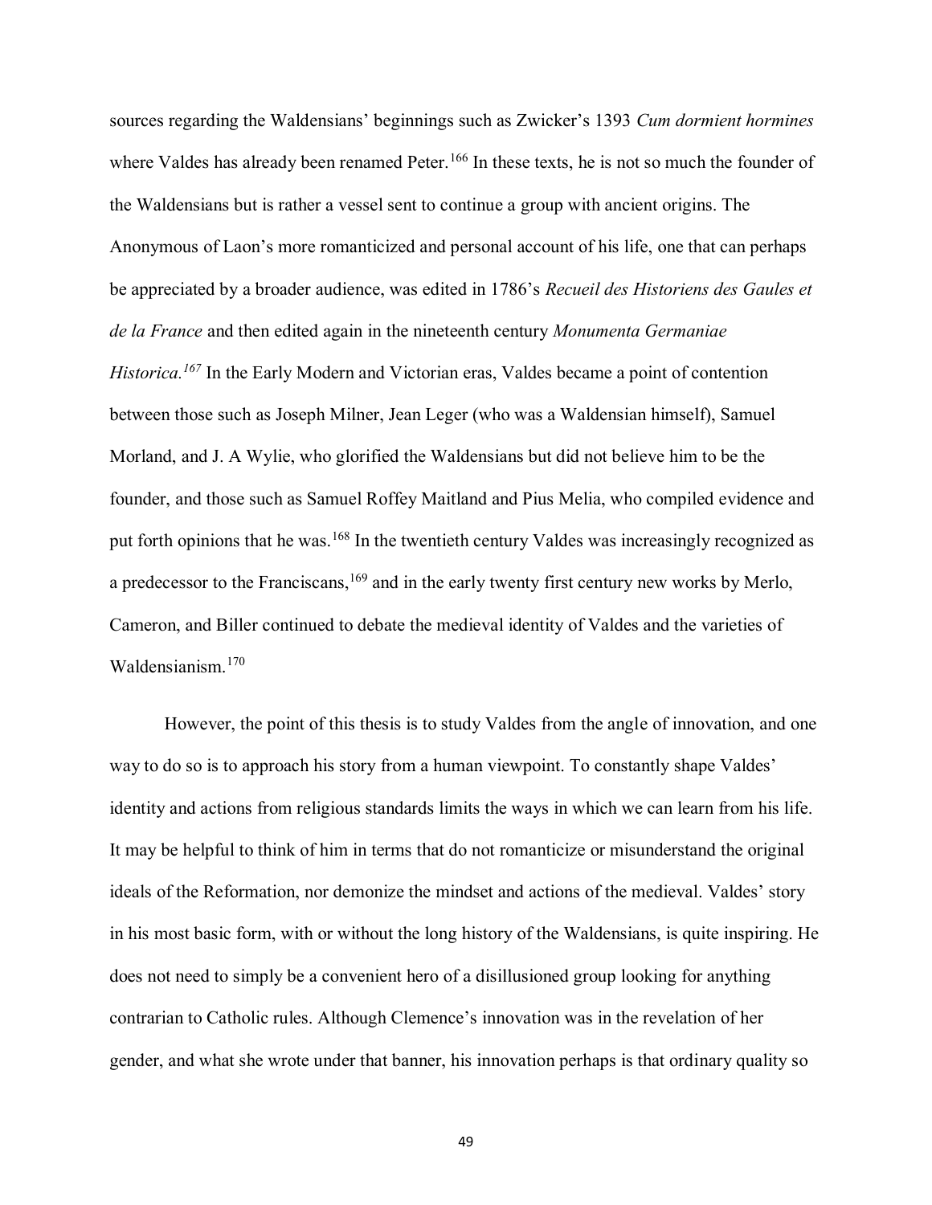sources regarding the Waldensians' beginnings such as Zwicker's 1393 *Cum dormient hormines* where Valdes has already been renamed Peter.[166] In these texts, he is not so much the founder of the Waldensians but is rather a vessel sent to continue a group with ancient origins. The Anonymous of Laon's more romanticized and personal account of his life, one that can perhaps be appreciated by a broader audience, was edited in 1786's *Recueil des Historiens des Gaules et de la France* and then edited again in the nineteenth century *Monumenta Germaniae Historica.*[167] In the Early Modern and Victorian eras, Valdes became a point of contention between those such as Joseph Milner, Jean Leger (who was a Waldensian himself), Samuel Morland, and J. A Wylie, who glorified the Waldensians but did not believe him to be the founder, and those such as Samuel Roffey Maitland and Pius Melia, who compiled evidence and put forth opinions that he was.[168] In the twentieth century Valdes was increasingly recognized as a predecessor to the Franciscans,[169] and in the early twenty first century new works by Merlo, Cameron, and Biller continued to debate the medieval identity of Valdes and the varieties of Waldensianism.[170]

However, the point of this thesis is to study Valdes from the angle of innovation, and one way to do so is to approach his story from a human viewpoint. To constantly shape Valdes' identity and actions from religious standards limits the ways in which we can learn from his life. It may be helpful to think of him in terms that do not romanticize or misunderstand the original ideals of the Reformation, nor demonize the mindset and actions of the medieval. Valdes' story in his most basic form, with or without the long history of the Waldensians, is quite inspiring. He does not need to simply be a convenient hero of a disillusioned group looking for anything contrarian to Catholic rules. Although Clemence's innovation was in the revelation of her gender, and what she wrote under that banner, his innovation perhaps is that ordinary quality so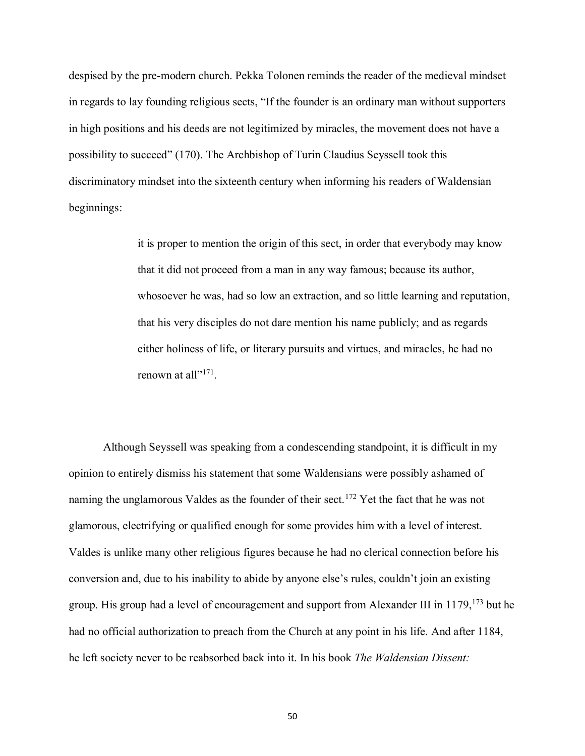despised by the pre-modern church. Pekka Tolonen reminds the reader of the medieval mindset in regards to lay founding religious sects, "If the founder is an ordinary man without supporters in high positions and his deeds are not legitimized by miracles, the movement does not have a possibility to succeed" (170). The Archbishop of Turin Claudius Seyssell took this discriminatory mindset into the sixteenth century when informing his readers of Waldensian beginnings:

> it is proper to mention the origin of this sect, in order that everybody may know that it did not proceed from a man in any way famous; because its author, whosoever he was, had so low an extraction, and so little learning and reputation, that his very disciples do not dare mention his name publicly; and as regards either holiness of life, or literary pursuits and virtues, and miracles, he had no renown at all"[171].

Although Seyssell was speaking from a condescending standpoint, it is difficult in my opinion to entirely dismiss his statement that some Waldensians were possibly ashamed of naming the unglamorous Valdes as the founder of their sect.[172] Yet the fact that he was not glamorous, electrifying or qualified enough for some provides him with a level of interest. Valdes is unlike many other religious figures because he had no clerical connection before his conversion and, due to his inability to abide by anyone else's rules, couldn't join an existing group. His group had a level of encouragement and support from Alexander III in 1179,[173] but he had no official authorization to preach from the Church at any point in his life. And after 1184, he left society never to be reabsorbed back into it. In his book *The Waldensian Dissent:*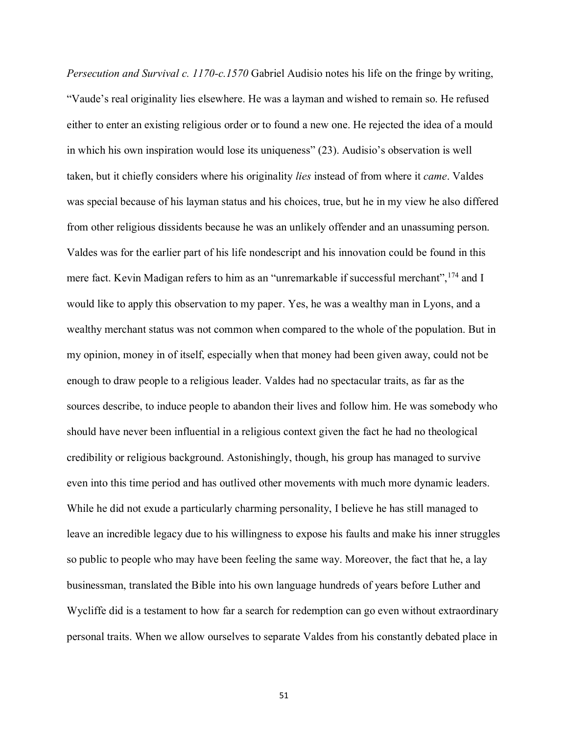*Persecution and Survival c. 1170-c.1570* Gabriel Audisio notes his life on the fringe by writing, "Vaude's real originality lies elsewhere. He was a layman and wished to remain so. He refused either to enter an existing religious order or to found a new one. He rejected the idea of a mould in which his own inspiration would lose its uniqueness" (23). Audisio's observation is well taken, but it chiefly considers where his originality *lies* instead of from where it *came*. Valdes was special because of his layman status and his choices, true, but he in my view he also differed from other religious dissidents because he was an unlikely offender and an unassuming person. Valdes was for the earlier part of his life nondescript and his innovation could be found in this mere fact. Kevin Madigan refers to him as an "unremarkable if successful merchant",[174] and I would like to apply this observation to my paper. Yes, he was a wealthy man in Lyons, and a wealthy merchant status was not common when compared to the whole of the population. But in my opinion, money in of itself, especially when that money had been given away, could not be enough to draw people to a religious leader. Valdes had no spectacular traits, as far as the sources describe, to induce people to abandon their lives and follow him. He was somebody who should have never been influential in a religious context given the fact he had no theological credibility or religious background. Astonishingly, though, his group has managed to survive even into this time period and has outlived other movements with much more dynamic leaders. While he did not exude a particularly charming personality, I believe he has still managed to leave an incredible legacy due to his willingness to expose his faults and make his inner struggles so public to people who may have been feeling the same way. Moreover, the fact that he, a lay businessman, translated the Bible into his own language hundreds of years before Luther and Wycliffe did is a testament to how far a search for redemption can go even without extraordinary personal traits. When we allow ourselves to separate Valdes from his constantly debated place in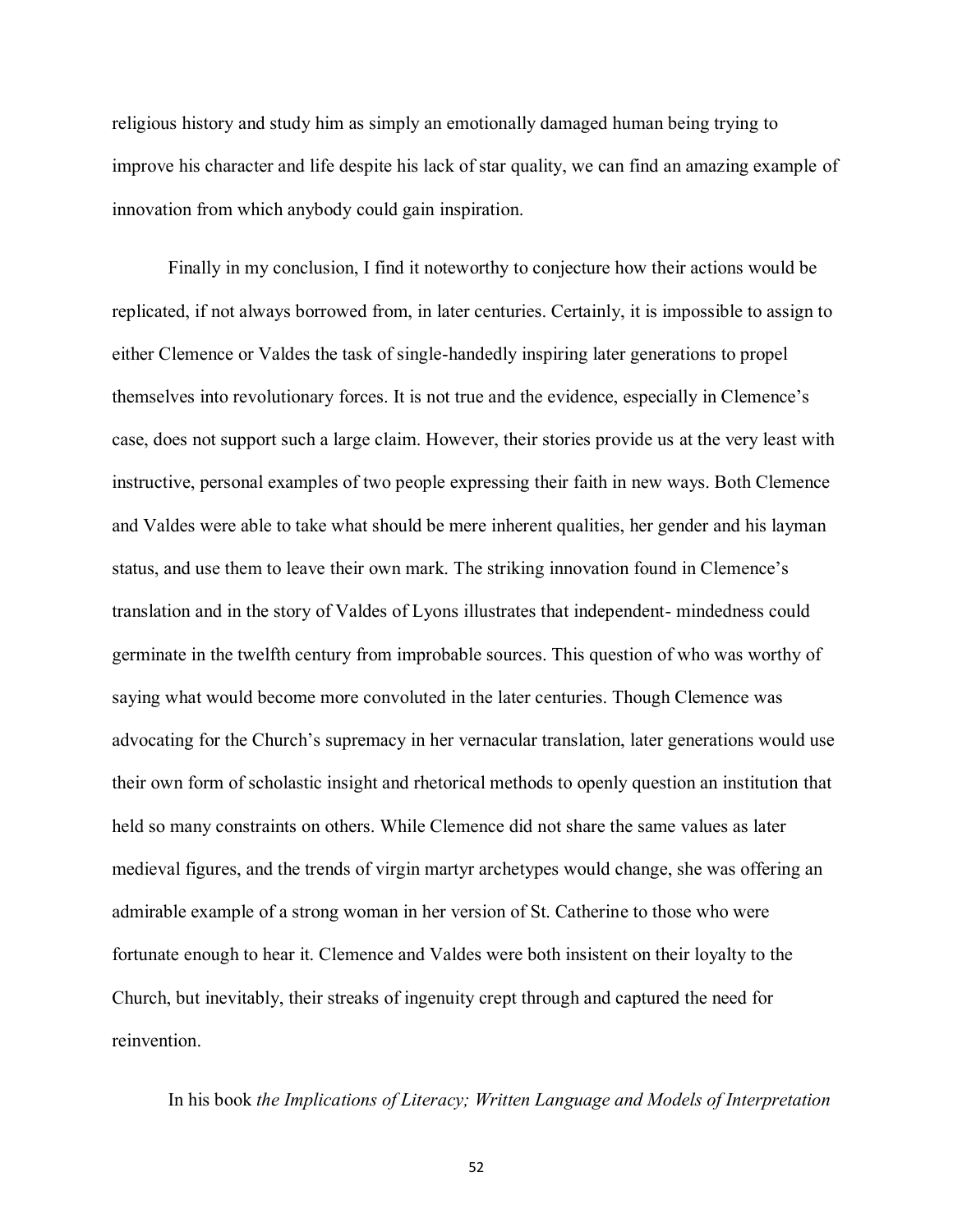religious history and study him as simply an emotionally damaged human being trying to improve his character and life despite his lack of star quality, we can find an amazing example of innovation from which anybody could gain inspiration.

Finally in my conclusion, I find it noteworthy to conjecture how their actions would be replicated, if not always borrowed from, in later centuries. Certainly, it is impossible to assign to either Clemence or Valdes the task of single-handedly inspiring later generations to propel themselves into revolutionary forces. It is not true and the evidence, especially in Clemence's case, does not support such a large claim. However, their stories provide us at the very least with instructive, personal examples of two people expressing their faith in new ways. Both Clemence and Valdes were able to take what should be mere inherent qualities, her gender and his layman status, and use them to leave their own mark. The striking innovation found in Clemence's translation and in the story of Valdes of Lyons illustrates that independent- mindedness could germinate in the twelfth century from improbable sources. This question of who was worthy of saying what would become more convoluted in the later centuries. Though Clemence was advocating for the Church's supremacy in her vernacular translation, later generations would use their own form of scholastic insight and rhetorical methods to openly question an institution that held so many constraints on others. While Clemence did not share the same values as later medieval figures, and the trends of virgin martyr archetypes would change, she was offering an admirable example of a strong woman in her version of St. Catherine to those who were fortunate enough to hear it. Clemence and Valdes were both insistent on their loyalty to the Church, but inevitably, their streaks of ingenuity crept through and captured the need for reinvention.

In his book *the Implications of Literacy; Written Language and Models of Interpretation*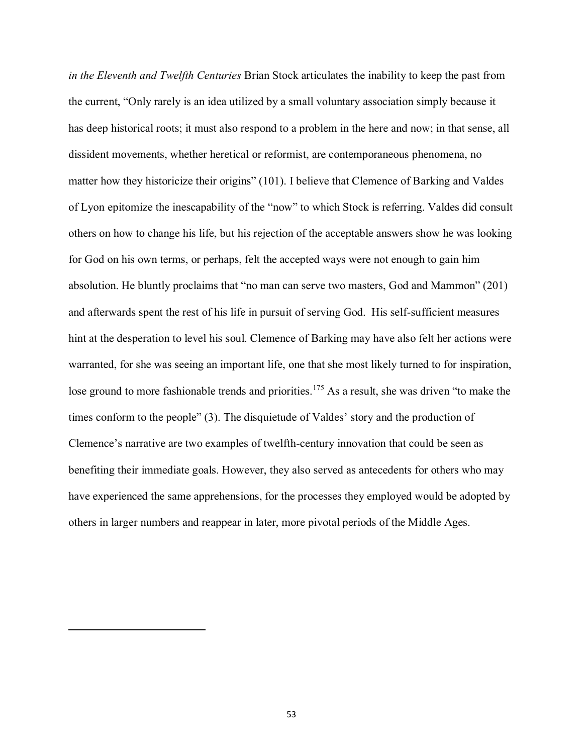*in the Eleventh and Twelfth Centuries* Brian Stock articulates the inability to keep the past from the current, "Only rarely is an idea utilized by a small voluntary association simply because it has deep historical roots; it must also respond to a problem in the here and now; in that sense, all dissident movements, whether heretical or reformist, are contemporaneous phenomena, no matter how they historicize their origins" (101). I believe that Clemence of Barking and Valdes of Lyon epitomize the inescapability of the "now" to which Stock is referring. Valdes did consult others on how to change his life, but his rejection of the acceptable answers show he was looking for God on his own terms, or perhaps, felt the accepted ways were not enough to gain him absolution. He bluntly proclaims that "no man can serve two masters, God and Mammon" (201) and afterwards spent the rest of his life in pursuit of serving God. His self-sufficient measures hint at the desperation to level his soul. Clemence of Barking may have also felt her actions were warranted, for she was seeing an important life, one that she most likely turned to for inspiration, lose ground to more fashionable trends and priorities.[175] As a result, she was driven "to make the times conform to the people" (3). The disquietude of Valdes' story and the production of Clemence's narrative are two examples of twelfth-century innovation that could be seen as benefiting their immediate goals. However, they also served as antecedents for others who may have experienced the same apprehensions, for the processes they employed would be adopted by others in larger numbers and reappear in later, more pivotal periods of the Middle Ages.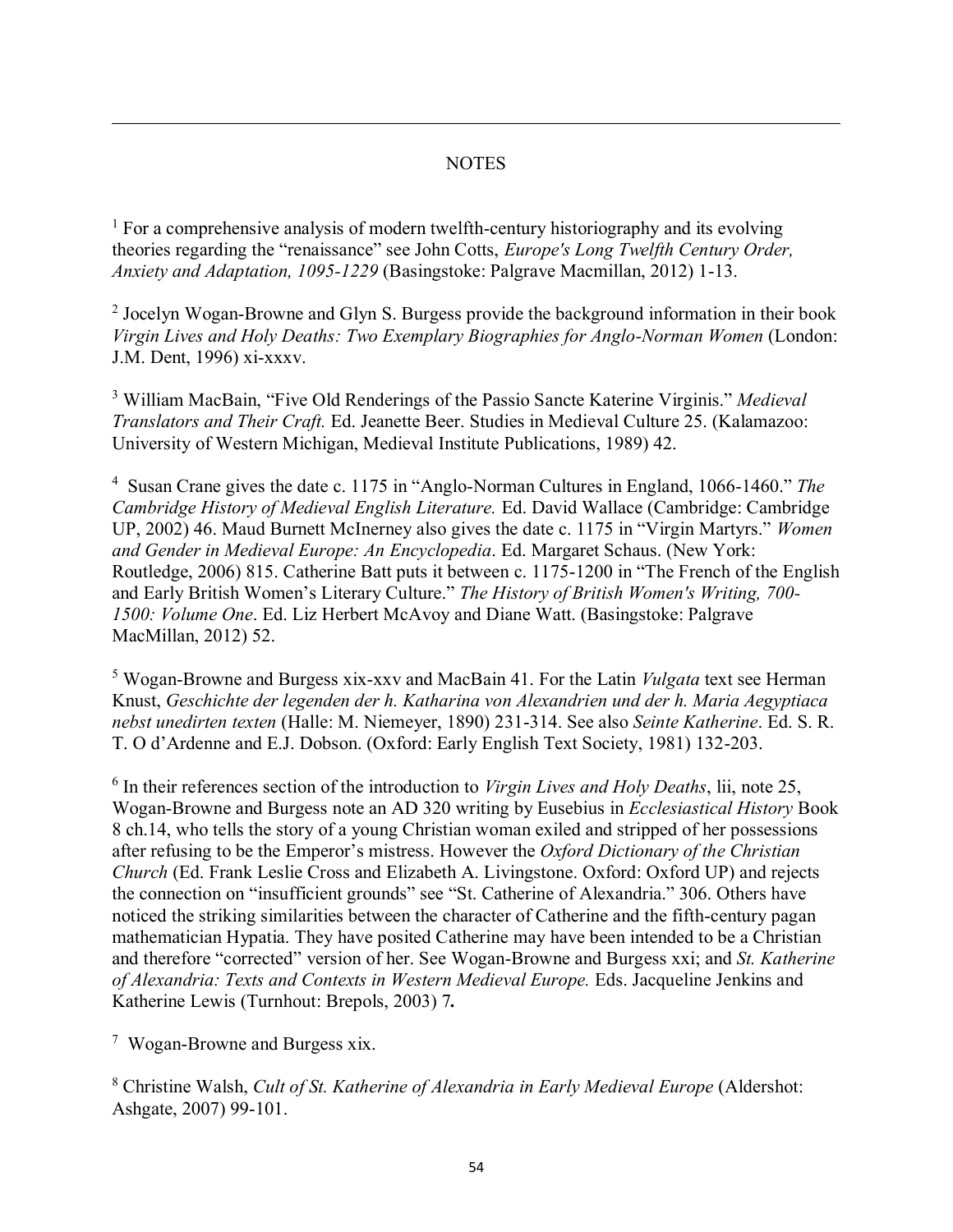## NOTES

[1] For a comprehensive analysis of modern twelfth-century historiography and its evolving theories regarding the "renaissance" see John Cotts, *Europe's Long Twelfth Century Order, Anxiety and Adaptation, 1095-1229* (Basingstoke: Palgrave Macmillan, 2012) 1-13.

[2] Jocelyn Wogan-Browne and Glyn S. Burgess provide the background information in their book *Virgin Lives and Holy Deaths: Two Exemplary Biographies for Anglo-Norman Women* (London: J.M. Dent, 1996) xi-xxxv.

[3] William MacBain, "Five Old Renderings of the Passio Sancte Katerine Virginis." *Medieval Translators and Their Craft.* Ed. Jeanette Beer. Studies in Medieval Culture 25. (Kalamazoo: University of Western Michigan, Medieval Institute Publications, 1989) 42.

[4] Susan Crane gives the date c. 1175 in "Anglo-Norman Cultures in England, 1066-1460." *The Cambridge History of Medieval English Literature.* Ed. David Wallace (Cambridge: Cambridge UP, 2002) 46. Maud Burnett McInerney also gives the date c. 1175 in "Virgin Martyrs." *Women and Gender in Medieval Europe: An Encyclopedia*. Ed. Margaret Schaus. (New York: Routledge, 2006) 815. Catherine Batt puts it between c. 1175-1200 in "The French of the English and Early British Women's Literary Culture." *The History of British Women's Writing, 700-1500: Volume One*. Ed. Liz Herbert McAvoy and Diane Watt. (Basingstoke: Palgrave MacMillan, 2012) 52.

[5] Wogan-Browne and Burgess xix-xxv and MacBain 41. For the Latin *Vulgata* text see Herman Knust, *Geschichte der legenden der h. Katharina von Alexandrien und der h. Maria Aegyptiaca nebst unedirten texten* (Halle: M. Niemeyer, 1890) 231-314. See also *Seinte Katherine*. Ed. S. R. T. O d'Ardenne and E.J. Dobson. (Oxford: Early English Text Society, 1981) 132-203.

[6] In their references section of the introduction to *Virgin Lives and Holy Deaths*, lii, note 25, Wogan-Browne and Burgess note an AD 320 writing by Eusebius in *Ecclesiastical History* Book 8 ch.14, who tells the story of a young Christian woman exiled and stripped of her possessions after refusing to be the Emperor's mistress. However the *Oxford Dictionary of the Christian Church* (Ed. Frank Leslie Cross and Elizabeth A. Livingstone. Oxford: Oxford UP) and rejects the connection on "insufficient grounds" see "St. Catherine of Alexandria." 306. Others have noticed the striking similarities between the character of Catherine and the fifth-century pagan mathematician Hypatia. They have posited Catherine may have been intended to be a Christian and therefore "corrected" version of her. See Wogan-Browne and Burgess xxi; and *St. Katherine of Alexandria: Texts and Contexts in Western Medieval Europe.* Eds. Jacqueline Jenkins and Katherine Lewis (Turnhout: Brepols, 2003) 7**.**

[7] Wogan-Browne and Burgess xix.

[8] Christine Walsh, *Cult of St. Katherine of Alexandria in Early Medieval Europe* (Aldershot: Ashgate, 2007) 99-101.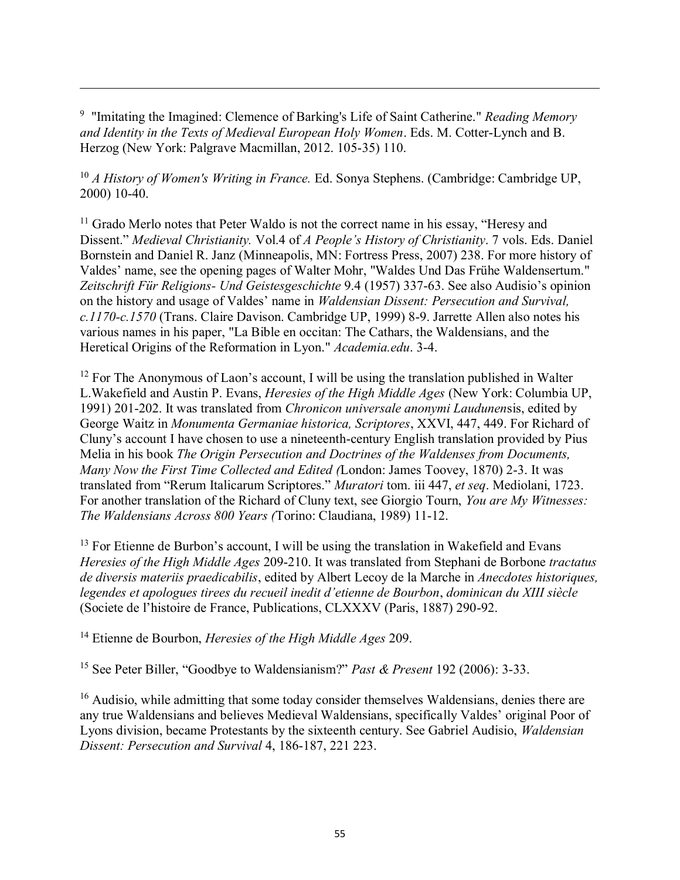[9] "Imitating the Imagined: Clemence of Barking's Life of Saint Catherine." *Reading Memory and Identity in the Texts of Medieval European Holy Women*. Eds. M. Cotter-Lynch and B. Herzog (New York: Palgrave Macmillan, 2012. 105-35) 110.

[10] *A History of Women's Writing in France.* Ed. Sonya Stephens. (Cambridge: Cambridge UP, 2000) 10-40.

[11] Grado Merlo notes that Peter Waldo is not the correct name in his essay, "Heresy and Dissent." *Medieval Christianity.* Vol.4 of *A People's History of Christianity*. 7 vols. Eds. Daniel Bornstein and Daniel R. Janz (Minneapolis, MN: Fortress Press, 2007) 238. For more history of Valdes' name, see the opening pages of Walter Mohr, "Waldes Und Das Frühe Waldensertum." *Zeitschrift Für Religions- Und Geistesgeschichte* 9.4 (1957) 337-63. See also Audisio's opinion on the history and usage of Valdes' name in *Waldensian Dissent: Persecution and Survival, c.1170-c.1570* (Trans. Claire Davison. Cambridge UP, 1999) 8-9. Jarrette Allen also notes his various names in his paper, "La Bible en occitan: The Cathars, the Waldensians, and the Heretical Origins of the Reformation in Lyon." *Academia.edu*. 3-4.

[12] For The Anonymous of Laon's account, I will be using the translation published in Walter L.Wakefield and Austin P. Evans, *Heresies of the High Middle Ages* (New York: Columbia UP, 1991) 201-202. It was translated from *Chronicon universale anonymi Laudunens*is, edited by George Waitz in *Monumenta Germaniae historica, Scriptores*, XXVI, 447, 449. For Richard of Cluny's account I have chosen to use a nineteenth-century English translation provided by Pius Melia in his book *The Origin Persecution and Doctrines of the Waldenses from Documents, Many Now the First Time Collected and Edited (*London: James Toovey, 1870) 2-3. It was translated from "Rerum Italicarum Scriptores." *Muratori* tom. iii 447, *et seq*. Mediolani, 1723. For another translation of the Richard of Cluny text, see Giorgio Tourn, *You are My Witnesses: The Waldensians Across 800 Years (*Torino: Claudiana, 1989) 11-12.

[13] For Etienne de Burbon's account, I will be using the translation in Wakefield and Evans *Heresies of the High Middle Ages* 209-210. It was translated from Stephani de Borbone *tractatus de diversis materiis praedicabilis*, edited by Albert Lecoy de la Marche in *Anecdotes historiques, legendes et apologues tirees du recueil inedit d'etienne de Bourbon*, *dominican du XIII siècle* (Societe de l'histoire de France, Publications, CLXXXV (Paris, 1887) 290-92.

[14] Etienne de Bourbon, *Heresies of the High Middle Ages* 209.

[15] See Peter Biller, "Goodbye to Waldensianism?" *Past & Present* 192 (2006): 3-33.

[16] Audisio, while admitting that some today consider themselves Waldensians, denies there are any true Waldensians and believes Medieval Waldensians, specifically Valdes' original Poor of Lyons division, became Protestants by the sixteenth century. See Gabriel Audisio, *Waldensian Dissent: Persecution and Survival* 4, 186-187, 221 223.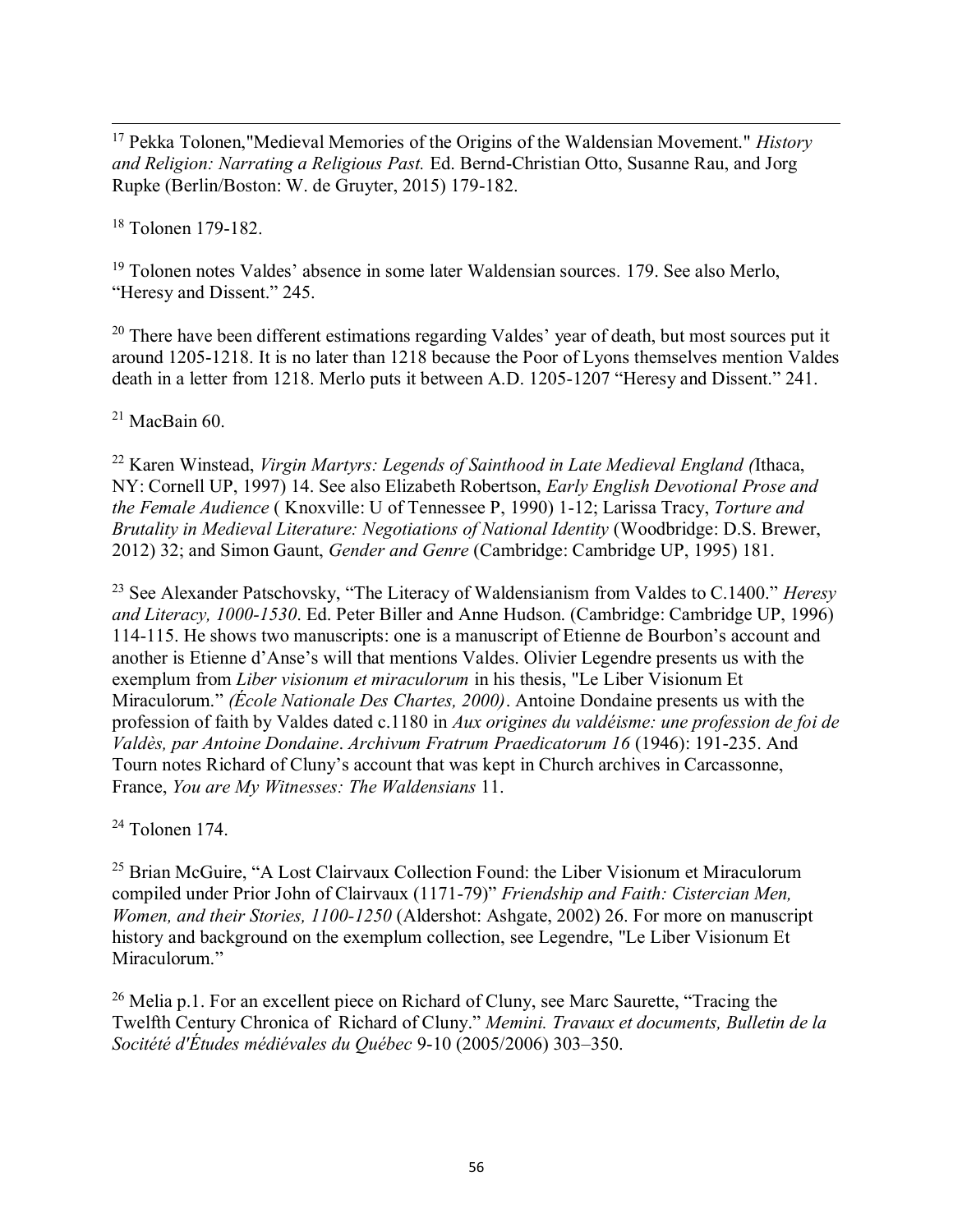[17] Pekka Tolonen,"Medieval Memories of the Origins of the Waldensian Movement." *History and Religion: Narrating a Religious Past.* Ed. Bernd-Christian Otto, Susanne Rau, and Jorg Rupke (Berlin/Boston: W. de Gruyter, 2015) 179-182.

[18] Tolonen 179-182.

[19] Tolonen notes Valdes' absence in some later Waldensian sources. 179. See also Merlo, "Heresy and Dissent." 245.

[20] There have been different estimations regarding Valdes' year of death, but most sources put it around 1205-1218. It is no later than 1218 because the Poor of Lyons themselves mention Valdes death in a letter from 1218. Merlo puts it between A.D. 1205-1207 "Heresy and Dissent." 241.

[21] MacBain 60.

[22] Karen Winstead, *Virgin Martyrs: Legends of Sainthood in Late Medieval England (*Ithaca, NY: Cornell UP, 1997) 14. See also Elizabeth Robertson, *Early English Devotional Prose and the Female Audience* ( Knoxville: U of Tennessee P, 1990) 1-12; Larissa Tracy, *Torture and Brutality in Medieval Literature: Negotiations of National Identity* (Woodbridge: D.S. Brewer, 2012) 32; and Simon Gaunt, *Gender and Genre* (Cambridge: Cambridge UP, 1995) 181.

[23] See Alexander Patschovsky, "The Literacy of Waldensianism from Valdes to C.1400." *Heresy and Literacy, 1000-1530*. Ed. Peter Biller and Anne Hudson. (Cambridge: Cambridge UP, 1996) 114-115. He shows two manuscripts: one is a manuscript of Etienne de Bourbon's account and another is Etienne d'Anse's will that mentions Valdes. Olivier Legendre presents us with the exemplum from *Liber visionum et miraculorum* in his thesis, "Le Liber Visionum Et Miraculorum." *(École Nationale Des Chartes, 2000)*. Antoine Dondaine presents us with the profession of faith by Valdes dated c.1180 in *Aux origines du valdéisme: une profession de foi de Valdès, par Antoine Dondaine*. *Archivum Fratrum Praedicatorum 16* (1946): 191-235. And Tourn notes Richard of Cluny's account that was kept in Church archives in Carcassonne, France, *You are My Witnesses: The Waldensians* 11.

[24] Tolonen 174.

[25] Brian McGuire, "A Lost Clairvaux Collection Found: the Liber Visionum et Miraculorum compiled under Prior John of Clairvaux (1171-79)" *Friendship and Faith: Cistercian Men, Women, and their Stories, 1100-1250* (Aldershot: Ashgate, 2002) 26. For more on manuscript history and background on the exemplum collection, see Legendre, "Le Liber Visionum Et Miraculorum."

[26] Melia p.1. For an excellent piece on Richard of Cluny, see Marc Saurette, "Tracing the Twelfth Century Chronica of Richard of Cluny." *Memini. Travaux et documents, Bulletin de la Socitété d'Études médiévales du Québec* 9-10 (2005/2006) 303–350.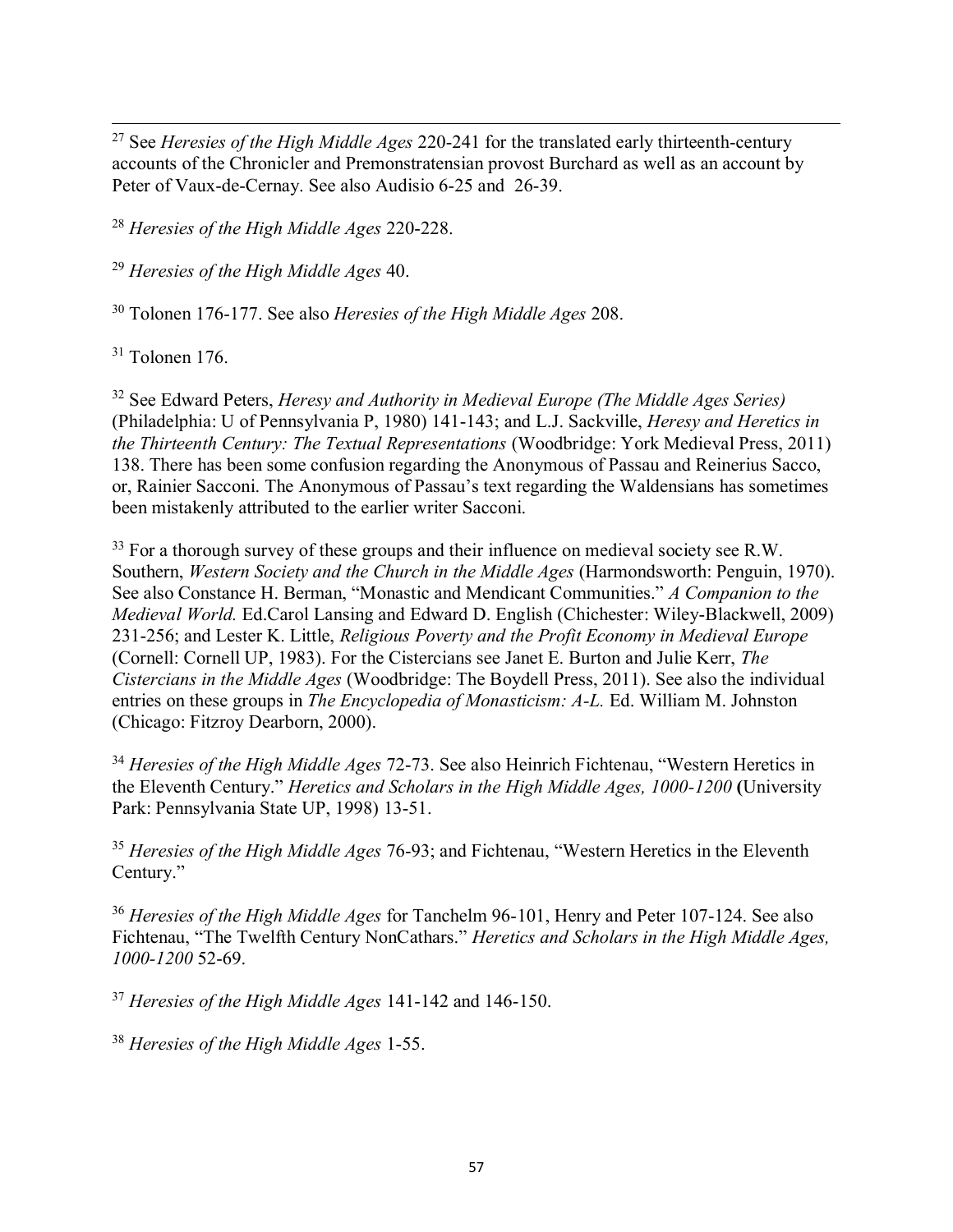[27] See *Heresies of the High Middle Ages* 220-241 for the translated early thirteenth-century accounts of the Chronicler and Premonstratensian provost Burchard as well as an account by Peter of Vaux-de-Cernay. See also Audisio 6-25 and 26-39.

[28] *Heresies of the High Middle Ages* 220-228.

[29] *Heresies of the High Middle Ages* 40.

[30] Tolonen 176-177. See also *Heresies of the High Middle Ages* 208.

[31] Tolonen 176.

[32] See Edward Peters, *Heresy and Authority in Medieval Europe (The Middle Ages Series)* (Philadelphia: U of Pennsylvania P, 1980) 141-143; and L.J. Sackville, *Heresy and Heretics in the Thirteenth Century: The Textual Representations* (Woodbridge: York Medieval Press, 2011) 138. There has been some confusion regarding the Anonymous of Passau and Reinerius Sacco, or, Rainier Sacconi. The Anonymous of Passau's text regarding the Waldensians has sometimes been mistakenly attributed to the earlier writer Sacconi.

[33] For a thorough survey of these groups and their influence on medieval society see R.W. Southern, *Western Society and the Church in the Middle Ages* (Harmondsworth: Penguin, 1970). See also Constance H. Berman, "Monastic and Mendicant Communities." *A Companion to the Medieval World.* Ed.Carol Lansing and Edward D. English (Chichester: Wiley-Blackwell, 2009) 231-256; and Lester K. Little, *Religious Poverty and the Profit Economy in Medieval Europe* (Cornell: Cornell UP, 1983). For the Cistercians see Janet E. Burton and Julie Kerr, *The Cistercians in the Middle Ages* (Woodbridge: The Boydell Press, 2011). See also the individual entries on these groups in *The Encyclopedia of Monasticism: A-L.* Ed. William M. Johnston (Chicago: Fitzroy Dearborn, 2000).

[34] *Heresies of the High Middle Ages* 72-73. See also Heinrich Fichtenau, "Western Heretics in the Eleventh Century." *Heretics and Scholars in the High Middle Ages, 1000-1200* **(**University Park: Pennsylvania State UP, 1998) 13-51.

[35] *Heresies of the High Middle Ages* 76-93; and Fichtenau, "Western Heretics in the Eleventh Century."

[36] *Heresies of the High Middle Ages* for Tanchelm 96-101, Henry and Peter 107-124. See also Fichtenau, "The Twelfth Century NonCathars." *Heretics and Scholars in the High Middle Ages, 1000-1200* 52-69.

[37] *Heresies of the High Middle Ages* 141-142 and 146-150.

[38] *Heresies of the High Middle Ages* 1-55.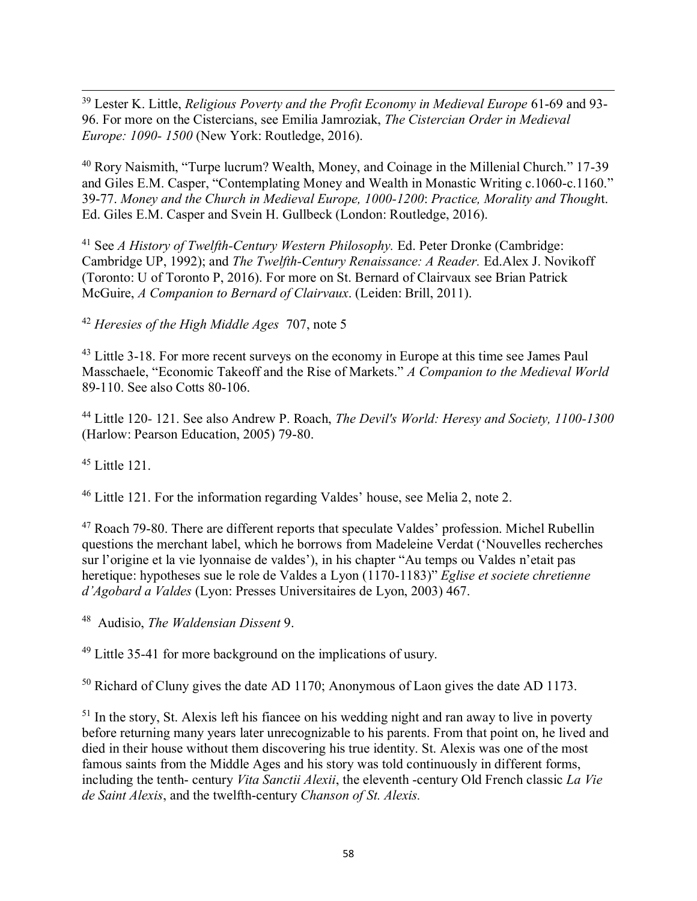[39] Lester K. Little, *Religious Poverty and the Profit Economy in Medieval Europe* 61-69 and 93-96. For more on the Cistercians, see Emilia Jamroziak, *The Cistercian Order in Medieval Europe: 1090- 1500* (New York: Routledge, 2016).

[40] Rory Naismith, "Turpe lucrum? Wealth, Money, and Coinage in the Millenial Church." 17-39 and Giles E.M. Casper, "Contemplating Money and Wealth in Monastic Writing c.1060-c.1160." 39-77. *Money and the Church in Medieval Europe, 1000-1200*: *Practice, Morality and Thought*. Ed. Giles E.M. Casper and Svein H. Gullbeck (London: Routledge, 2016).

[41] See *A History of Twelfth-Century Western Philosophy.* Ed. Peter Dronke (Cambridge: Cambridge UP, 1992); and *The Twelfth-Century Renaissance: A Reader.* Ed.Alex J. Novikoff (Toronto: U of Toronto P, 2016). For more on St. Bernard of Clairvaux see Brian Patrick McGuire, *A Companion to Bernard of Clairvaux*. (Leiden: Brill, 2011).

[42] *Heresies of the High Middle Ages* 707, note 5

[43] Little 3-18. For more recent surveys on the economy in Europe at this time see James Paul Masschaele, "Economic Takeoff and the Rise of Markets." *A Companion to the Medieval World* 89-110. See also Cotts 80-106.

[44] Little 120- 121. See also Andrew P. Roach, *The Devil's World: Heresy and Society, 1100-1300* (Harlow: Pearson Education, 2005) 79-80.

[45] Little 121.

[46] Little 121. For the information regarding Valdes' house, see Melia 2, note 2.

[47] Roach 79-80. There are different reports that speculate Valdes' profession. Michel Rubellin questions the merchant label, which he borrows from Madeleine Verdat ('Nouvelles recherches sur l'origine et la vie lyonnaise de valdes'), in his chapter "Au temps ou Valdes n'etait pas heretique: hypotheses sue le role de Valdes a Lyon (1170-1183)" *Eglise et societe chretienne d'Agobard a Valdes* (Lyon: Presses Universitaires de Lyon, 2003) 467.

[48] Audisio, *The Waldensian Dissent* 9.

[49] Little 35-41 for more background on the implications of usury.

[50] Richard of Cluny gives the date AD 1170; Anonymous of Laon gives the date AD 1173.

[51] In the story, St. Alexis left his fiancee on his wedding night and ran away to live in poverty before returning many years later unrecognizable to his parents. From that point on, he lived and died in their house without them discovering his true identity. St. Alexis was one of the most famous saints from the Middle Ages and his story was told continuously in different forms, including the tenth- century *Vita Sanctii Alexii*, the eleventh -century Old French classic *La Vie de Saint Alexis*, and the twelfth-century *Chanson of St. Alexis.*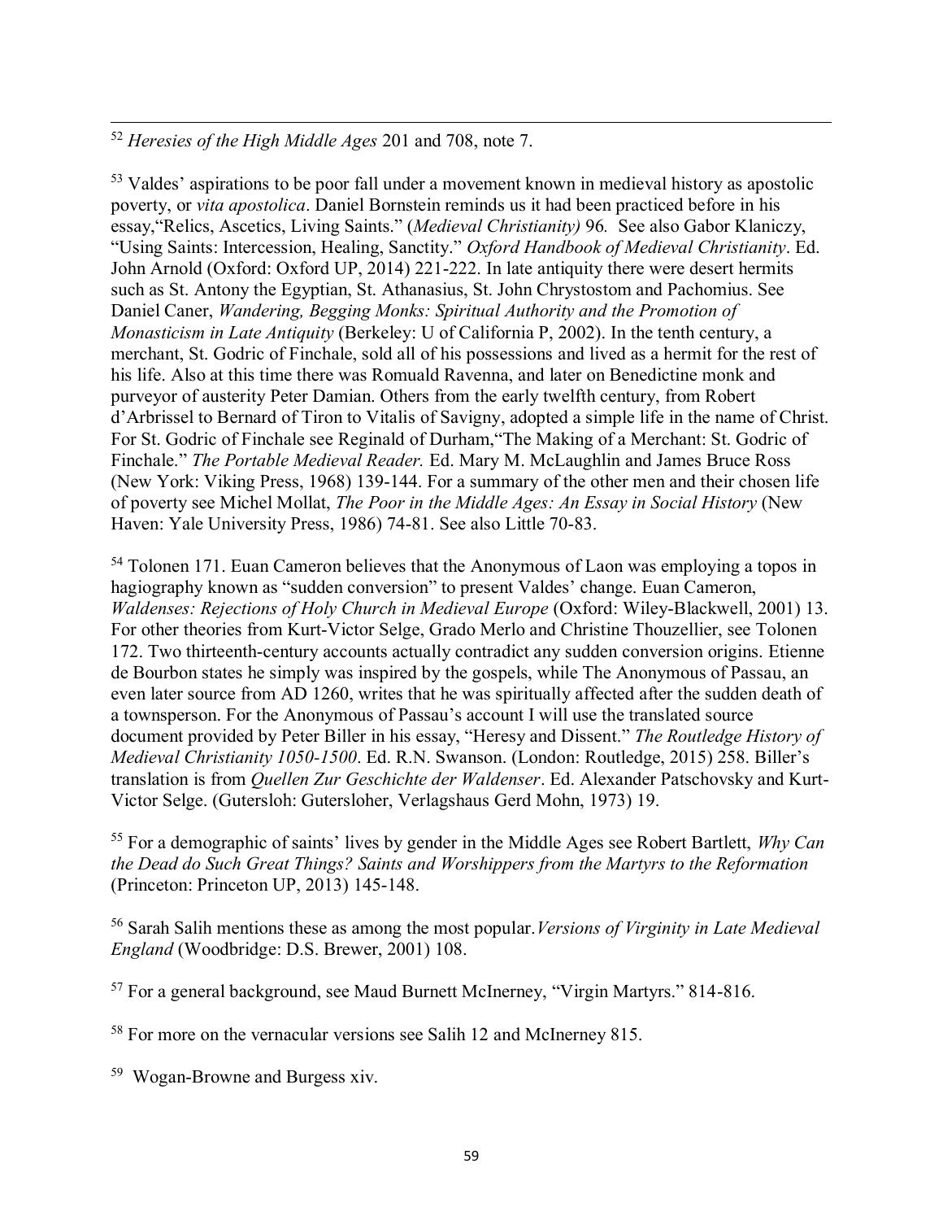[52] *Heresies of the High Middle Ages* 201 and 708, note 7.

[53] Valdes' aspirations to be poor fall under a movement known in medieval history as apostolic poverty, or *vita apostolica*. Daniel Bornstein reminds us it had been practiced before in his essay,"Relics, Ascetics, Living Saints." (*Medieval Christianity)* 96. See also Gabor Klaniczy, "Using Saints: Intercession, Healing, Sanctity." *Oxford Handbook of Medieval Christianity*. Ed. John Arnold (Oxford: Oxford UP, 2014) 221-222. In late antiquity there were desert hermits such as St. Antony the Egyptian, St. Athanasius, St. John Chrystostom and Pachomius. See Daniel Caner, *Wandering, Begging Monks: Spiritual Authority and the Promotion of Monasticism in Late Antiquity* (Berkeley: U of California P, 2002). In the tenth century, a merchant, St. Godric of Finchale, sold all of his possessions and lived as a hermit for the rest of his life. Also at this time there was Romuald Ravenna, and later on Benedictine monk and purveyor of austerity Peter Damian. Others from the early twelfth century, from Robert d'Arbrissel to Bernard of Tiron to Vitalis of Savigny, adopted a simple life in the name of Christ. For St. Godric of Finchale see Reginald of Durham,"The Making of a Merchant: St. Godric of Finchale." *The Portable Medieval Reader.* Ed. Mary M. McLaughlin and James Bruce Ross (New York: Viking Press, 1968) 139-144. For a summary of the other men and their chosen life of poverty see Michel Mollat, *The Poor in the Middle Ages: An Essay in Social History* (New Haven: Yale University Press, 1986) 74-81. See also Little 70-83.

[54] Tolonen 171. Euan Cameron believes that the Anonymous of Laon was employing a topos in hagiography known as "sudden conversion" to present Valdes' change. Euan Cameron, *Waldenses: Rejections of Holy Church in Medieval Europe* (Oxford: Wiley-Blackwell, 2001) 13. For other theories from Kurt-Victor Selge, Grado Merlo and Christine Thouzellier, see Tolonen 172. Two thirteenth-century accounts actually contradict any sudden conversion origins. Etienne de Bourbon states he simply was inspired by the gospels, while The Anonymous of Passau, an even later source from AD 1260, writes that he was spiritually affected after the sudden death of a townsperson. For the Anonymous of Passau's account I will use the translated source document provided by Peter Biller in his essay, "Heresy and Dissent." *The Routledge History of Medieval Christianity 1050-1500*. Ed. R.N. Swanson. (London: Routledge, 2015) 258. Biller's translation is from *Quellen Zur Geschichte der Waldenser*. Ed. Alexander Patschovsky and Kurt-Victor Selge. (Gutersloh: Gutersloher, Verlagshaus Gerd Mohn, 1973) 19.

[55] For a demographic of saints' lives by gender in the Middle Ages see Robert Bartlett, *Why Can the Dead do Such Great Things? Saints and Worshippers from the Martyrs to the Reformation* (Princeton: Princeton UP, 2013) 145-148.

[56] Sarah Salih mentions these as among the most popular.*Versions of Virginity in Late Medieval England* (Woodbridge: D.S. Brewer, 2001) 108.

[57] For a general background, see Maud Burnett McInerney, "Virgin Martyrs." 814-816.

[58] For more on the vernacular versions see Salih 12 and McInerney 815.

[59] Wogan-Browne and Burgess xiv.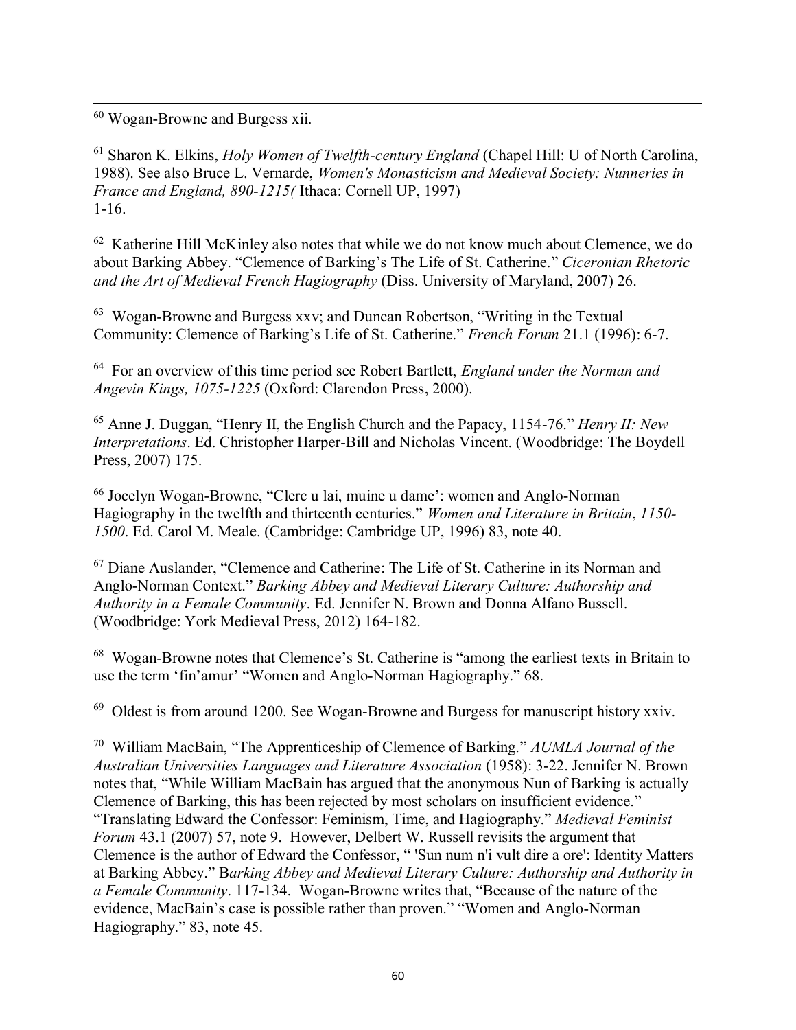[60] Wogan-Browne and Burgess xii.

[61] Sharon K. Elkins, *Holy Women of Twelfth-century England* (Chapel Hill: U of North Carolina, 1988). See also Bruce L. Vernarde, *Women's Monasticism and Medieval Society: Nunneries in France and England, 890-1215(* Ithaca: Cornell UP, 1997) 1-16.

[62] Katherine Hill McKinley also notes that while we do not know much about Clemence, we do about Barking Abbey. "Clemence of Barking's The Life of St. Catherine." *Ciceronian Rhetoric and the Art of Medieval French Hagiography* (Diss. University of Maryland, 2007) 26.

[63] Wogan-Browne and Burgess xxv; and Duncan Robertson, "Writing in the Textual Community: Clemence of Barking's Life of St. Catherine." *French Forum* 21.1 (1996): 6-7.

[64] For an overview of this time period see Robert Bartlett, *England under the Norman and Angevin Kings, 1075-1225* (Oxford: Clarendon Press, 2000).

[65] Anne J. Duggan, "Henry II, the English Church and the Papacy, 1154-76." *Henry II: New Interpretations*. Ed. Christopher Harper-Bill and Nicholas Vincent. (Woodbridge: The Boydell Press, 2007) 175.

[66] Jocelyn Wogan-Browne, "Clerc u lai, muine u dame': women and Anglo-Norman Hagiography in the twelfth and thirteenth centuries." *Women and Literature in Britain*, *1150-1500*. Ed. Carol M. Meale. (Cambridge: Cambridge UP, 1996) 83, note 40.

[67] Diane Auslander, "Clemence and Catherine: The Life of St. Catherine in its Norman and Anglo-Norman Context." *Barking Abbey and Medieval Literary Culture: Authorship and Authority in a Female Community*. Ed. Jennifer N. Brown and Donna Alfano Bussell. (Woodbridge: York Medieval Press, 2012) 164-182.

[68] Wogan-Browne notes that Clemence's St. Catherine is "among the earliest texts in Britain to use the term 'fin'amur' "Women and Anglo-Norman Hagiography." 68.

[69] Oldest is from around 1200. See Wogan-Browne and Burgess for manuscript history xxiv.

[70] William MacBain, "The Apprenticeship of Clemence of Barking." *AUMLA Journal of the Australian Universities Languages and Literature Association* (1958): 3-22. Jennifer N. Brown notes that, "While William MacBain has argued that the anonymous Nun of Barking is actually Clemence of Barking, this has been rejected by most scholars on insufficient evidence." "Translating Edward the Confessor: Feminism, Time, and Hagiography." *Medieval Feminist Forum* 43.1 (2007) 57, note 9. However, Delbert W. Russell revisits the argument that Clemence is the author of Edward the Confessor, " 'Sun num n'i vult dire a ore': Identity Matters at Barking Abbey." B*arking Abbey and Medieval Literary Culture: Authorship and Authority in a Female Community*. 117-134. Wogan-Browne writes that, "Because of the nature of the evidence, MacBain's case is possible rather than proven." "Women and Anglo-Norman Hagiography." 83, note 45.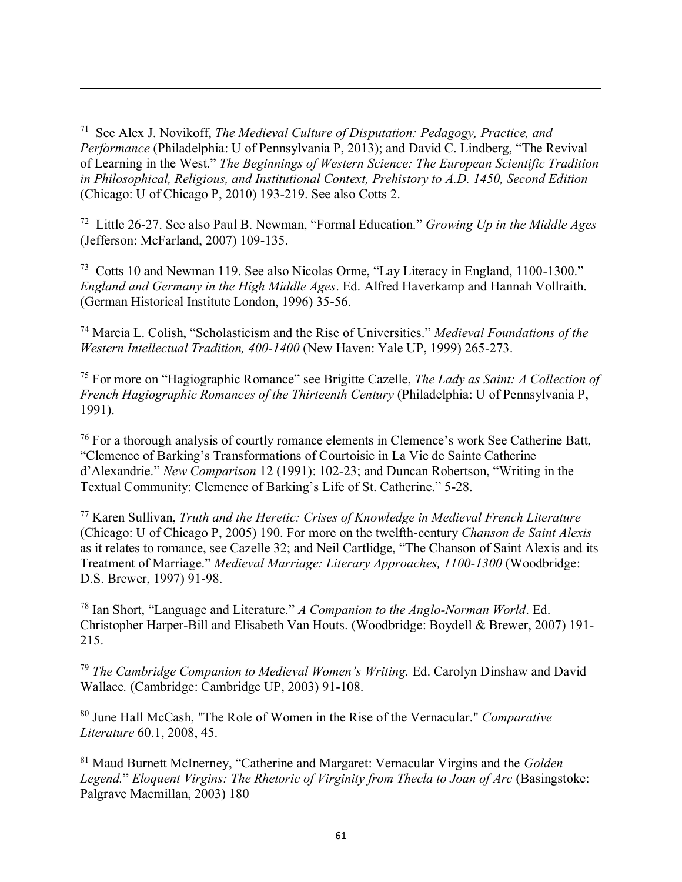[71] See Alex J. Novikoff, *The Medieval Culture of Disputation: Pedagogy, Practice, and Performance* (Philadelphia: U of Pennsylvania P, 2013); and David C. Lindberg, "The Revival of Learning in the West." *The Beginnings of Western Science: The European Scientific Tradition in Philosophical, Religious, and Institutional Context, Prehistory to A.D. 1450, Second Edition* (Chicago: U of Chicago P, 2010) 193-219. See also Cotts 2.

[72] Little 26-27. See also Paul B. Newman, "Formal Education." *Growing Up in the Middle Ages* (Jefferson: McFarland, 2007) 109-135.

[73] Cotts 10 and Newman 119. See also Nicolas Orme, "Lay Literacy in England, 1100-1300." *England and Germany in the High Middle Ages*. Ed. Alfred Haverkamp and Hannah Vollraith. (German Historical Institute London, 1996) 35-56.

[74] Marcia L. Colish, "Scholasticism and the Rise of Universities." *Medieval Foundations of the Western Intellectual Tradition, 400-1400* (New Haven: Yale UP, 1999) 265-273.

[75] For more on "Hagiographic Romance" see Brigitte Cazelle, *The Lady as Saint: A Collection of French Hagiographic Romances of the Thirteenth Century* (Philadelphia: U of Pennsylvania P, 1991).

[76] For a thorough analysis of courtly romance elements in Clemence's work See Catherine Batt, "Clemence of Barking's Transformations of Courtoisie in La Vie de Sainte Catherine d'Alexandrie." *New Comparison* 12 (1991): 102-23; and Duncan Robertson, "Writing in the Textual Community: Clemence of Barking's Life of St. Catherine." 5-28.

[77] Karen Sullivan, *Truth and the Heretic: Crises of Knowledge in Medieval French Literature* (Chicago: U of Chicago P, 2005) 190. For more on the twelfth-century *Chanson de Saint Alexis* as it relates to romance, see Cazelle 32; and Neil Cartlidge, "The Chanson of Saint Alexis and its Treatment of Marriage." *Medieval Marriage: Literary Approaches, 1100-1300* (Woodbridge: D.S. Brewer, 1997) 91-98.

[78] Ian Short, "Language and Literature." *A Companion to the Anglo-Norman World*. Ed. Christopher Harper-Bill and Elisabeth Van Houts. (Woodbridge: Boydell & Brewer, 2007) 191-215.

[79] *The Cambridge Companion to Medieval Women's Writing.* Ed. Carolyn Dinshaw and David Wallace. (Cambridge: Cambridge UP, 2003) 91-108.

[80] June Hall McCash, "The Role of Women in the Rise of the Vernacular." *Comparative Literature* 60.1, 2008, 45.

[81] Maud Burnett McInerney, "Catherine and Margaret: Vernacular Virgins and the *Golden Legend.*" *Eloquent Virgins: The Rhetoric of Virginity from Thecla to Joan of Arc* (Basingstoke: Palgrave Macmillan, 2003) 180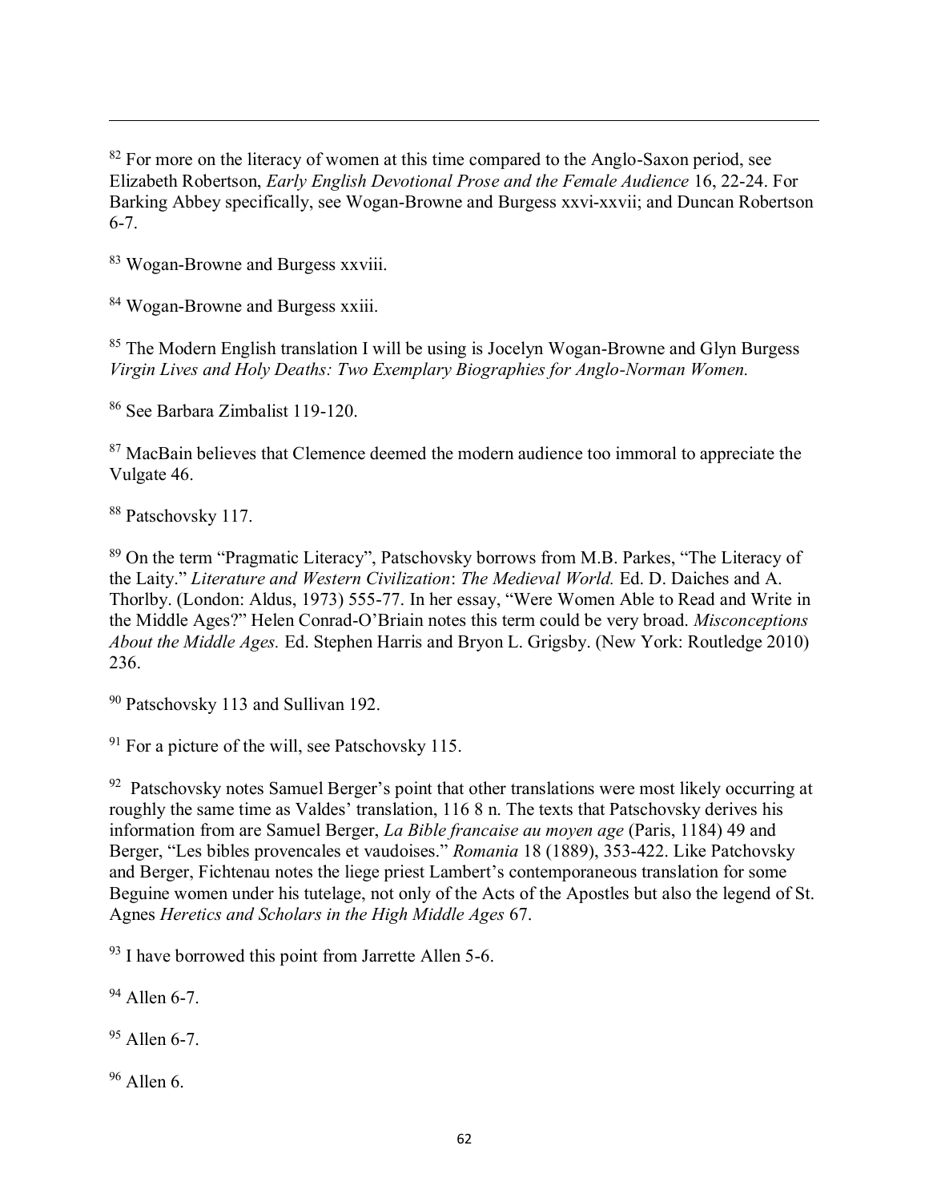[82] For more on the literacy of women at this time compared to the Anglo-Saxon period, see Elizabeth Robertson, *Early English Devotional Prose and the Female Audience* 16, 22-24. For Barking Abbey specifically, see Wogan-Browne and Burgess xxvi-xxvii; and Duncan Robertson 6-7.

[83] Wogan-Browne and Burgess xxviii.

[84] Wogan-Browne and Burgess xxiii.

[85] The Modern English translation I will be using is Jocelyn Wogan-Browne and Glyn Burgess *Virgin Lives and Holy Deaths: Two Exemplary Biographies for Anglo-Norman Women.*

[86] See Barbara Zimbalist 119-120.

[87] MacBain believes that Clemence deemed the modern audience too immoral to appreciate the Vulgate 46.

[88] Patschovsky 117.

[89] On the term "Pragmatic Literacy", Patschovsky borrows from M.B. Parkes, "The Literacy of the Laity." *Literature and Western Civilization*: *The Medieval World.* Ed. D. Daiches and A. Thorlby. (London: Aldus, 1973) 555-77. In her essay, "Were Women Able to Read and Write in the Middle Ages?" Helen Conrad-O'Briain notes this term could be very broad. *Misconceptions About the Middle Ages.* Ed. Stephen Harris and Bryon L. Grigsby. (New York: Routledge 2010) 236.

[90] Patschovsky 113 and Sullivan 192.

[91] For a picture of the will, see Patschovsky 115.

[92] Patschovsky notes Samuel Berger's point that other translations were most likely occurring at roughly the same time as Valdes' translation, 116 8 n. The texts that Patschovsky derives his information from are Samuel Berger, *La Bible francaise au moyen age* (Paris, 1184) 49 and Berger, "Les bibles provencales et vaudoises." *Romania* 18 (1889), 353-422. Like Patchovsky and Berger, Fichtenau notes the liege priest Lambert's contemporaneous translation for some Beguine women under his tutelage, not only of the Acts of the Apostles but also the legend of St. Agnes *Heretics and Scholars in the High Middle Ages* 67.

[93] I have borrowed this point from Jarrette Allen 5-6.

[94] Allen 6-7.

[95] Allen 6-7.

[96] Allen 6.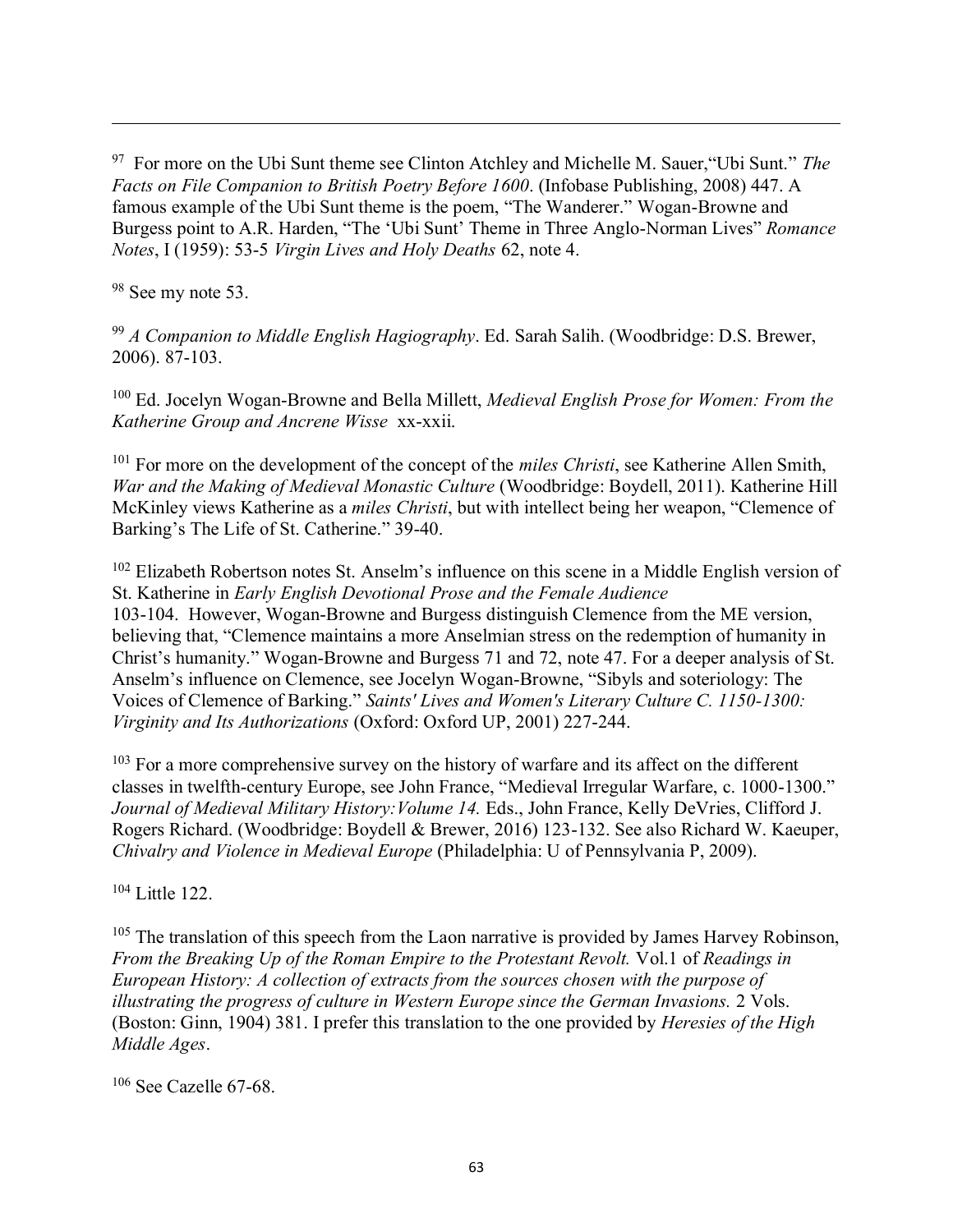[97] For more on the Ubi Sunt theme see Clinton Atchley and Michelle M. Sauer,"Ubi Sunt." *The Facts on File Companion to British Poetry Before 1600*. (Infobase Publishing, 2008) 447. A famous example of the Ubi Sunt theme is the poem, "The Wanderer." Wogan-Browne and Burgess point to A.R. Harden, "The 'Ubi Sunt' Theme in Three Anglo-Norman Lives" *Romance Notes*, I (1959): 53-5 *Virgin Lives and Holy Deaths* 62, note 4.

[98] See my note 53.

[99] *A Companion to Middle English Hagiography*. Ed. Sarah Salih. (Woodbridge: D.S. Brewer, 2006). 87-103.

[100] Ed. Jocelyn Wogan-Browne and Bella Millett, *Medieval English Prose for Women: From the Katherine Group and Ancrene Wisse* xx-xxii.

[101] For more on the development of the concept of the *miles Christi*, see Katherine Allen Smith, *War and the Making of Medieval Monastic Culture* (Woodbridge: Boydell, 2011). Katherine Hill McKinley views Katherine as a *miles Christi*, but with intellect being her weapon, "Clemence of Barking's The Life of St. Catherine." 39-40.

[102] Elizabeth Robertson notes St. Anselm's influence on this scene in a Middle English version of St. Katherine in *Early English Devotional Prose and the Female Audience* 103-104. However, Wogan-Browne and Burgess distinguish Clemence from the ME version, believing that, "Clemence maintains a more Anselmian stress on the redemption of humanity in Christ's humanity." Wogan-Browne and Burgess 71 and 72, note 47. For a deeper analysis of St. Anselm's influence on Clemence, see Jocelyn Wogan-Browne, "Sibyls and soteriology: The Voices of Clemence of Barking." *Saints' Lives and Women's Literary Culture C. 1150-1300: Virginity and Its Authorizations* (Oxford: Oxford UP, 2001) 227-244.

[103] For a more comprehensive survey on the history of warfare and its affect on the different classes in twelfth-century Europe, see John France, "Medieval Irregular Warfare, c. 1000-1300." *Journal of Medieval Military History:Volume 14.* Eds., John France, Kelly DeVries, Clifford J. Rogers Richard. (Woodbridge: Boydell & Brewer, 2016) 123-132. See also Richard W. Kaeuper, *Chivalry and Violence in Medieval Europe* (Philadelphia: U of Pennsylvania P, 2009).

[104] Little 122.

[105] The translation of this speech from the Laon narrative is provided by James Harvey Robinson, *From the Breaking Up of the Roman Empire to the Protestant Revolt.* Vol.1 of *Readings in European History: A collection of extracts from the sources chosen with the purpose of illustrating the progress of culture in Western Europe since the German Invasions.* 2 Vols. (Boston: Ginn, 1904) 381. I prefer this translation to the one provided by *Heresies of the High Middle Ages*.

[106] See Cazelle 67-68.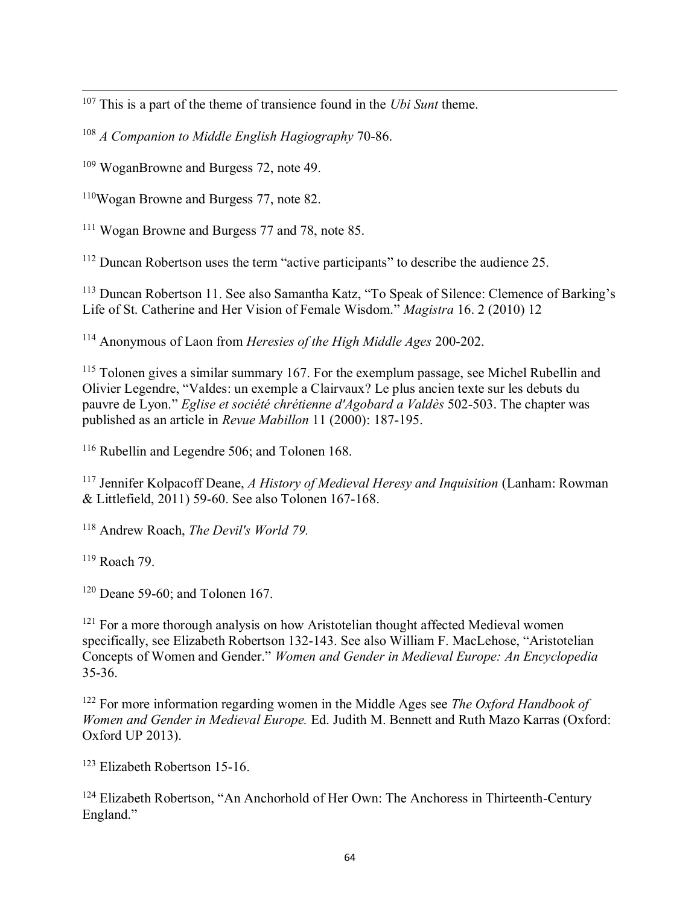[107] This is a part of the theme of transience found in the *Ubi Sunt* theme.

[108] *A Companion to Middle English Hagiography* 70-86.

[109] WoganBrowne and Burgess 72, note 49.

[110]Wogan Browne and Burgess 77, note 82.

[111] Wogan Browne and Burgess 77 and 78, note 85.

[112] Duncan Robertson uses the term "active participants" to describe the audience 25.

[113] Duncan Robertson 11. See also Samantha Katz, "To Speak of Silence: Clemence of Barking's Life of St. Catherine and Her Vision of Female Wisdom." *Magistra* 16. 2 (2010) 12

[114] Anonymous of Laon from *Heresies of the High Middle Ages* 200-202.

[115] Tolonen gives a similar summary 167. For the exemplum passage, see Michel Rubellin and Olivier Legendre, "Valdes: un exemple a Clairvaux? Le plus ancien texte sur les debuts du pauvre de Lyon." *Eglise et société chrétienne d'Agobard a Valdès* 502-503. The chapter was published as an article in *Revue Mabillon* 11 (2000): 187-195.

[116] Rubellin and Legendre 506; and Tolonen 168.

[117] Jennifer Kolpacoff Deane, *A History of Medieval Heresy and Inquisition* (Lanham: Rowman & Littlefield, 2011) 59-60. See also Tolonen 167-168.

[118] Andrew Roach, *The Devil's World 79.*

[119] Roach 79.

[120] Deane 59-60; and Tolonen 167.

[121] For a more thorough analysis on how Aristotelian thought affected Medieval women specifically, see Elizabeth Robertson 132-143. See also William F. MacLehose, "Aristotelian Concepts of Women and Gender." *Women and Gender in Medieval Europe: An Encyclopedia* 35-36.

[122] For more information regarding women in the Middle Ages see *The Oxford Handbook of Women and Gender in Medieval Europe.* Ed. Judith M. Bennett and Ruth Mazo Karras (Oxford: Oxford UP 2013).

[123] Elizabeth Robertson 15-16.

[124] Elizabeth Robertson, "An Anchorhold of Her Own: The Anchoress in Thirteenth-Century England."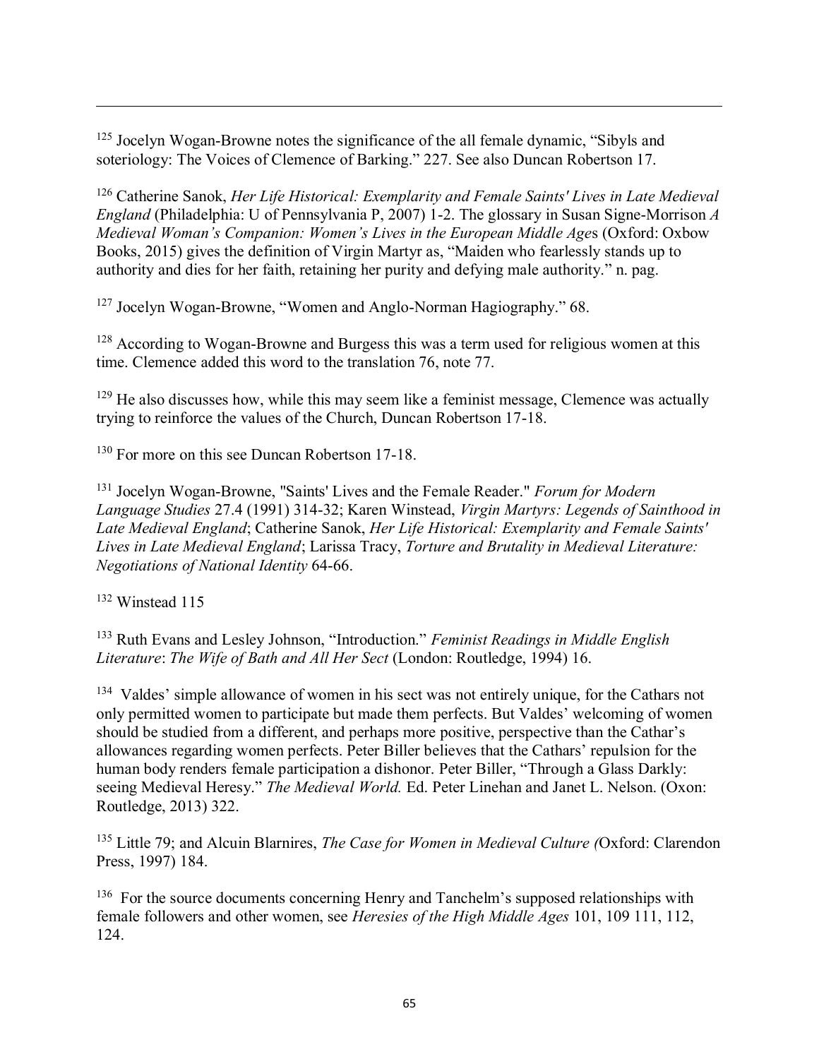[125] Jocelyn Wogan-Browne notes the significance of the all female dynamic, "Sibyls and soteriology: The Voices of Clemence of Barking." 227. See also Duncan Robertson 17.

[126] Catherine Sanok, *Her Life Historical: Exemplarity and Female Saints' Lives in Late Medieval England* (Philadelphia: U of Pennsylvania P, 2007) 1-2. The glossary in Susan Signe-Morrison *A Medieval Woman's Companion: Women's Lives in the European Middle Ages* (Oxford: Oxbow Books, 2015) gives the definition of Virgin Martyr as, "Maiden who fearlessly stands up to authority and dies for her faith, retaining her purity and defying male authority." n. pag.

[127] Jocelyn Wogan-Browne, "Women and Anglo-Norman Hagiography." 68.

[128] According to Wogan-Browne and Burgess this was a term used for religious women at this time. Clemence added this word to the translation 76, note 77.

[129] He also discusses how, while this may seem like a feminist message, Clemence was actually trying to reinforce the values of the Church, Duncan Robertson 17-18.

[130] For more on this see Duncan Robertson 17-18.

[131] Jocelyn Wogan-Browne, "Saints' Lives and the Female Reader." *Forum for Modern Language Studies* 27.4 (1991) 314-32; Karen Winstead, *Virgin Martyrs: Legends of Sainthood in Late Medieval England*; Catherine Sanok, *Her Life Historical: Exemplarity and Female Saints' Lives in Late Medieval England*; Larissa Tracy, *Torture and Brutality in Medieval Literature: Negotiations of National Identity* 64-66.

[132] Winstead 115

[133] Ruth Evans and Lesley Johnson, "Introduction." *Feminist Readings in Middle English Literature*: *The Wife of Bath and All Her Sect* (London: Routledge, 1994) 16.

[134] Valdes' simple allowance of women in his sect was not entirely unique, for the Cathars not only permitted women to participate but made them perfects. But Valdes' welcoming of women should be studied from a different, and perhaps more positive, perspective than the Cathar's allowances regarding women perfects. Peter Biller believes that the Cathars' repulsion for the human body renders female participation a dishonor. Peter Biller, "Through a Glass Darkly: seeing Medieval Heresy." *The Medieval World.* Ed. Peter Linehan and Janet L. Nelson. (Oxon: Routledge, 2013) 322.

[135] Little 79; and Alcuin Blarnires, *The Case for Women in Medieval Culture (*Oxford: Clarendon Press, 1997) 184.

[136] For the source documents concerning Henry and Tanchelm's supposed relationships with female followers and other women, see *Heresies of the High Middle Ages* 101, 109 111, 112, 124.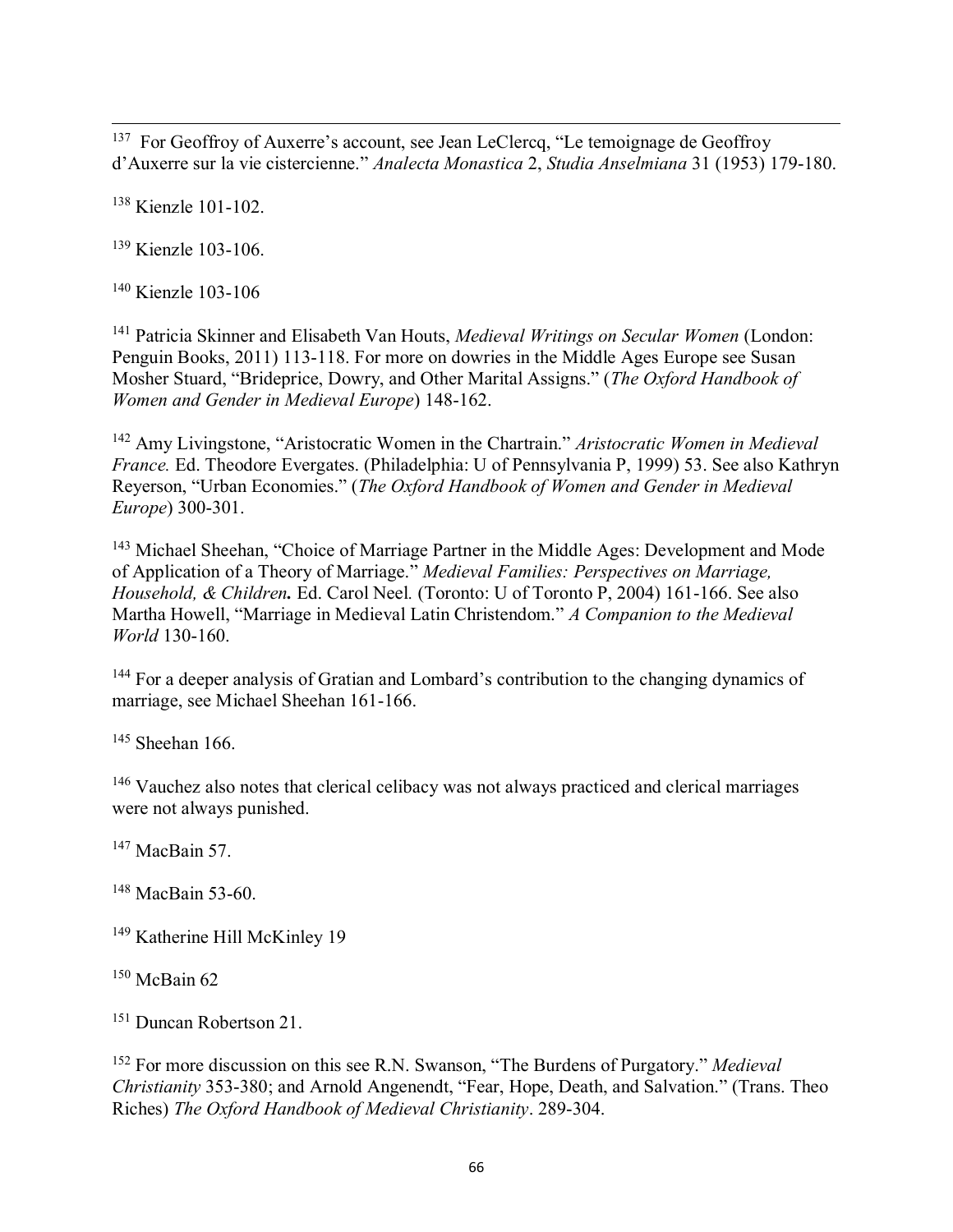[137] For Geoffroy of Auxerre's account, see Jean LeClercq, "Le temoignage de Geoffroy d'Auxerre sur la vie cistercienne." *Analecta Monastica* 2, *Studia Anselmiana* 31 (1953) 179-180.

[138] Kienzle 101-102.

[139] Kienzle 103-106.

[140] Kienzle 103-106

[141] Patricia Skinner and Elisabeth Van Houts, *Medieval Writings on Secular Women* (London: Penguin Books, 2011) 113-118. For more on dowries in the Middle Ages Europe see Susan Mosher Stuard, "Brideprice, Dowry, and Other Marital Assigns." (*The Oxford Handbook of Women and Gender in Medieval Europe*) 148-162.

[142] Amy Livingstone, "Aristocratic Women in the Chartrain." *Aristocratic Women in Medieval France.* Ed. Theodore Evergates. (Philadelphia: U of Pennsylvania P, 1999) 53. See also Kathryn Reyerson, "Urban Economies." (*The Oxford Handbook of Women and Gender in Medieval Europe*) 300-301.

[143] Michael Sheehan, "Choice of Marriage Partner in the Middle Ages: Development and Mode of Application of a Theory of Marriage." *Medieval Families: Perspectives on Marriage, Household, & Children.* Ed. Carol Neel. (Toronto: U of Toronto P, 2004) 161-166. See also Martha Howell, "Marriage in Medieval Latin Christendom." *A Companion to the Medieval World* 130-160.

[144] For a deeper analysis of Gratian and Lombard's contribution to the changing dynamics of marriage, see Michael Sheehan 161-166.

[145] Sheehan 166.

[146] Vauchez also notes that clerical celibacy was not always practiced and clerical marriages were not always punished.

[147] MacBain 57.

[148] MacBain 53-60.

[149] Katherine Hill McKinley 19

[150] McBain 62

[151] Duncan Robertson 21.

[152] For more discussion on this see R.N. Swanson, "The Burdens of Purgatory." *Medieval Christianity* 353-380; and Arnold Angenendt, "Fear, Hope, Death, and Salvation." (Trans. Theo Riches) *The Oxford Handbook of Medieval Christianity*. 289-304.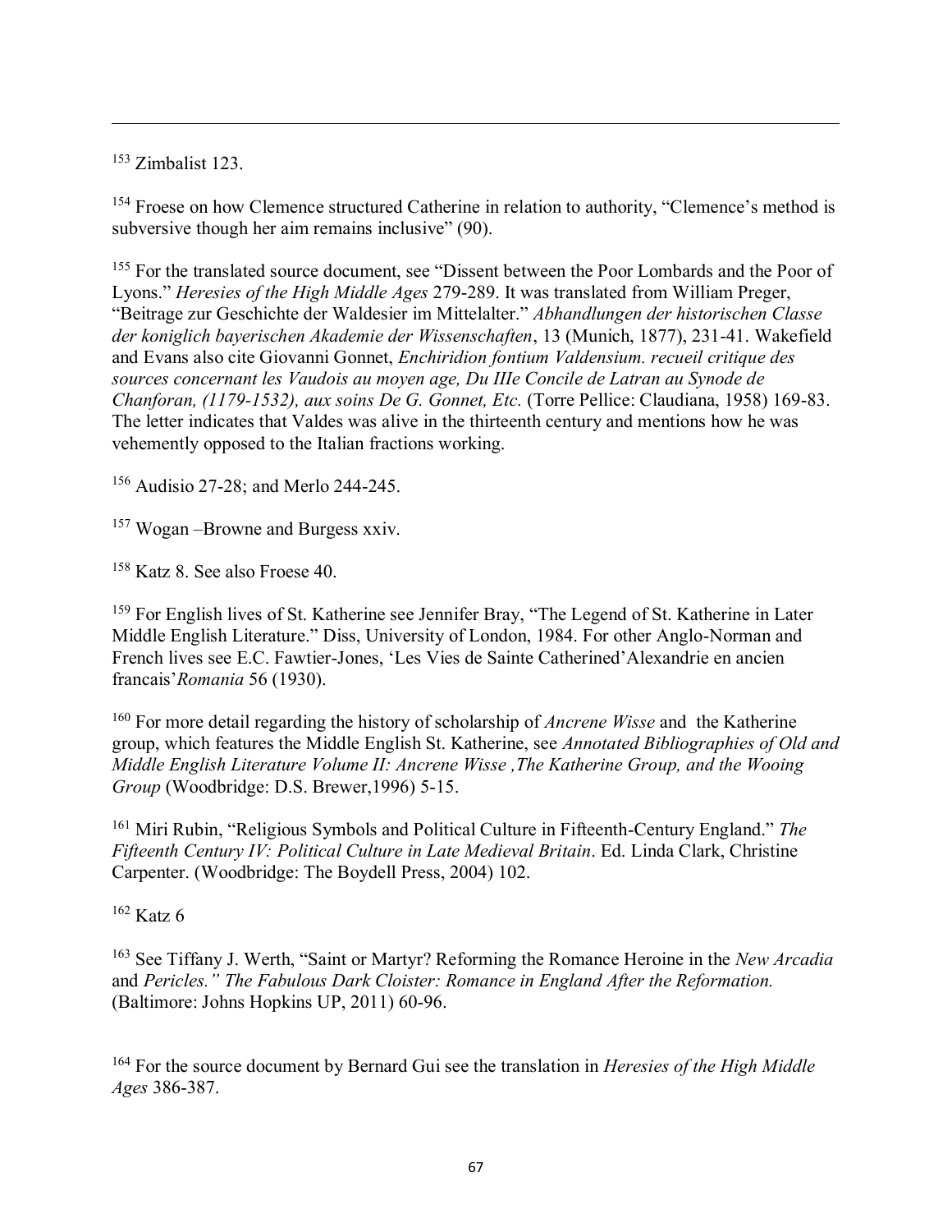[153] Zimbalist 123.

[154] Froese on how Clemence structured Catherine in relation to authority, "Clemence's method is subversive though her aim remains inclusive" (90).

[155] For the translated source document, see "Dissent between the Poor Lombards and the Poor of Lyons." *Heresies of the High Middle Ages* 279-289. It was translated from William Preger, "Beitrage zur Geschichte der Waldesier im Mittelalter." *Abhandlungen der historischen Classe der koniglich bayerischen Akademie der Wissenschaften*, 13 (Munich, 1877), 231-41. Wakefield and Evans also cite Giovanni Gonnet, *Enchiridion fontium Valdensium. recueil critique des sources concernant les Vaudois au moyen age, Du IIIe Concile de Latran au Synode de Chanforan, (1179-1532), aux soins De G. Gonnet, Etc.* (Torre Pellice: Claudiana, 1958) 169-83. The letter indicates that Valdes was alive in the thirteenth century and mentions how he was vehemently opposed to the Italian fractions working.

[156] Audisio 27-28; and Merlo 244-245.

[157] Wogan –Browne and Burgess xxiv.

[158] Katz 8. See also Froese 40.

[159] For English lives of St. Katherine see Jennifer Bray, "The Legend of St. Katherine in Later Middle English Literature." Diss, University of London, 1984. For other Anglo-Norman and French lives see E.C. Fawtier-Jones, 'Les Vies de Sainte Catherined'Alexandrie en ancien francais'*Romania* 56 (1930).

[160] For more detail regarding the history of scholarship of *Ancrene Wisse* and the Katherine group, which features the Middle English St. Katherine, see *Annotated Bibliographies of Old and Middle English Literature Volume II: Ancrene Wisse ,The Katherine Group, and the Wooing Group* (Woodbridge: D.S. Brewer,1996) 5-15.

[161] Miri Rubin, "Religious Symbols and Political Culture in Fifteenth-Century England." *The Fifteenth Century IV: Political Culture in Late Medieval Britain*. Ed. Linda Clark, Christine Carpenter. (Woodbridge: The Boydell Press, 2004) 102.

[162] Katz 6

[163] See Tiffany J. Werth, "Saint or Martyr? Reforming the Romance Heroine in the *New Arcadia* and *Pericles." The Fabulous Dark Cloister: Romance in England After the Reformation.* (Baltimore: Johns Hopkins UP, 2011) 60-96.

[164] For the source document by Bernard Gui see the translation in *Heresies of the High Middle Ages* 386-387.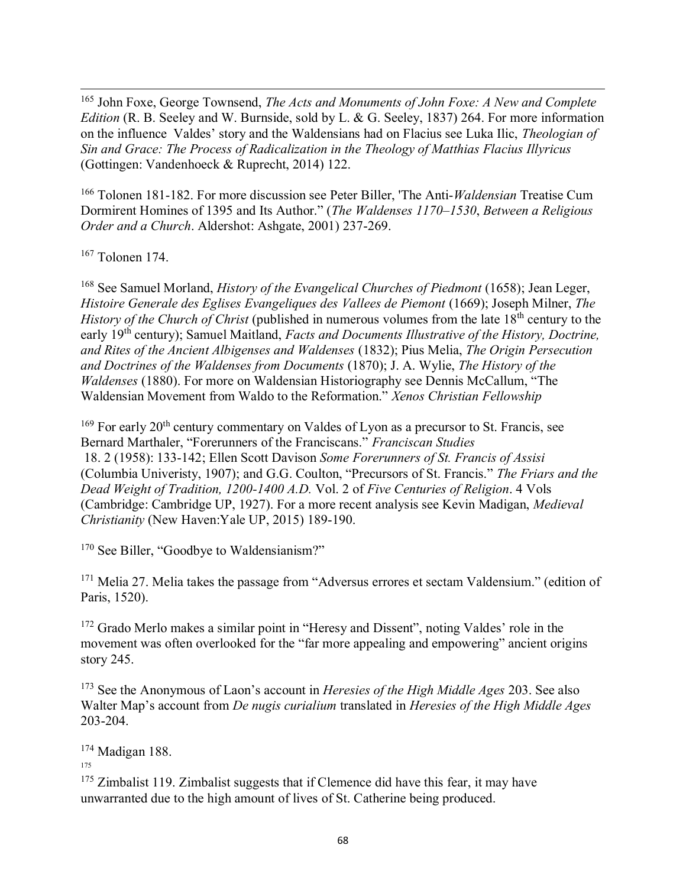[165] John Foxe, George Townsend, *The Acts and Monuments of John Foxe: A New and Complete Edition* (R. B. Seeley and W. Burnside, sold by L. & G. Seeley, 1837) 264. For more information on the influence Valdes' story and the Waldensians had on Flacius see Luka Ilic, *Theologian of Sin and Grace: The Process of Radicalization in the Theology of Matthias Flacius Illyricus* (Gottingen: Vandenhoeck & Ruprecht, 2014) 122.

[166] Tolonen 181-182. For more discussion see Peter Biller, 'The Anti-*Waldensian* Treatise Cum Dormirent Homines of 1395 and Its Author." (*The Waldenses 1170–1530*, *Between a Religious Order and a Church*. Aldershot: Ashgate, 2001) 237-269.

[167] Tolonen 174.

[168] See Samuel Morland, *History of the Evangelical Churches of Piedmont* (1658); Jean Leger, *Histoire Generale des Eglises Evangeliques des Vallees de Piemont* (1669); Joseph Milner, *The History of the Church of Christ* (published in numerous volumes from the late 18th century to the early 19th century); Samuel Maitland, *Facts and Documents Illustrative of the History, Doctrine, and Rites of the Ancient Albigenses and Waldenses* (1832); Pius Melia, *The Origin Persecution and Doctrines of the Waldenses from Documents* (1870); J. A. Wylie, *The History of the Waldenses* (1880). For more on Waldensian Historiography see Dennis McCallum, "The Waldensian Movement from Waldo to the Reformation." *Xenos Christian Fellowship*

[169] For early 20th century commentary on Valdes of Lyon as a precursor to St. Francis, see Bernard Marthaler, "Forerunners of the Franciscans." *Franciscan Studies* 18. 2 (1958): 133-142; Ellen Scott Davison *Some Forerunners of St. Francis of Assisi* (Columbia Univeristy, 1907); and G.G. Coulton, "Precursors of St. Francis." *The Friars and the Dead Weight of Tradition, 1200-1400 A.D.* Vol. 2 of *Five Centuries of Religion*. 4 Vols (Cambridge: Cambridge UP, 1927). For a more recent analysis see Kevin Madigan, *Medieval Christianity* (New Haven:Yale UP, 2015) 189-190.

[170] See Biller, "Goodbye to Waldensianism?"

[171] Melia 27. Melia takes the passage from "Adversus errores et sectam Valdensium." (edition of Paris, 1520).

[172] Grado Merlo makes a similar point in "Heresy and Dissent", noting Valdes' role in the movement was often overlooked for the "far more appealing and empowering" ancient origins story 245.

[173] See the Anonymous of Laon's account in *Heresies of the High Middle Ages* 203. See also Walter Map's account from *De nugis curialium* translated in *Heresies of the High Middle Ages* 203-204.

[174] Madigan 188.

[175]

[175] Zimbalist 119. Zimbalist suggests that if Clemence did have this fear, it may have unwarranted due to the high amount of lives of St. Catherine being produced.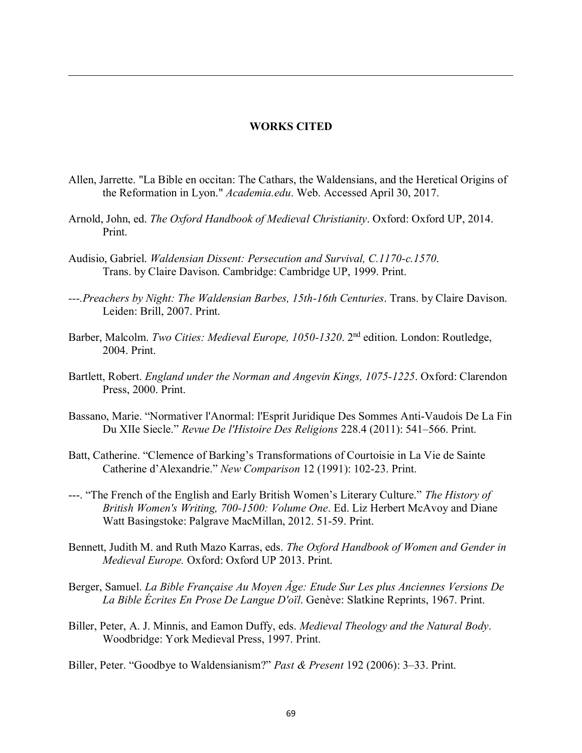## WORKS CITED

Allen, Jarrette. "La Bible en occitan: The Cathars, the Waldensians, and the Heretical Origins of the Reformation in Lyon." *Academia.edu*. Web. Accessed April 30, 2017.

Arnold, John, ed. *The Oxford Handbook of Medieval Christianity*. Oxford: Oxford UP, 2014. Print.

Audisio, Gabriel. *Waldensian Dissent: Persecution and Survival, C.1170-c.1570*. Trans. by Claire Davison. Cambridge: Cambridge UP, 1999. Print.

---.*Preachers by Night: The Waldensian Barbes, 15th-16th Centuries*. Trans. by Claire Davison. Leiden: Brill, 2007. Print.

Barber, Malcolm. *Two Cities: Medieval Europe, 1050-1320*. 2nd edition. London: Routledge, 2004. Print.

Bartlett, Robert. *England under the Norman and Angevin Kings, 1075-1225*. Oxford: Clarendon Press, 2000. Print.

Bassano, Marie. "Normativer l'Anormal: l'Esprit Juridique Des Sommes Anti-Vaudois De La Fin Du XIIe Siecle." *Revue De l'Histoire Des Religions* 228.4 (2011): 541–566. Print.

Batt, Catherine. "Clemence of Barking's Transformations of Courtoisie in La Vie de Sainte Catherine d'Alexandrie." *New Comparison* 12 (1991): 102-23. Print.

---. "The French of the English and Early British Women's Literary Culture." *The History of British Women's Writing, 700-1500: Volume One*. Ed. Liz Herbert McAvoy and Diane Watt Basingstoke: Palgrave MacMillan, 2012. 51-59. Print.

Bennett, Judith M. and Ruth Mazo Karras, eds. *The Oxford Handbook of Women and Gender in Medieval Europe.* Oxford: Oxford UP 2013. Print.

Berger, Samuel. *La Bible Française Au Moyen Âge: Etude Sur Les plus Anciennes Versions De La Bible Écrites En Prose De Langue D'oïl*. Genève: Slatkine Reprints, 1967. Print.

Biller, Peter, A. J. Minnis, and Eamon Duffy, eds. *Medieval Theology and the Natural Body*. Woodbridge: York Medieval Press, 1997. Print.

Biller, Peter. "Goodbye to Waldensianism?" *Past & Present* 192 (2006): 3–33. Print.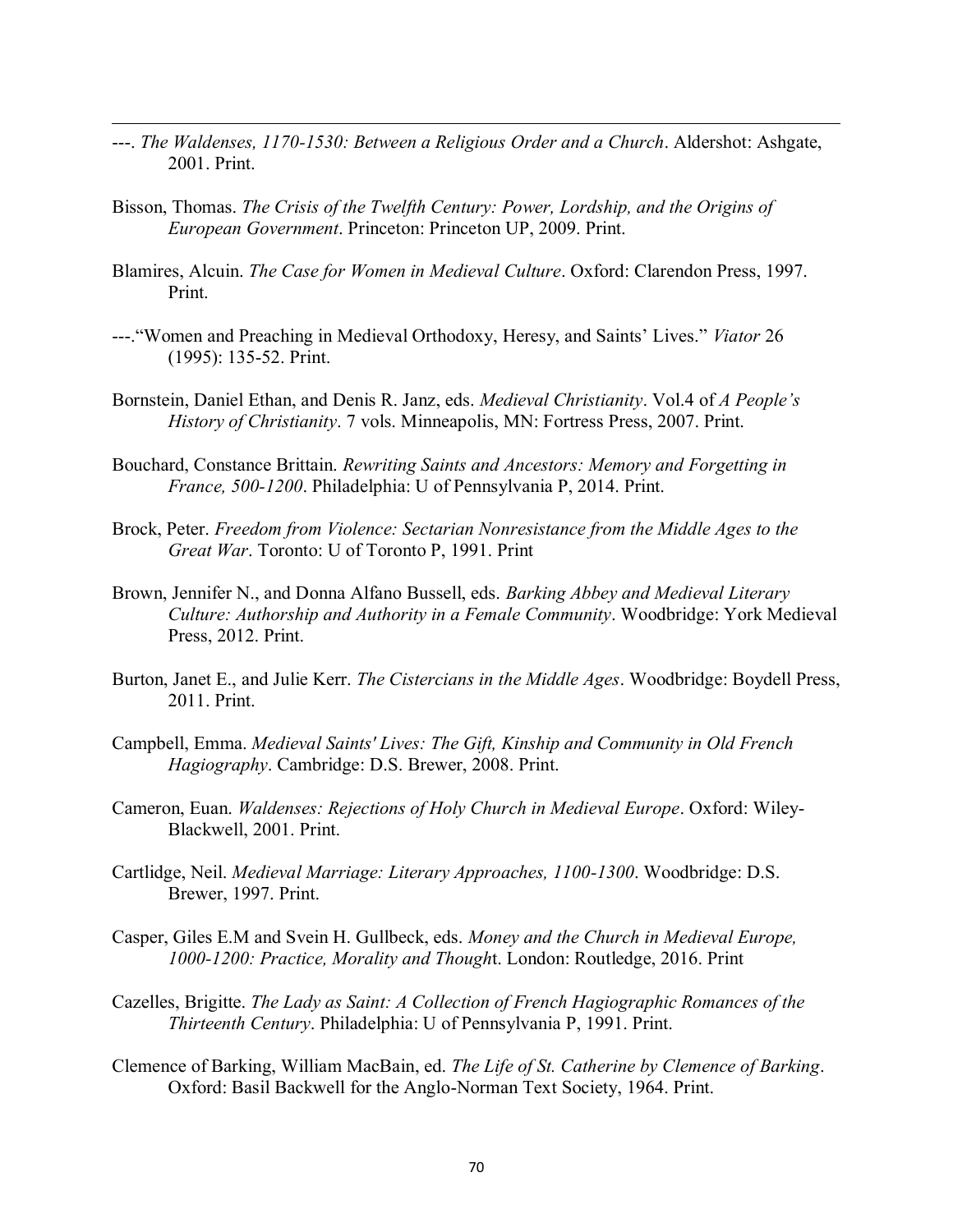---. *The Waldenses, 1170-1530: Between a Religious Order and a Church*. Aldershot: Ashgate, 2001. Print.

Bisson, Thomas. *The Crisis of the Twelfth Century: Power, Lordship, and the Origins of European Government*. Princeton: Princeton UP, 2009. Print.

Blamires, Alcuin. *The Case for Women in Medieval Culture*. Oxford: Clarendon Press, 1997. Print.

---."Women and Preaching in Medieval Orthodoxy, Heresy, and Saints' Lives." *Viator* 26 (1995): 135-52. Print.

Bornstein, Daniel Ethan, and Denis R. Janz, eds. *Medieval Christianity*. Vol.4 of *A People's History of Christianity*. 7 vols. Minneapolis, MN: Fortress Press, 2007. Print.

Bouchard, Constance Brittain. *Rewriting Saints and Ancestors: Memory and Forgetting in France, 500-1200*. Philadelphia: U of Pennsylvania P, 2014. Print.

Brock, Peter. *Freedom from Violence: Sectarian Nonresistance from the Middle Ages to the Great War*. Toronto: U of Toronto P, 1991. Print

Brown, Jennifer N., and Donna Alfano Bussell, eds. *Barking Abbey and Medieval Literary Culture: Authorship and Authority in a Female Community*. Woodbridge: York Medieval Press, 2012. Print.

Burton, Janet E., and Julie Kerr. *The Cistercians in the Middle Ages*. Woodbridge: Boydell Press, 2011. Print.

Campbell, Emma. *Medieval Saints' Lives: The Gift, Kinship and Community in Old French Hagiography*. Cambridge: D.S. Brewer, 2008. Print.

Cameron, Euan. *Waldenses: Rejections of Holy Church in Medieval Europe*. Oxford: Wiley-Blackwell, 2001. Print.

Cartlidge, Neil. *Medieval Marriage: Literary Approaches, 1100-1300*. Woodbridge: D.S. Brewer, 1997. Print.

Casper, Giles E.M and Svein H. Gullbeck, eds. *Money and the Church in Medieval Europe, 1000-1200: Practice, Morality and Thought*. London: Routledge, 2016. Print

Cazelles, Brigitte. *The Lady as Saint: A Collection of French Hagiographic Romances of the Thirteenth Century*. Philadelphia: U of Pennsylvania P, 1991. Print.

Clemence of Barking, William MacBain, ed. *The Life of St. Catherine by Clemence of Barking*. Oxford: Basil Backwell for the Anglo-Norman Text Society, 1964. Print.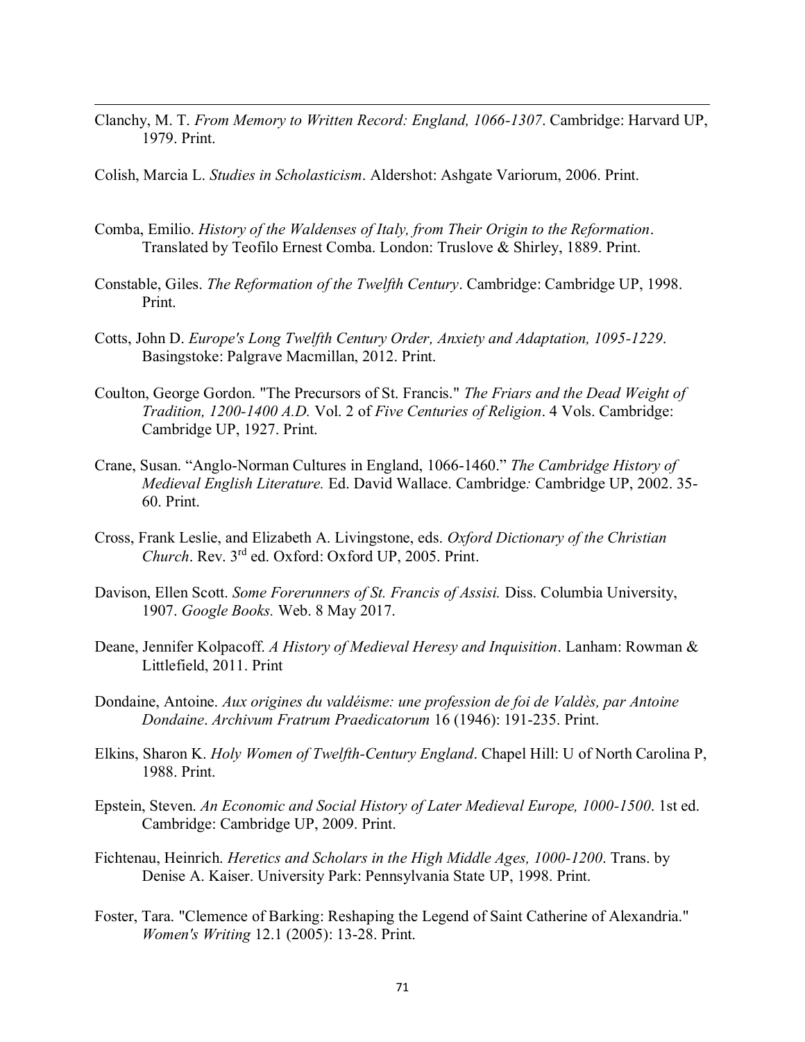Clanchy, M. T. *From Memory to Written Record: England, 1066-1307*. Cambridge: Harvard UP, 1979. Print.

Colish, Marcia L. *Studies in Scholasticism*. Aldershot: Ashgate Variorum, 2006. Print.

Comba, Emilio. *History of the Waldenses of Italy, from Their Origin to the Reformation*. Translated by Teofilo Ernest Comba. London: Truslove & Shirley, 1889. Print.

Constable, Giles. *The Reformation of the Twelfth Century*. Cambridge: Cambridge UP, 1998. Print.

Cotts, John D. *Europe's Long Twelfth Century Order, Anxiety and Adaptation, 1095-1229*. Basingstoke: Palgrave Macmillan, 2012. Print.

Coulton, George Gordon. "The Precursors of St. Francis." *The Friars and the Dead Weight of Tradition, 1200-1400 A.D.* Vol. 2 of *Five Centuries of Religion*. 4 Vols. Cambridge: Cambridge UP, 1927. Print.

Crane, Susan. "Anglo-Norman Cultures in England, 1066-1460." *The Cambridge History of Medieval English Literature.* Ed. David Wallace. Cambridge*:* Cambridge UP, 2002. 35-60. Print.

Cross, Frank Leslie, and Elizabeth A. Livingstone, eds. *Oxford Dictionary of the Christian Church*. Rev. 3rd ed. Oxford: Oxford UP, 2005. Print.

Davison, Ellen Scott. *Some Forerunners of St. Francis of Assisi.* Diss. Columbia University, 1907. *Google Books.* Web. 8 May 2017.

Deane, Jennifer Kolpacoff. *A History of Medieval Heresy and Inquisition*. Lanham: Rowman & Littlefield, 2011. Print

Dondaine, Antoine. *Aux origines du valdéisme: une profession de foi de Valdès, par Antoine Dondaine*. *Archivum Fratrum Praedicatorum* 16 (1946): 191-235. Print.

Elkins, Sharon K. *Holy Women of Twelfth-Century England*. Chapel Hill: U of North Carolina P, 1988. Print.

Epstein, Steven. *An Economic and Social History of Later Medieval Europe, 1000-1500*. 1st ed. Cambridge: Cambridge UP, 2009. Print.

Fichtenau, Heinrich. *Heretics and Scholars in the High Middle Ages, 1000-1200*. Trans. by Denise A. Kaiser. University Park: Pennsylvania State UP, 1998. Print.

Foster, Tara. "Clemence of Barking: Reshaping the Legend of Saint Catherine of Alexandria." *Women's Writing* 12.1 (2005): 13-28. Print.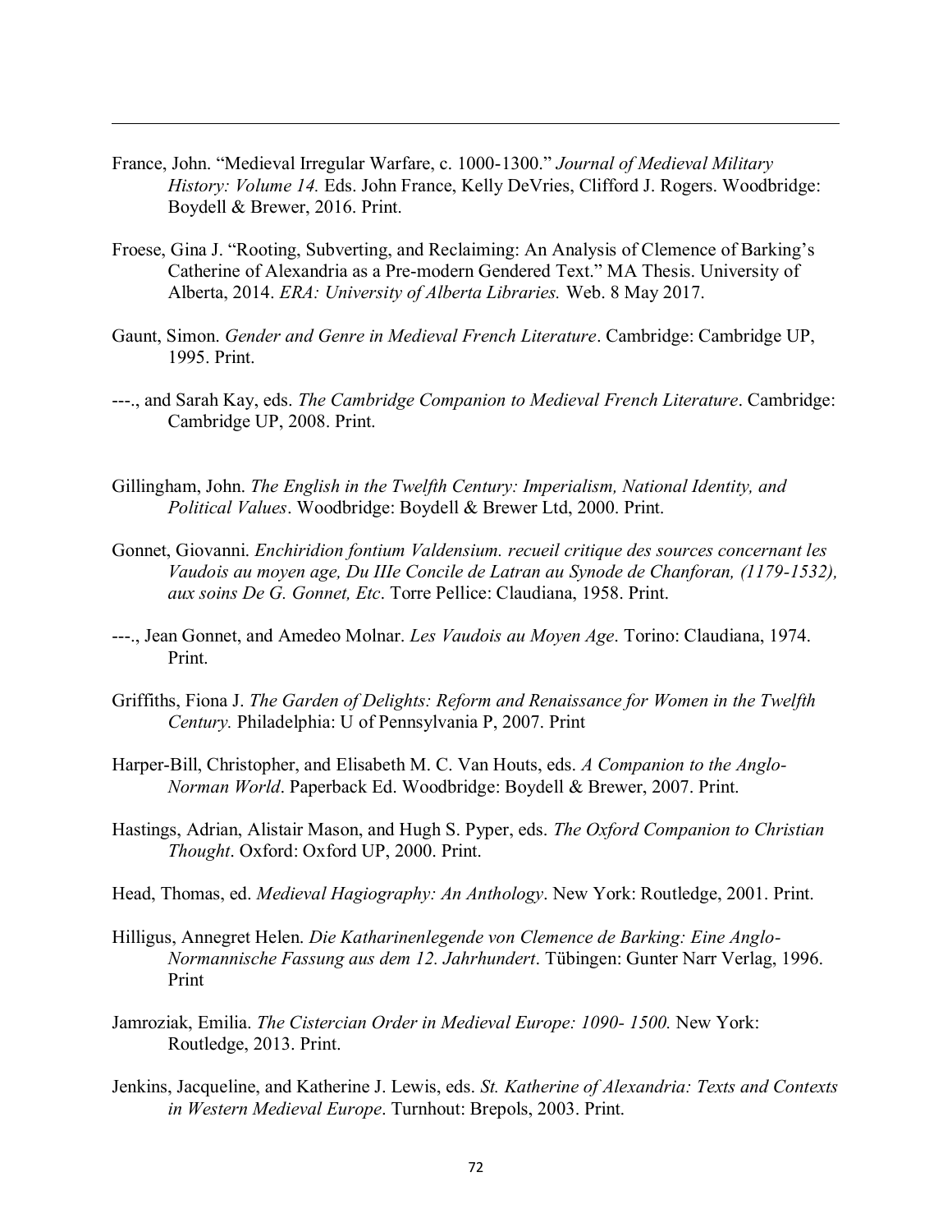France, John. "Medieval Irregular Warfare, c. 1000-1300." *Journal of Medieval Military History: Volume 14.* Eds. John France, Kelly DeVries, Clifford J. Rogers. Woodbridge: Boydell & Brewer, 2016. Print.

Froese, Gina J. "Rooting, Subverting, and Reclaiming: An Analysis of Clemence of Barking's Catherine of Alexandria as a Pre-modern Gendered Text." MA Thesis. University of Alberta, 2014. *ERA: University of Alberta Libraries.* Web. 8 May 2017.

Gaunt, Simon. *Gender and Genre in Medieval French Literature*. Cambridge: Cambridge UP, 1995. Print.

---., and Sarah Kay, eds. *The Cambridge Companion to Medieval French Literature*. Cambridge: Cambridge UP, 2008. Print.

Gillingham, John. *The English in the Twelfth Century: Imperialism, National Identity, and Political Values*. Woodbridge: Boydell & Brewer Ltd, 2000. Print.

Gonnet, Giovanni. *Enchiridion fontium Valdensium. recueil critique des sources concernant les Vaudois au moyen age, Du IIIe Concile de Latran au Synode de Chanforan, (1179-1532), aux soins De G. Gonnet, Etc*. Torre Pellice: Claudiana, 1958. Print.

---., Jean Gonnet, and Amedeo Molnar. *Les Vaudois au Moyen Age*. Torino: Claudiana, 1974. Print.

Griffiths, Fiona J. *The Garden of Delights: Reform and Renaissance for Women in the Twelfth Century.* Philadelphia: U of Pennsylvania P, 2007. Print

Harper-Bill, Christopher, and Elisabeth M. C. Van Houts, eds. *A Companion to the Anglo-Norman World*. Paperback Ed. Woodbridge: Boydell & Brewer, 2007. Print.

Hastings, Adrian, Alistair Mason, and Hugh S. Pyper, eds. *The Oxford Companion to Christian Thought*. Oxford: Oxford UP, 2000. Print.

Head, Thomas, ed. *Medieval Hagiography: An Anthology*. New York: Routledge, 2001. Print.

Hilligus, Annegret Helen. *Die Katharinenlegende von Clemence de Barking: Eine Anglo-Normannische Fassung aus dem 12. Jahrhundert*. Tübingen: Gunter Narr Verlag, 1996. Print

Jamroziak, Emilia. *The Cistercian Order in Medieval Europe: 1090- 1500.* New York: Routledge, 2013. Print.

Jenkins, Jacqueline, and Katherine J. Lewis, eds. *St. Katherine of Alexandria: Texts and Contexts in Western Medieval Europe*. Turnhout: Brepols, 2003. Print.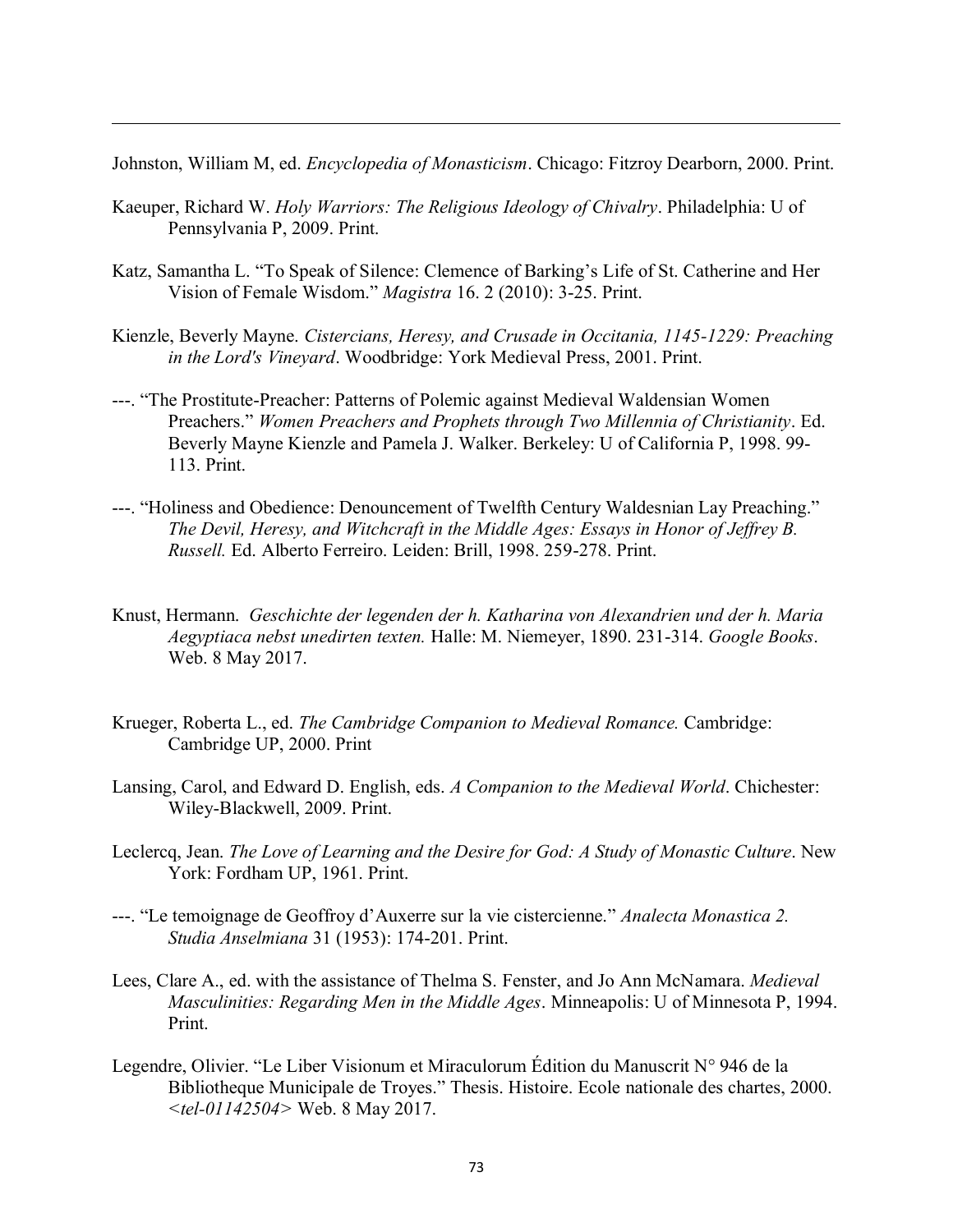Johnston, William M, ed. *Encyclopedia of Monasticism*. Chicago: Fitzroy Dearborn, 2000. Print.

Kaeuper, Richard W. *Holy Warriors: The Religious Ideology of Chivalry*. Philadelphia: U of Pennsylvania P, 2009. Print.

Katz, Samantha L. "To Speak of Silence: Clemence of Barking's Life of St. Catherine and Her Vision of Female Wisdom." *Magistra* 16. 2 (2010): 3-25. Print.

Kienzle, Beverly Mayne. *Cistercians, Heresy, and Crusade in Occitania, 1145-1229: Preaching in the Lord's Vineyard*. Woodbridge: York Medieval Press, 2001. Print.

---. "The Prostitute-Preacher: Patterns of Polemic against Medieval Waldensian Women Preachers." *Women Preachers and Prophets through Two Millennia of Christianity*. Ed. Beverly Mayne Kienzle and Pamela J. Walker. Berkeley: U of California P, 1998. 99-113. Print.

---. "Holiness and Obedience: Denouncement of Twelfth Century Waldesnian Lay Preaching." *The Devil, Heresy, and Witchcraft in the Middle Ages: Essays in Honor of Jeffrey B. Russell.* Ed. Alberto Ferreiro. Leiden: Brill, 1998. 259-278. Print.

Knust, Hermann. *Geschichte der legenden der h. Katharina von Alexandrien und der h. Maria Aegyptiaca nebst unedirten texten.* Halle: M. Niemeyer, 1890. 231-314. *Google Books*. Web. 8 May 2017.

Krueger, Roberta L., ed. *The Cambridge Companion to Medieval Romance.* Cambridge: Cambridge UP, 2000. Print

Lansing, Carol, and Edward D. English, eds. *A Companion to the Medieval World*. Chichester: Wiley-Blackwell, 2009. Print.

Leclercq, Jean. *The Love of Learning and the Desire for God: A Study of Monastic Culture*. New York: Fordham UP, 1961. Print.

---. "Le temoignage de Geoffroy d'Auxerre sur la vie cistercienne." *Analecta Monastica 2. Studia Anselmiana* 31 (1953): 174-201. Print.

Lees, Clare A., ed. with the assistance of Thelma S. Fenster, and Jo Ann McNamara. *Medieval Masculinities: Regarding Men in the Middle Ages*. Minneapolis: U of Minnesota P, 1994. Print.

Legendre, Olivier. "Le Liber Visionum et Miraculorum Édition du Manuscrit N° 946 de la Bibliotheque Municipale de Troyes." Thesis. Histoire. Ecole nationale des chartes, 2000. *<tel-01142504>* Web. 8 May 2017.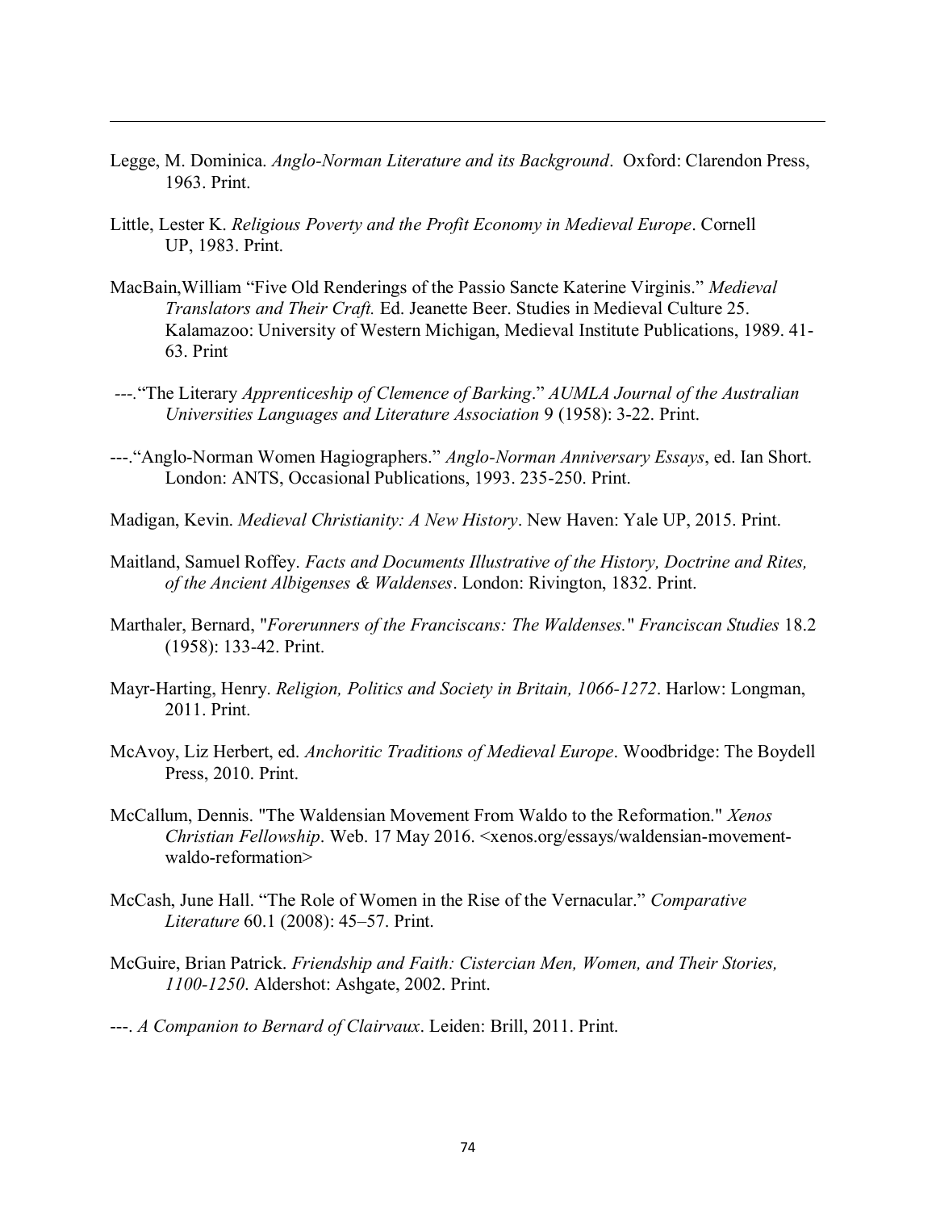Legge, M. Dominica. *Anglo-Norman Literature and its Background*. Oxford: Clarendon Press, 1963. Print.

Little, Lester K. *Religious Poverty and the Profit Economy in Medieval Europe*. Cornell UP, 1983. Print.

MacBain,William "Five Old Renderings of the Passio Sancte Katerine Virginis." *Medieval Translators and Their Craft.* Ed. Jeanette Beer. Studies in Medieval Culture 25. Kalamazoo: University of Western Michigan, Medieval Institute Publications, 1989. 41-63. Print

---."The Literary *Apprenticeship of Clemence of Barking*." *AUMLA Journal of the Australian Universities Languages and Literature Association* 9 (1958): 3-22. Print.

---."Anglo-Norman Women Hagiographers." *Anglo-Norman Anniversary Essays*, ed. Ian Short. London: ANTS, Occasional Publications, 1993. 235-250. Print.

Madigan, Kevin. *Medieval Christianity: A New History*. New Haven: Yale UP, 2015. Print.

Maitland, Samuel Roffey. *Facts and Documents Illustrative of the History, Doctrine and Rites, of the Ancient Albigenses & Waldenses*. London: Rivington, 1832. Print.

Marthaler, Bernard, "*Forerunners of the Franciscans: The Waldenses.*" *Franciscan Studies* 18.2 (1958): 133-42. Print.

Mayr-Harting, Henry. *Religion, Politics and Society in Britain, 1066-1272*. Harlow: Longman, 2011. Print.

McAvoy, Liz Herbert, ed. *Anchoritic Traditions of Medieval Europe*. Woodbridge: The Boydell Press, 2010. Print.

McCallum, Dennis. "The Waldensian Movement From Waldo to the Reformation." *Xenos Christian Fellowship*. Web. 17 May 2016. <xenos.org/essays/waldensian-movement-waldo-reformation>

McCash, June Hall. "The Role of Women in the Rise of the Vernacular." *Comparative Literature* 60.1 (2008): 45–57. Print.

McGuire, Brian Patrick. *Friendship and Faith: Cistercian Men, Women, and Their Stories, 1100-1250*. Aldershot: Ashgate, 2002. Print.

---. *A Companion to Bernard of Clairvaux*. Leiden: Brill, 2011. Print.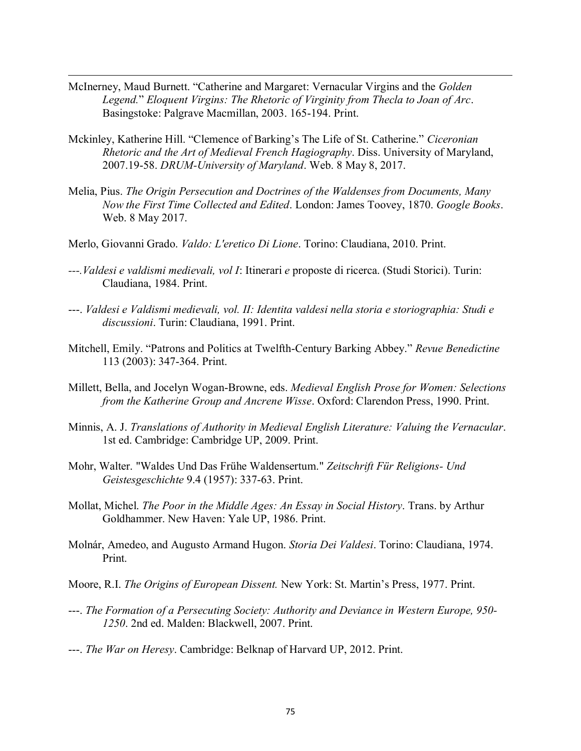McInerney, Maud Burnett. "Catherine and Margaret: Vernacular Virgins and the *Golden Legend*." *Eloquent Virgins: The Rhetoric of Virginity from Thecla to Joan of Arc*. Basingstoke: Palgrave Macmillan, 2003. 165-194. Print.

Mckinley, Katherine Hill. "Clemence of Barking's The Life of St. Catherine." *Ciceronian Rhetoric and the Art of Medieval French Hagiography*. Diss. University of Maryland, 2007.19-58. *DRUM-University of Maryland*. Web. 8 May 8, 2017.

Melia, Pius. *The Origin Persecution and Doctrines of the Waldenses from Documents, Many Now the First Time Collected and Edited*. London: James Toovey, 1870. *Google Books*. Web. 8 May 2017.

Merlo, Giovanni Grado. *Valdo: L'eretico Di Lione*. Torino: Claudiana, 2010. Print.

---.*Valdesi e valdismi medievali, vol I*: Itinerari *e* proposte di ricerca. (Studi Storici). Turin: Claudiana, 1984. Print.

---. *Valdesi e Valdismi medievali, vol. II: Identita valdesi nella storia e storiographia: Studi e discussioni*. Turin: Claudiana, 1991. Print.

Mitchell, Emily. "Patrons and Politics at Twelfth-Century Barking Abbey." *Revue Benedictine* 113 (2003): 347-364. Print.

Millett, Bella, and Jocelyn Wogan-Browne, eds. *Medieval English Prose for Women: Selections from the Katherine Group and Ancrene Wisse*. Oxford: Clarendon Press, 1990. Print.

Minnis, A. J. *Translations of Authority in Medieval English Literature: Valuing the Vernacular*. 1st ed. Cambridge: Cambridge UP, 2009. Print.

Mohr, Walter. "Waldes Und Das Frühe Waldensertum." *Zeitschrift Für Religions- Und Geistesgeschichte* 9.4 (1957): 337-63. Print.

Mollat, Michel. *The Poor in the Middle Ages: An Essay in Social History*. Trans. by Arthur Goldhammer. New Haven: Yale UP, 1986. Print.

Molnár, Amedeo, and Augusto Armand Hugon. *Storia Dei Valdesi*. Torino: Claudiana, 1974. Print.

Moore, R.I. *The Origins of European Dissent.* New York: St. Martin's Press, 1977. Print.

---. *The Formation of a Persecuting Society: Authority and Deviance in Western Europe, 950-1250*. 2nd ed. Malden: Blackwell, 2007. Print.

---. *The War on Heresy*. Cambridge: Belknap of Harvard UP, 2012. Print.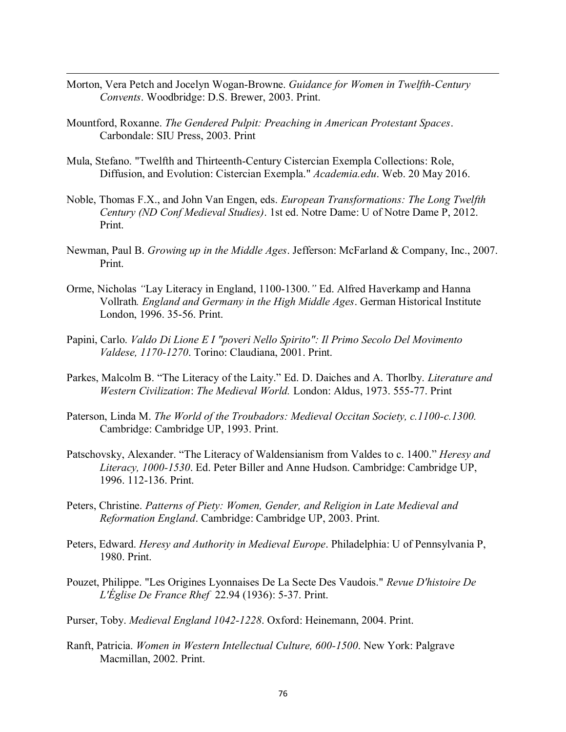Morton, Vera Petch and Jocelyn Wogan-Browne. *Guidance for Women in Twelfth-Century Convents*. Woodbridge: D.S. Brewer, 2003. Print.

Mountford, Roxanne. *The Gendered Pulpit: Preaching in American Protestant Spaces*. Carbondale: SIU Press, 2003. Print

Mula, Stefano. "Twelfth and Thirteenth-Century Cistercian Exempla Collections: Role, Diffusion, and Evolution: Cistercian Exempla." *Academia.edu*. Web. 20 May 2016.

Noble, Thomas F.X., and John Van Engen, eds. *European Transformations: The Long Twelfth Century (ND Conf Medieval Studies)*. 1st ed. Notre Dame: U of Notre Dame P, 2012. Print.

Newman, Paul B. *Growing up in the Middle Ages*. Jefferson: McFarland & Company, Inc., 2007. Print.

Orme, Nicholas *"*Lay Literacy in England, 1100-1300.*"* Ed. Alfred Haverkamp and Hanna Vollrath*. England and Germany in the High Middle Ages*. German Historical Institute London, 1996. 35-56. Print.

Papini, Carlo. *Valdo Di Lione E I "poveri Nello Spirito": Il Primo Secolo Del Movimento Valdese, 1170-1270*. Torino: Claudiana, 2001. Print.

Parkes, Malcolm B. "The Literacy of the Laity." Ed. D. Daiches and A. Thorlby. *Literature and Western Civilization*: *The Medieval World.* London: Aldus, 1973. 555-77. Print

Paterson, Linda M. *The World of the Troubadours: Medieval Occitan Society, c.1100-c.1300.* Cambridge: Cambridge UP, 1993. Print.

Patschovsky, Alexander. "The Literacy of Waldensianism from Valdes to c. 1400." *Heresy and Literacy, 1000-1530*. Ed. Peter Biller and Anne Hudson. Cambridge: Cambridge UP, 1996. 112-136. Print.

Peters, Christine. *Patterns of Piety: Women, Gender, and Religion in Late Medieval and Reformation England*. Cambridge: Cambridge UP, 2003. Print.

Peters, Edward. *Heresy and Authority in Medieval Europe*. Philadelphia: U of Pennsylvania P, 1980. Print.

Pouzet, Philippe. "Les Origines Lyonnaises De La Secte Des Vaudois." *Revue D'histoire De L'Église De France Rhef* 22.94 (1936): 5-37. Print.

Purser, Toby. *Medieval England 1042-1228*. Oxford: Heinemann, 2004. Print.

Ranft, Patricia. *Women in Western Intellectual Culture, 600-1500*. New York: Palgrave Macmillan, 2002. Print.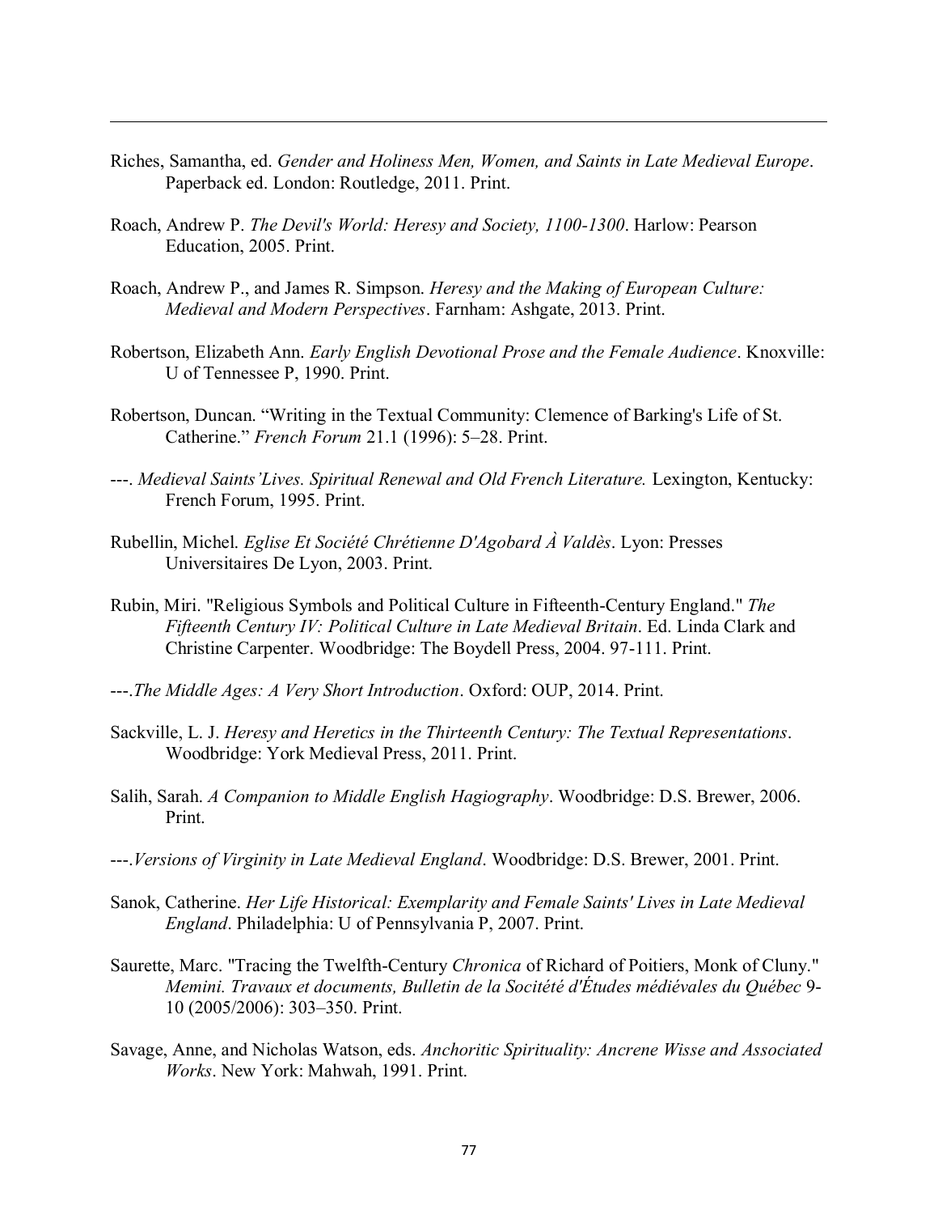Riches, Samantha, ed. *Gender and Holiness Men, Women, and Saints in Late Medieval Europe*. Paperback ed. London: Routledge, 2011. Print.

Roach, Andrew P. *The Devil's World: Heresy and Society, 1100-1300*. Harlow: Pearson Education, 2005. Print.

Roach, Andrew P., and James R. Simpson. *Heresy and the Making of European Culture: Medieval and Modern Perspectives*. Farnham: Ashgate, 2013. Print.

Robertson, Elizabeth Ann. *Early English Devotional Prose and the Female Audience*. Knoxville: U of Tennessee P, 1990. Print.

Robertson, Duncan. "Writing in the Textual Community: Clemence of Barking's Life of St. Catherine." *French Forum* 21.1 (1996): 5–28. Print.

---. *Medieval Saints'Lives. Spiritual Renewal and Old French Literature.* Lexington, Kentucky: French Forum, 1995. Print.

Rubellin, Michel. *Eglise Et Société Chrétienne D'Agobard À Valdès*. Lyon: Presses Universitaires De Lyon, 2003. Print.

Rubin, Miri. "Religious Symbols and Political Culture in Fifteenth-Century England." *The Fifteenth Century IV: Political Culture in Late Medieval Britain*. Ed. Linda Clark and Christine Carpenter. Woodbridge: The Boydell Press, 2004. 97-111. Print.

---.*The Middle Ages: A Very Short Introduction*. Oxford: OUP, 2014. Print.

Sackville, L. J. *Heresy and Heretics in the Thirteenth Century: The Textual Representations*. Woodbridge: York Medieval Press, 2011. Print.

Salih, Sarah. *A Companion to Middle English Hagiography*. Woodbridge: D.S. Brewer, 2006. Print.

---.*Versions of Virginity in Late Medieval England*. Woodbridge: D.S. Brewer, 2001. Print.

Sanok, Catherine. *Her Life Historical: Exemplarity and Female Saints' Lives in Late Medieval England*. Philadelphia: U of Pennsylvania P, 2007. Print.

Saurette, Marc. "Tracing the Twelfth-Century *Chronica* of Richard of Poitiers, Monk of Cluny." *Memini. Travaux et documents, Bulletin de la Socitété d'Études médiévales du Québec* 9-10 (2005/2006): 303–350. Print.

Savage, Anne, and Nicholas Watson, eds. *Anchoritic Spirituality: Ancrene Wisse and Associated Works*. New York: Mahwah, 1991. Print.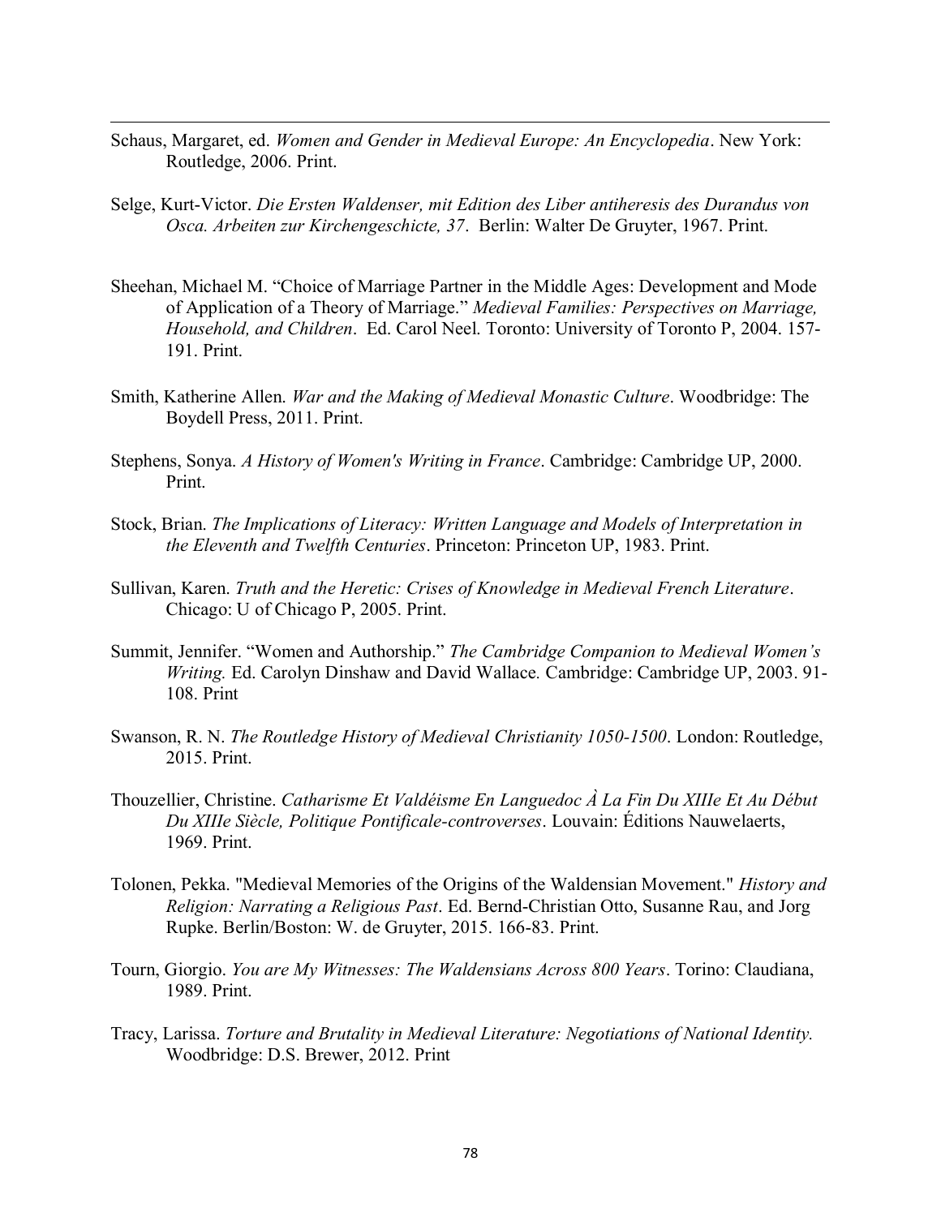Schaus, Margaret, ed. *Women and Gender in Medieval Europe: An Encyclopedia*. New York: Routledge, 2006. Print.

Selge, Kurt-Victor. *Die Ersten Waldenser, mit Edition des Liber antiheresis des Durandus von Osca. Arbeiten zur Kirchengeschicte, 37*. Berlin: Walter De Gruyter, 1967. Print.

Sheehan, Michael M. "Choice of Marriage Partner in the Middle Ages: Development and Mode of Application of a Theory of Marriage." *Medieval Families: Perspectives on Marriage, Household, and Children*. Ed. Carol Neel. Toronto: University of Toronto P, 2004. 157-191. Print.

Smith, Katherine Allen. *War and the Making of Medieval Monastic Culture*. Woodbridge: The Boydell Press, 2011. Print.

Stephens, Sonya. *A History of Women's Writing in France*. Cambridge: Cambridge UP, 2000. Print.

Stock, Brian. *The Implications of Literacy: Written Language and Models of Interpretation in the Eleventh and Twelfth Centuries*. Princeton: Princeton UP, 1983. Print.

Sullivan, Karen. *Truth and the Heretic: Crises of Knowledge in Medieval French Literature*. Chicago: U of Chicago P, 2005. Print.

Summit, Jennifer. "Women and Authorship." *The Cambridge Companion to Medieval Women's Writing.* Ed. Carolyn Dinshaw and David Wallace. Cambridge: Cambridge UP, 2003. 91-108. Print

Swanson, R. N. *The Routledge History of Medieval Christianity 1050-1500*. London: Routledge, 2015. Print.

Thouzellier, Christine. *Catharisme Et Valdéisme En Languedoc À La Fin Du XIIIe Et Au Début Du XIIIe Siècle, Politique Pontificale-controverses*. Louvain: Éditions Nauwelaerts, 1969. Print.

Tolonen, Pekka. "Medieval Memories of the Origins of the Waldensian Movement." *History and Religion: Narrating a Religious Past*. Ed. Bernd-Christian Otto, Susanne Rau, and Jorg Rupke. Berlin/Boston: W. de Gruyter, 2015. 166-83. Print.

Tourn, Giorgio. *You are My Witnesses: The Waldensians Across 800 Years*. Torino: Claudiana, 1989. Print.

Tracy, Larissa. *Torture and Brutality in Medieval Literature: Negotiations of National Identity.* Woodbridge: D.S. Brewer, 2012. Print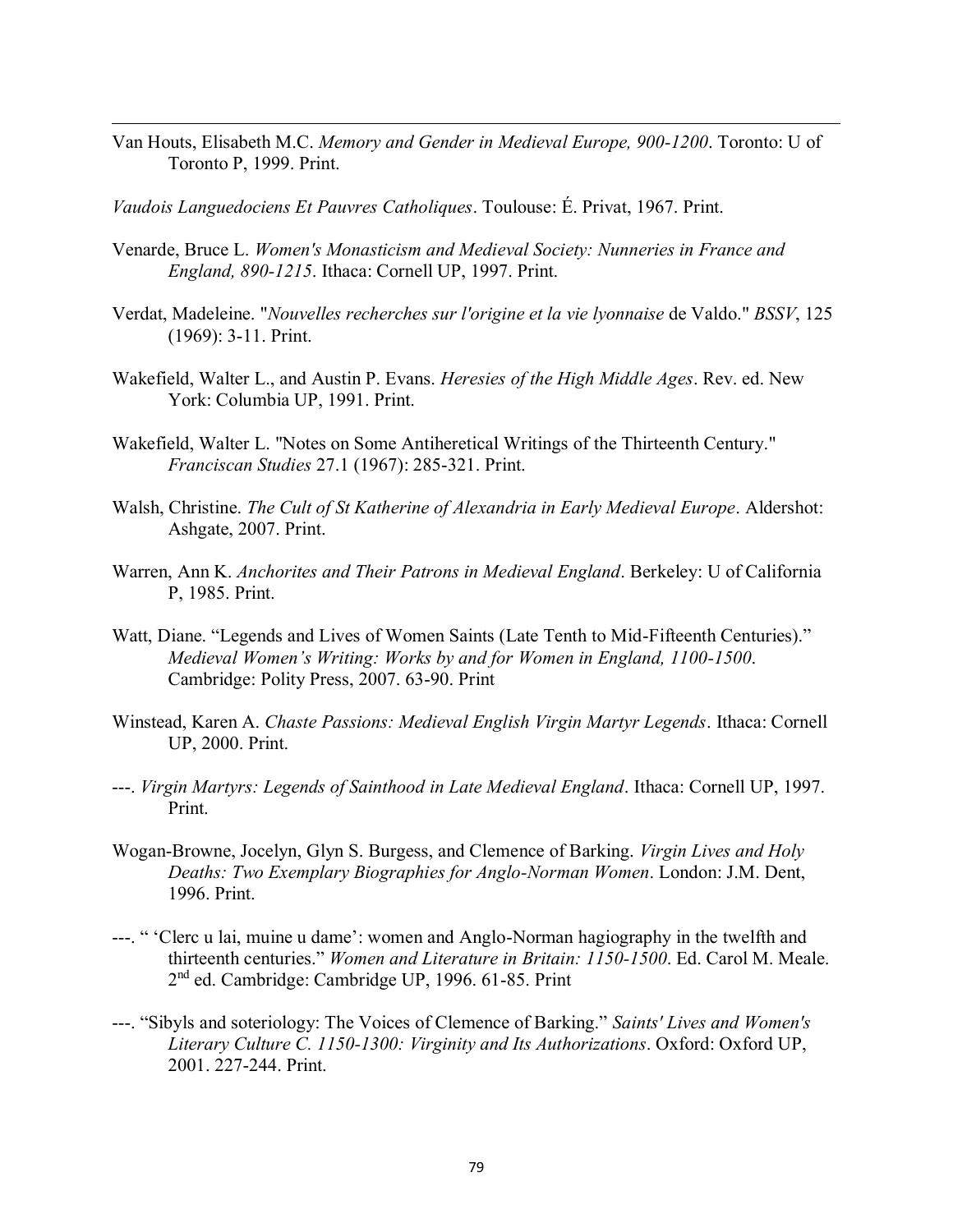Van Houts, Elisabeth M.C. *Memory and Gender in Medieval Europe, 900-1200*. Toronto: U of Toronto P, 1999. Print.

*Vaudois Languedociens Et Pauvres Catholiques*. Toulouse: É. Privat, 1967. Print.

Venarde, Bruce L. *Women's Monasticism and Medieval Society: Nunneries in France and England, 890-1215*. Ithaca: Cornell UP, 1997. Print.

Verdat, Madeleine. "*Nouvelles recherches sur l'origine et la vie lyonnaise* de Valdo." *BSSV*, 125 (1969): 3-11. Print.

Wakefield, Walter L., and Austin P. Evans. *Heresies of the High Middle Ages*. Rev. ed. New York: Columbia UP, 1991. Print.

Wakefield, Walter L. "Notes on Some Antiheretical Writings of the Thirteenth Century." *Franciscan Studies* 27.1 (1967): 285-321. Print.

Walsh, Christine. *The Cult of St Katherine of Alexandria in Early Medieval Europe*. Aldershot: Ashgate, 2007. Print.

Warren, Ann K. *Anchorites and Their Patrons in Medieval England*. Berkeley: U of California P, 1985. Print.

Watt, Diane. "Legends and Lives of Women Saints (Late Tenth to Mid-Fifteenth Centuries)." *Medieval Women's Writing: Works by and for Women in England, 1100-1500*. Cambridge: Polity Press, 2007. 63-90. Print

Winstead, Karen A. *Chaste Passions: Medieval English Virgin Martyr Legends*. Ithaca: Cornell UP, 2000. Print.

---. *Virgin Martyrs: Legends of Sainthood in Late Medieval England*. Ithaca: Cornell UP, 1997. Print.

Wogan-Browne, Jocelyn, Glyn S. Burgess, and Clemence of Barking. *Virgin Lives and Holy Deaths: Two Exemplary Biographies for Anglo-Norman Women*. London: J.M. Dent, 1996. Print.

---. " 'Clerc u lai, muine u dame': women and Anglo-Norman hagiography in the twelfth and thirteenth centuries." *Women and Literature in Britain: 1150-1500*. Ed. Carol M. Meale. 2nd ed. Cambridge: Cambridge UP, 1996. 61-85. Print

---. "Sibyls and soteriology: The Voices of Clemence of Barking." *Saints' Lives and Women's Literary Culture C. 1150-1300: Virginity and Its Authorizations*. Oxford: Oxford UP, 2001. 227-244. Print.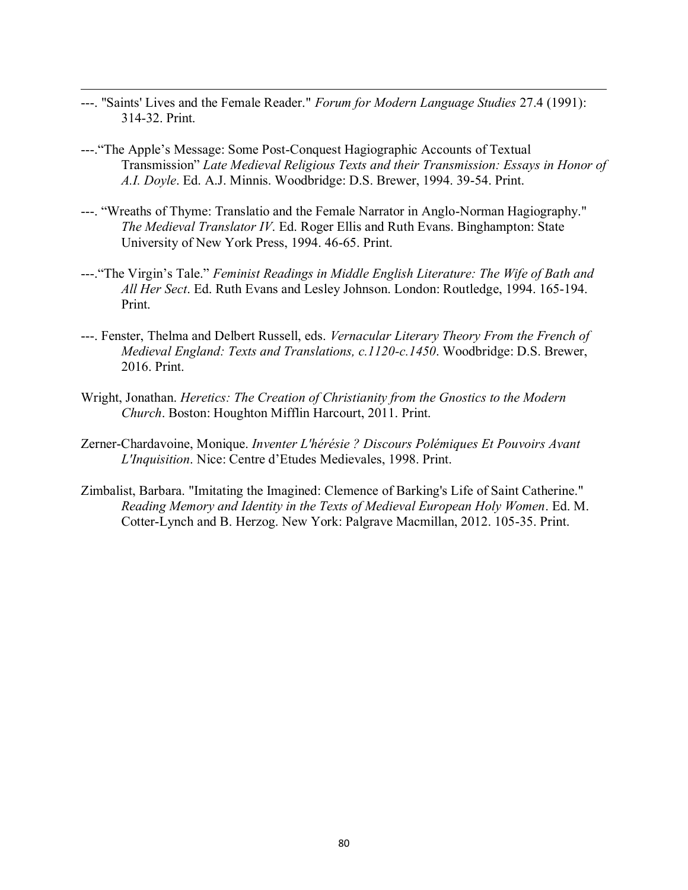---. "Saints' Lives and the Female Reader." *Forum for Modern Language Studies* 27.4 (1991): 314-32. Print.

---."The Apple's Message: Some Post-Conquest Hagiographic Accounts of Textual Transmission" *Late Medieval Religious Texts and their Transmission: Essays in Honor of A.I. Doyle*. Ed. A.J. Minnis. Woodbridge: D.S. Brewer, 1994. 39-54. Print.

---. "Wreaths of Thyme: Translatio and the Female Narrator in Anglo-Norman Hagiography." *The Medieval Translator IV*. Ed. Roger Ellis and Ruth Evans. Binghampton: State University of New York Press, 1994. 46-65. Print.

---."The Virgin's Tale." *Feminist Readings in Middle English Literature: The Wife of Bath and All Her Sect*. Ed. Ruth Evans and Lesley Johnson. London: Routledge, 1994. 165-194. Print.

---. Fenster, Thelma and Delbert Russell, eds. *Vernacular Literary Theory From the French of Medieval England: Texts and Translations, c.1120-c.1450*. Woodbridge: D.S. Brewer, 2016. Print.

Wright, Jonathan. *Heretics: The Creation of Christianity from the Gnostics to the Modern Church*. Boston: Houghton Mifflin Harcourt, 2011. Print.

Zerner-Chardavoine, Monique. *Inventer L'hérésie ? Discours Polémiques Et Pouvoirs Avant L'Inquisition*. Nice: Centre d'Etudes Medievales, 1998. Print.

Zimbalist, Barbara. "Imitating the Imagined: Clemence of Barking's Life of Saint Catherine." *Reading Memory and Identity in the Texts of Medieval European Holy Women*. Ed. M. Cotter-Lynch and B. Herzog. New York: Palgrave Macmillan, 2012. 105-35. Print.